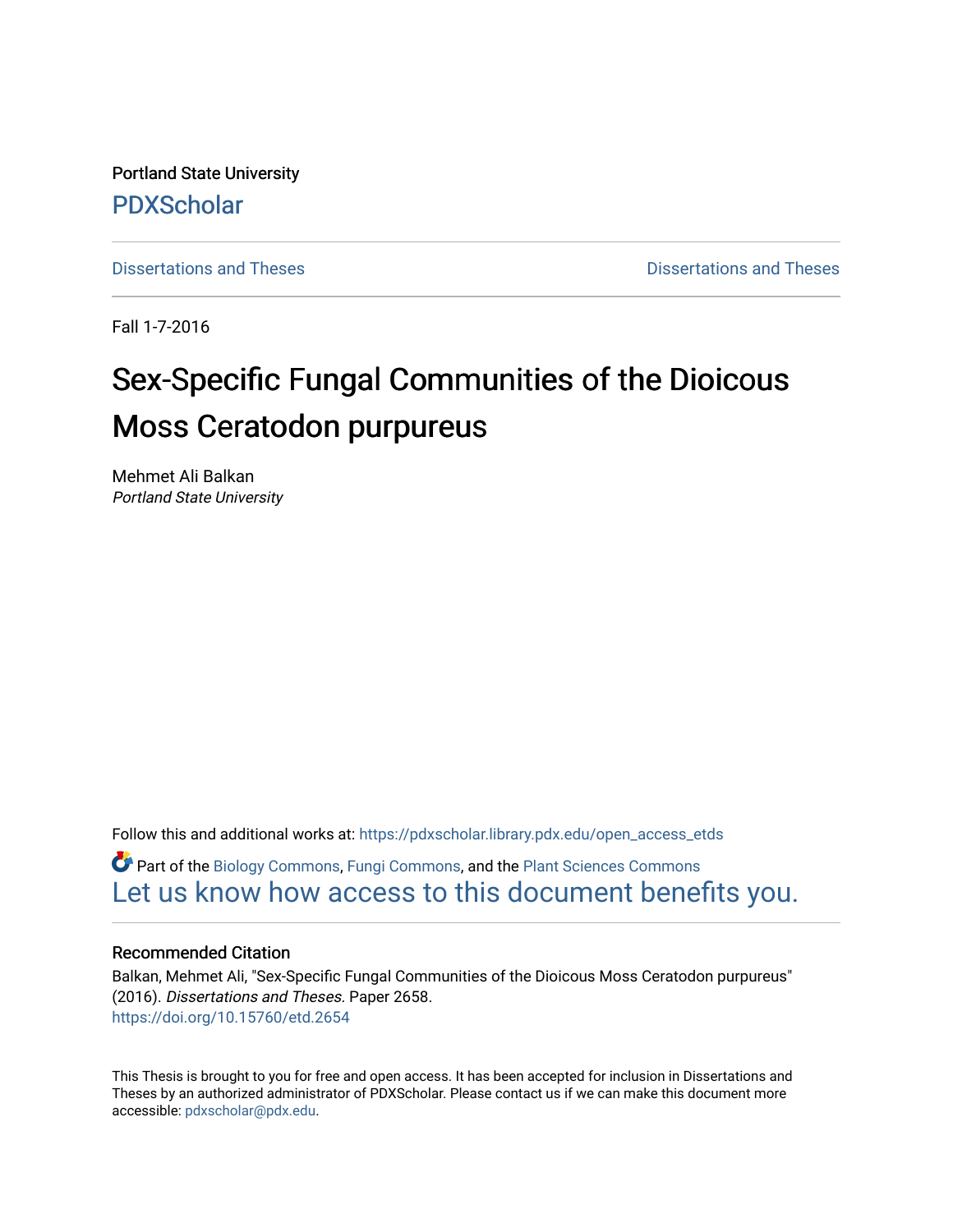Portland State University

# PDXScholar

Dissertations and Theses | Dissertations and Theses

Fall 1-7-2016

# Sex-Specific Fungal Communities of the Dioicous Moss Ceratodon purpureus

Mehmet Ali Balkan
*Portland State University*

Follow this and additional works at: https://pdxscholar.library.pdx.edu/open_access_etds

Part of the Biology Commons, Fungi Commons, and the Plant Sciences Commons
Let us know how access to this document benefits you.

## Recommended Citation

Balkan, Mehmet Ali, "Sex-Specific Fungal Communities of the Dioicous Moss Ceratodon purpureus" (2016). *Dissertations and Theses.* Paper 2658.
https://doi.org/10.15760/etd.2654

This Thesis is brought to you for free and open access. It has been accepted for inclusion in Dissertations and Theses by an authorized administrator of PDXScholar. Please contact us if we can make this document more accessible: pdxscholar@pdx.edu.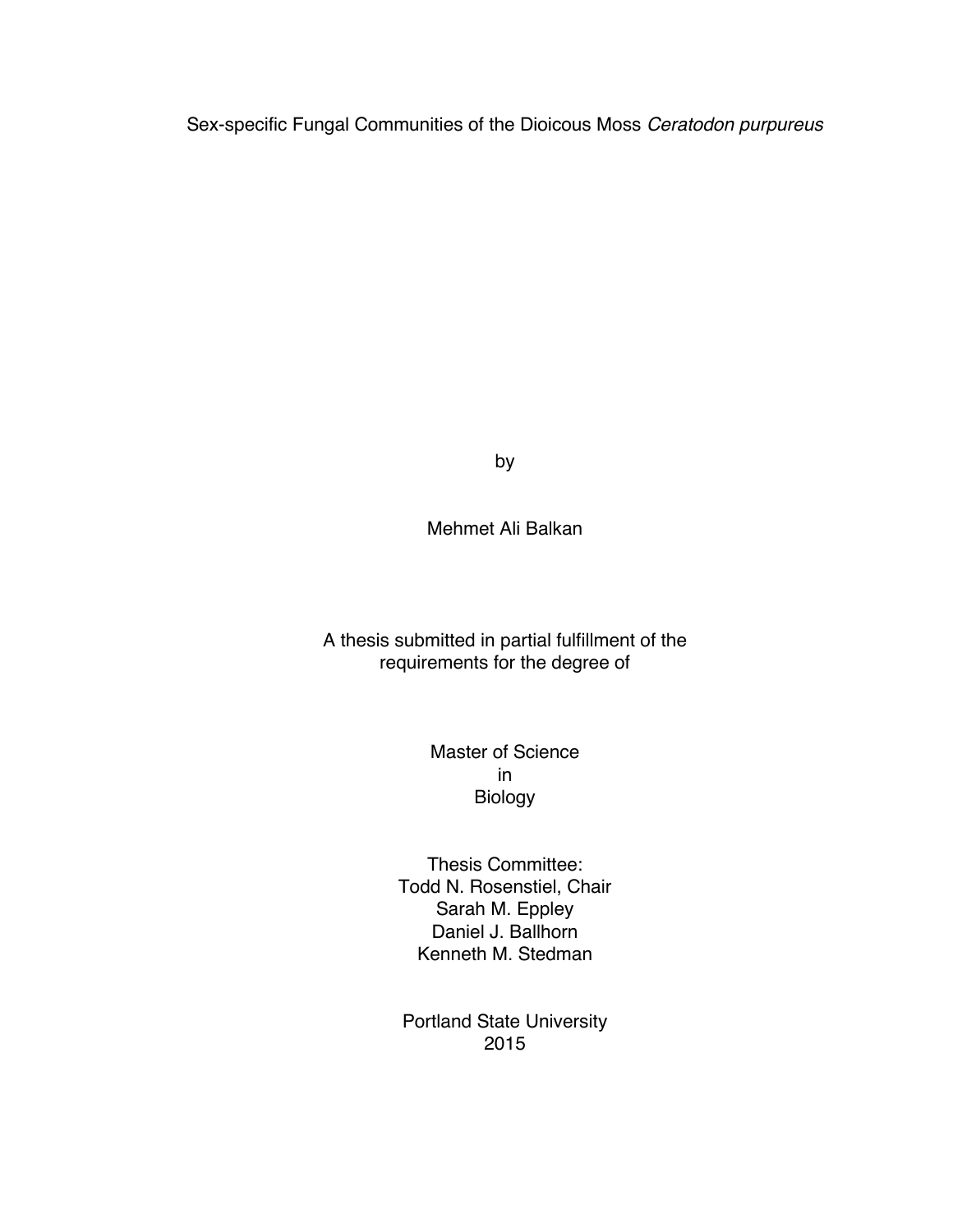# Sex-specific Fungal Communities of the Dioicous Moss *Ceratodon purpureus*

by

Mehmet Ali Balkan

A thesis submitted in partial fulfillment of the requirements for the degree of

Master of Science
in
Biology

Thesis Committee:
Todd N. Rosenstiel, Chair
Sarah M. Eppley
Daniel J. Ballhorn
Kenneth M. Stedman

Portland State University
2015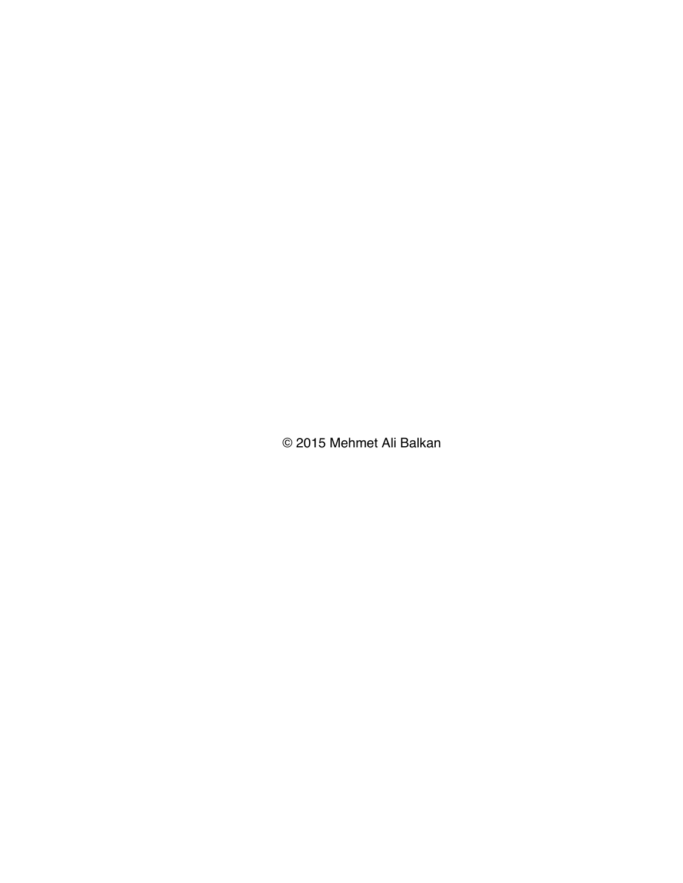© 2015 Mehmet Ali Balkan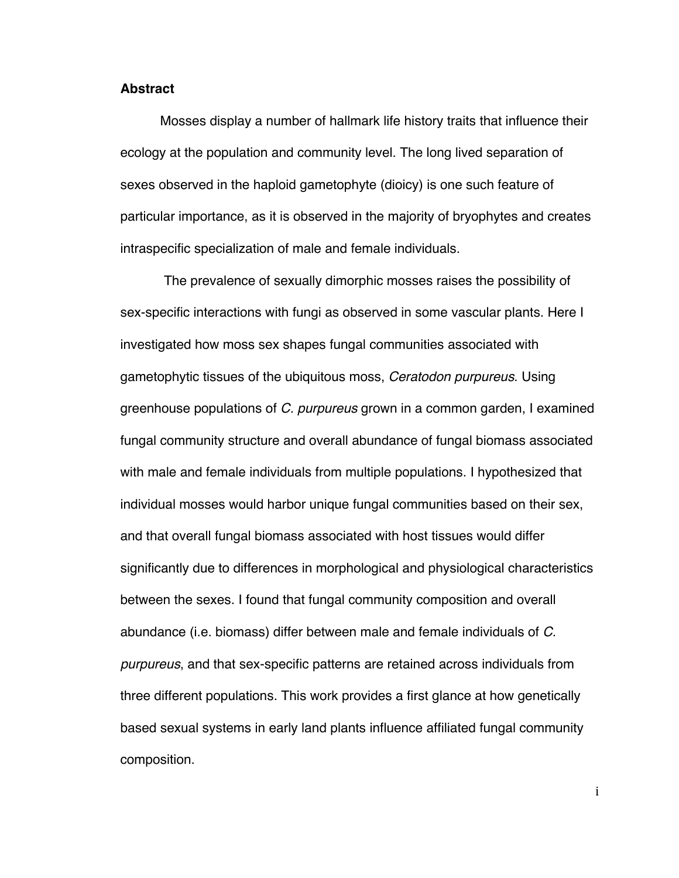## Abstract

Mosses display a number of hallmark life history traits that influence their ecology at the population and community level. The long lived separation of sexes observed in the haploid gametophyte (dioicy) is one such feature of particular importance, as it is observed in the majority of bryophytes and creates intraspecific specialization of male and female individuals.

The prevalence of sexually dimorphic mosses raises the possibility of sex-specific interactions with fungi as observed in some vascular plants. Here I investigated how moss sex shapes fungal communities associated with gametophytic tissues of the ubiquitous moss, *Ceratodon purpureus*. Using greenhouse populations of *C. purpureus* grown in a common garden, I examined fungal community structure and overall abundance of fungal biomass associated with male and female individuals from multiple populations. I hypothesized that individual mosses would harbor unique fungal communities based on their sex, and that overall fungal biomass associated with host tissues would differ significantly due to differences in morphological and physiological characteristics between the sexes. I found that fungal community composition and overall abundance (i.e. biomass) differ between male and female individuals of *C. purpureus*, and that sex-specific patterns are retained across individuals from three different populations. This work provides a first glance at how genetically based sexual systems in early land plants influence affiliated fungal community composition.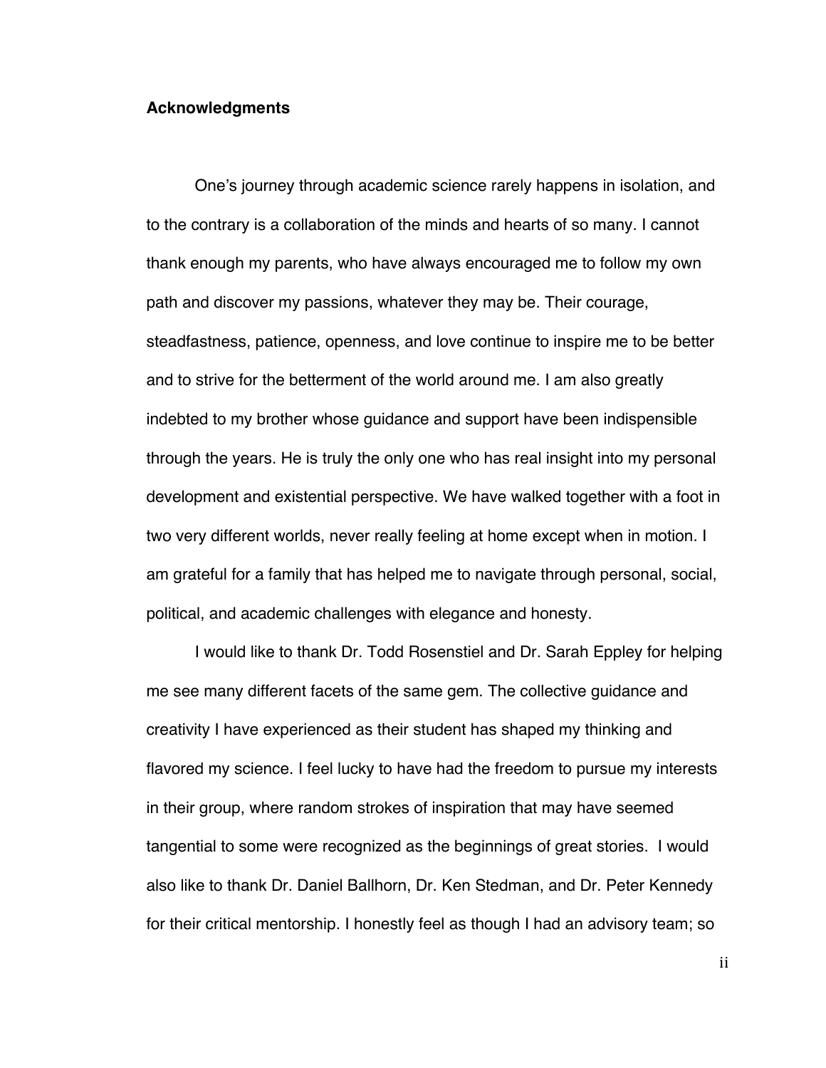**Acknowledgments**

One's journey through academic science rarely happens in isolation, and to the contrary is a collaboration of the minds and hearts of so many. I cannot thank enough my parents, who have always encouraged me to follow my own path and discover my passions, whatever they may be. Their courage, steadfastness, patience, openness, and love continue to inspire me to be better and to strive for the betterment of the world around me. I am also greatly indebted to my brother whose guidance and support have been indispensible through the years. He is truly the only one who has real insight into my personal development and existential perspective. We have walked together with a foot in two very different worlds, never really feeling at home except when in motion. I am grateful for a family that has helped me to navigate through personal, social, political, and academic challenges with elegance and honesty.

I would like to thank Dr. Todd Rosenstiel and Dr. Sarah Eppley for helping me see many different facets of the same gem. The collective guidance and creativity I have experienced as their student has shaped my thinking and flavored my science. I feel lucky to have had the freedom to pursue my interests in their group, where random strokes of inspiration that may have seemed tangential to some were recognized as the beginnings of great stories. I would also like to thank Dr. Daniel Ballhorn, Dr. Ken Stedman, and Dr. Peter Kennedy for their critical mentorship. I honestly feel as though I had an advisory team; so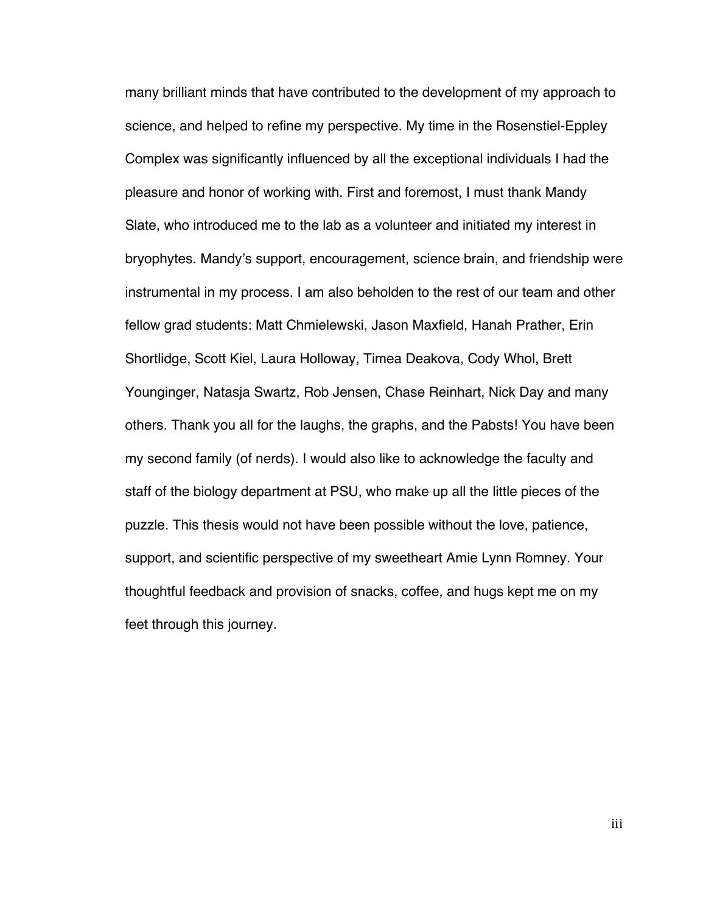many brilliant minds that have contributed to the development of my approach to science, and helped to refine my perspective. My time in the Rosenstiel-Eppley Complex was significantly influenced by all the exceptional individuals I had the pleasure and honor of working with. First and foremost, I must thank Mandy Slate, who introduced me to the lab as a volunteer and initiated my interest in bryophytes. Mandy's support, encouragement, science brain, and friendship were instrumental in my process. I am also beholden to the rest of our team and other fellow grad students: Matt Chmielewski, Jason Maxfield, Hanah Prather, Erin Shortlidge, Scott Kiel, Laura Holloway, Timea Deakova, Cody Whol, Brett Younginger, Natasja Swartz, Rob Jensen, Chase Reinhart, Nick Day and many others. Thank you all for the laughs, the graphs, and the Pabsts! You have been my second family (of nerds). I would also like to acknowledge the faculty and staff of the biology department at PSU, who make up all the little pieces of the puzzle. This thesis would not have been possible without the love, patience, support, and scientific perspective of my sweetheart Amie Lynn Romney. Your thoughtful feedback and provision of snacks, coffee, and hugs kept me on my feet through this journey.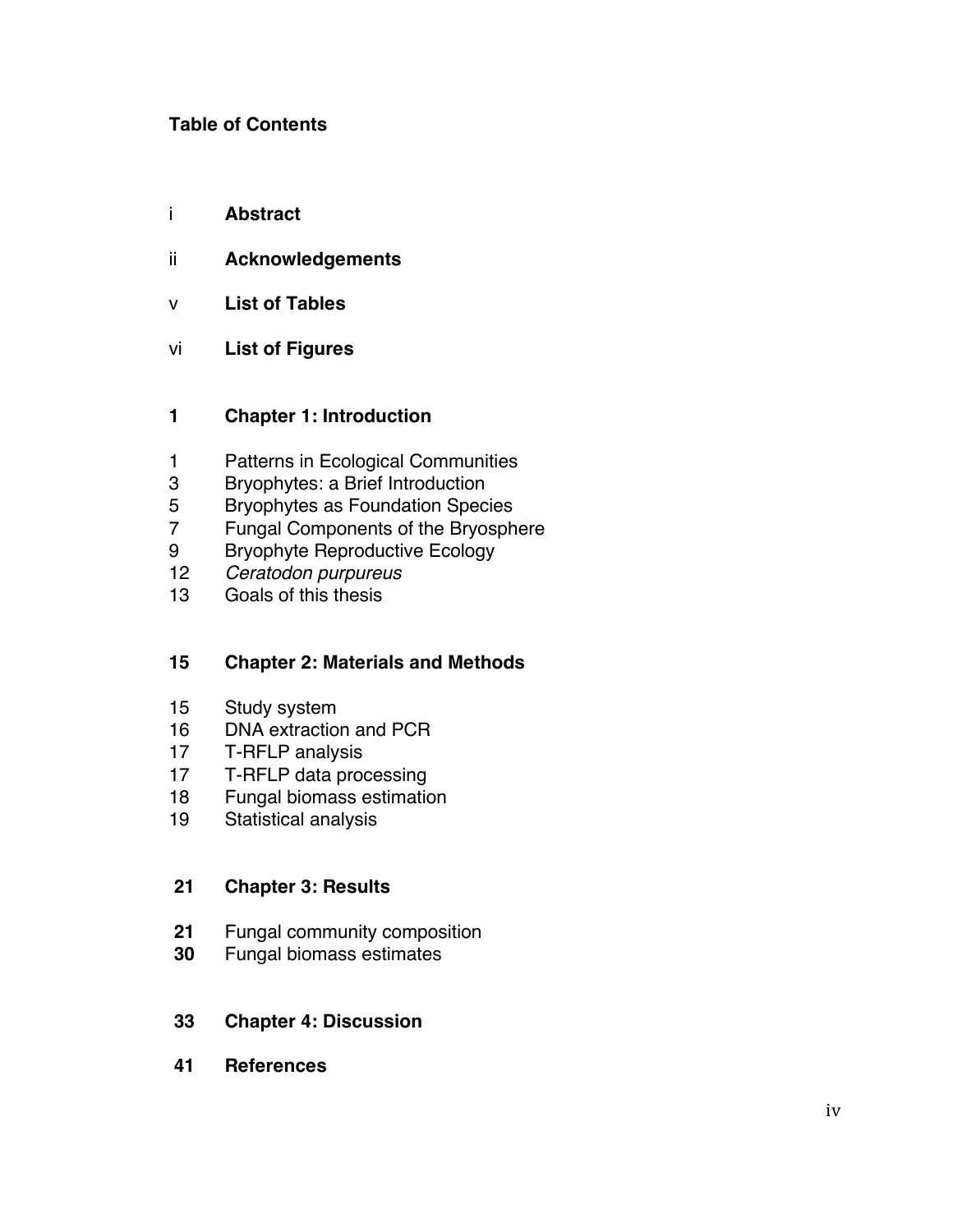**Table of Contents**

i **Abstract**

ii **Acknowledgements**

v **List of Tables**

vi **List of Figures**

**1 Chapter 1: Introduction**

1 Patterns in Ecological Communities
3 Bryophytes: a Brief Introduction
5 Bryophytes as Foundation Species
7 Fungal Components of the Bryosphere
9 Bryophyte Reproductive Ecology
12 *Ceratodon purpureus*
13 Goals of this thesis

**15 Chapter 2: Materials and Methods**

15 Study system
16 DNA extraction and PCR
17 T-RFLP analysis
17 T-RFLP data processing
18 Fungal biomass estimation
19 Statistical analysis

**21 Chapter 3: Results**

**21** Fungal community composition
**30** Fungal biomass estimates

**33 Chapter 4: Discussion**

**41 References**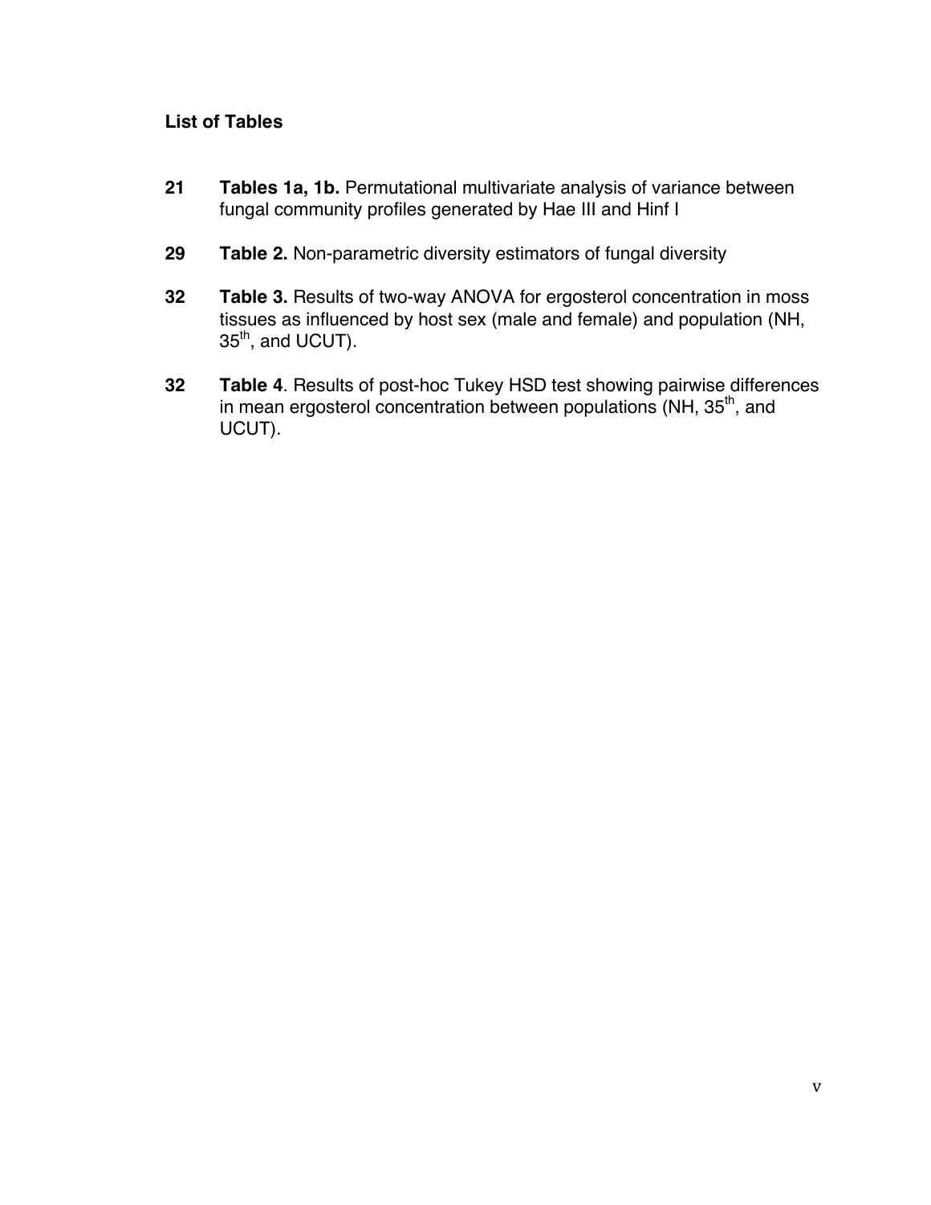**List of Tables**

**21** **Tables 1a, 1b.** Permutational multivariate analysis of variance between fungal community profiles generated by Hae III and Hinf I

**29** **Table 2.** Non-parametric diversity estimators of fungal diversity

**32** **Table 3.** Results of two-way ANOVA for ergosterol concentration in moss tissues as influenced by host sex (male and female) and population (NH, 35th, and UCUT).

**32** **Table 4**. Results of post-hoc Tukey HSD test showing pairwise differences in mean ergosterol concentration between populations (NH, 35th, and UCUT).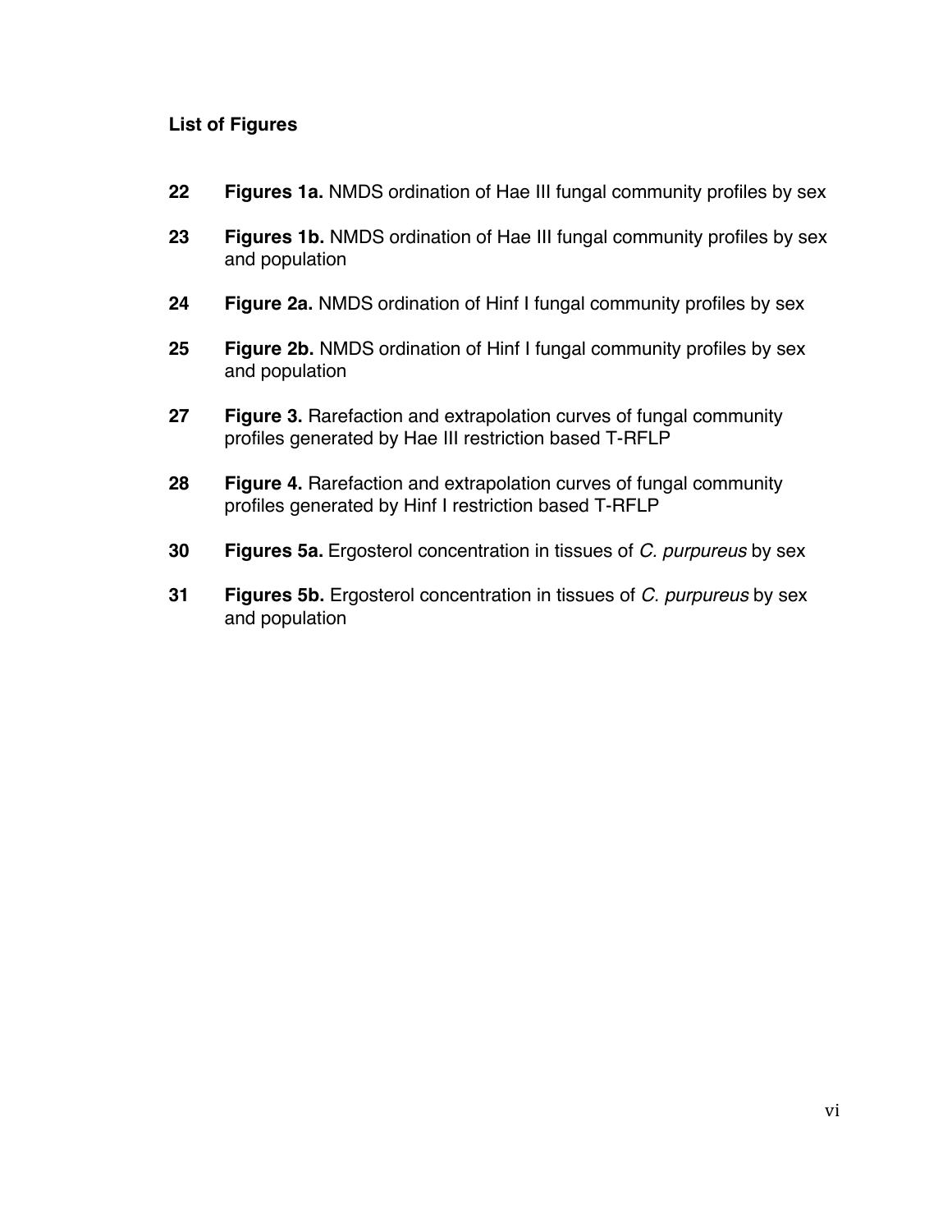**List of Figures**

**22** **Figures 1a.** NMDS ordination of Hae III fungal community profiles by sex

**23** **Figures 1b.** NMDS ordination of Hae III fungal community profiles by sex and population

**24** **Figure 2a.** NMDS ordination of Hinf I fungal community profiles by sex

**25** **Figure 2b.** NMDS ordination of Hinf I fungal community profiles by sex and population

**27** **Figure 3.** Rarefaction and extrapolation curves of fungal community profiles generated by Hae III restriction based T-RFLP

**28** **Figure 4.** Rarefaction and extrapolation curves of fungal community profiles generated by Hinf I restriction based T-RFLP

**30** **Figures 5a.** Ergosterol concentration in tissues of *C. purpureus* by sex

**31** **Figures 5b.** Ergosterol concentration in tissues of *C. purpureus* by sex and population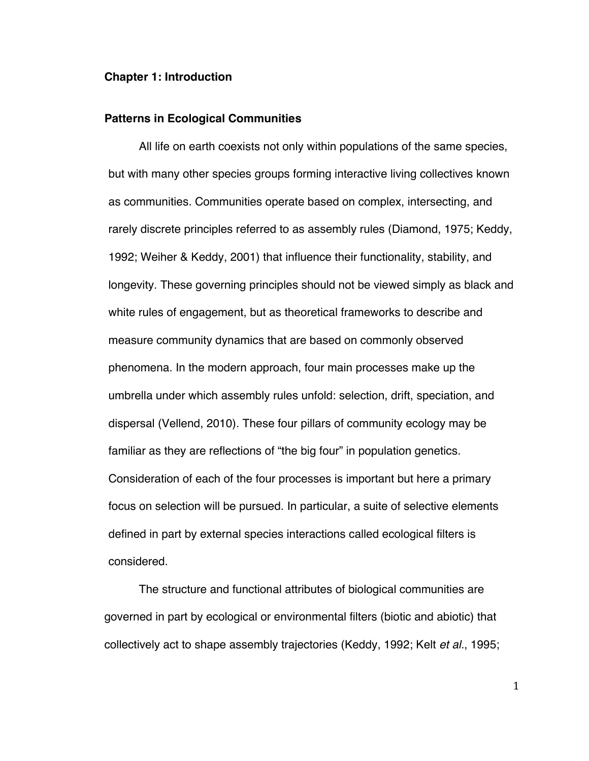# Chapter 1: Introduction

## Patterns in Ecological Communities

All life on earth coexists not only within populations of the same species, but with many other species groups forming interactive living collectives known as communities. Communities operate based on complex, intersecting, and rarely discrete principles referred to as assembly rules (Diamond, 1975; Keddy, 1992; Weiher & Keddy, 2001) that influence their functionality, stability, and longevity. These governing principles should not be viewed simply as black and white rules of engagement, but as theoretical frameworks to describe and measure community dynamics that are based on commonly observed phenomena. In the modern approach, four main processes make up the umbrella under which assembly rules unfold: selection, drift, speciation, and dispersal (Vellend, 2010). These four pillars of community ecology may be familiar as they are reflections of "the big four" in population genetics. Consideration of each of the four processes is important but here a primary focus on selection will be pursued. In particular, a suite of selective elements defined in part by external species interactions called ecological filters is considered.

The structure and functional attributes of biological communities are governed in part by ecological or environmental filters (biotic and abiotic) that collectively act to shape assembly trajectories (Keddy, 1992; Kelt *et al.*, 1995;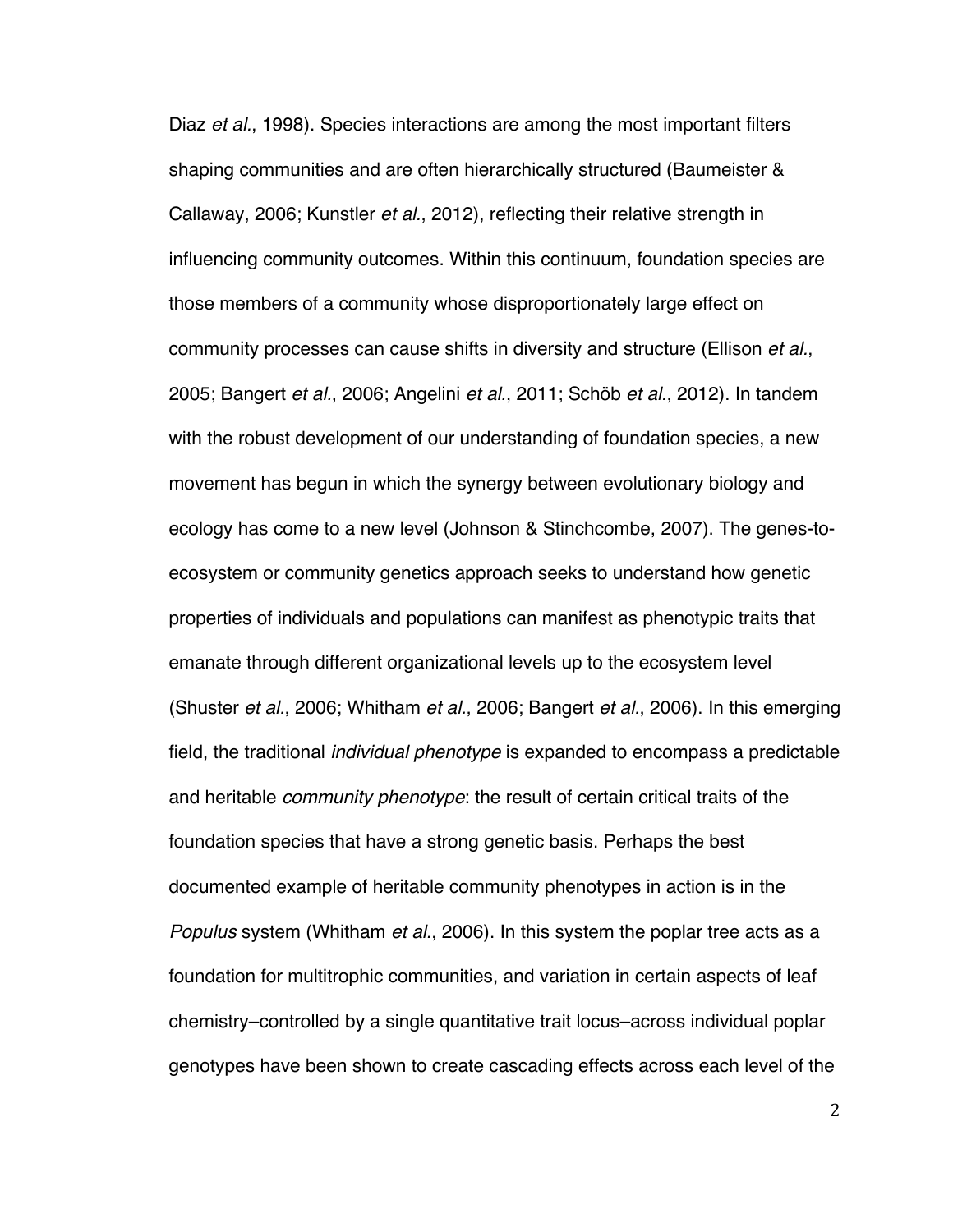Diaz *et al.*, 1998). Species interactions are among the most important filters shaping communities and are often hierarchically structured (Baumeister & Callaway, 2006; Kunstler *et al.*, 2012), reflecting their relative strength in influencing community outcomes. Within this continuum, foundation species are those members of a community whose disproportionately large effect on community processes can cause shifts in diversity and structure (Ellison *et al.*, 2005; Bangert *et al.*, 2006; Angelini *et al.*, 2011; Schöb *et al.*, 2012). In tandem with the robust development of our understanding of foundation species, a new movement has begun in which the synergy between evolutionary biology and ecology has come to a new level (Johnson & Stinchcombe, 2007). The genes-to-ecosystem or community genetics approach seeks to understand how genetic properties of individuals and populations can manifest as phenotypic traits that emanate through different organizational levels up to the ecosystem level (Shuster *et al.*, 2006; Whitham *et al.*, 2006; Bangert *et al.*, 2006). In this emerging field, the traditional *individual phenotype* is expanded to encompass a predictable and heritable *community phenotype*: the result of certain critical traits of the foundation species that have a strong genetic basis. Perhaps the best documented example of heritable community phenotypes in action is in the *Populus* system (Whitham *et al.*, 2006). In this system the poplar tree acts as a foundation for multitrophic communities, and variation in certain aspects of leaf chemistry–controlled by a single quantitative trait locus–across individual poplar genotypes have been shown to create cascading effects across each level of the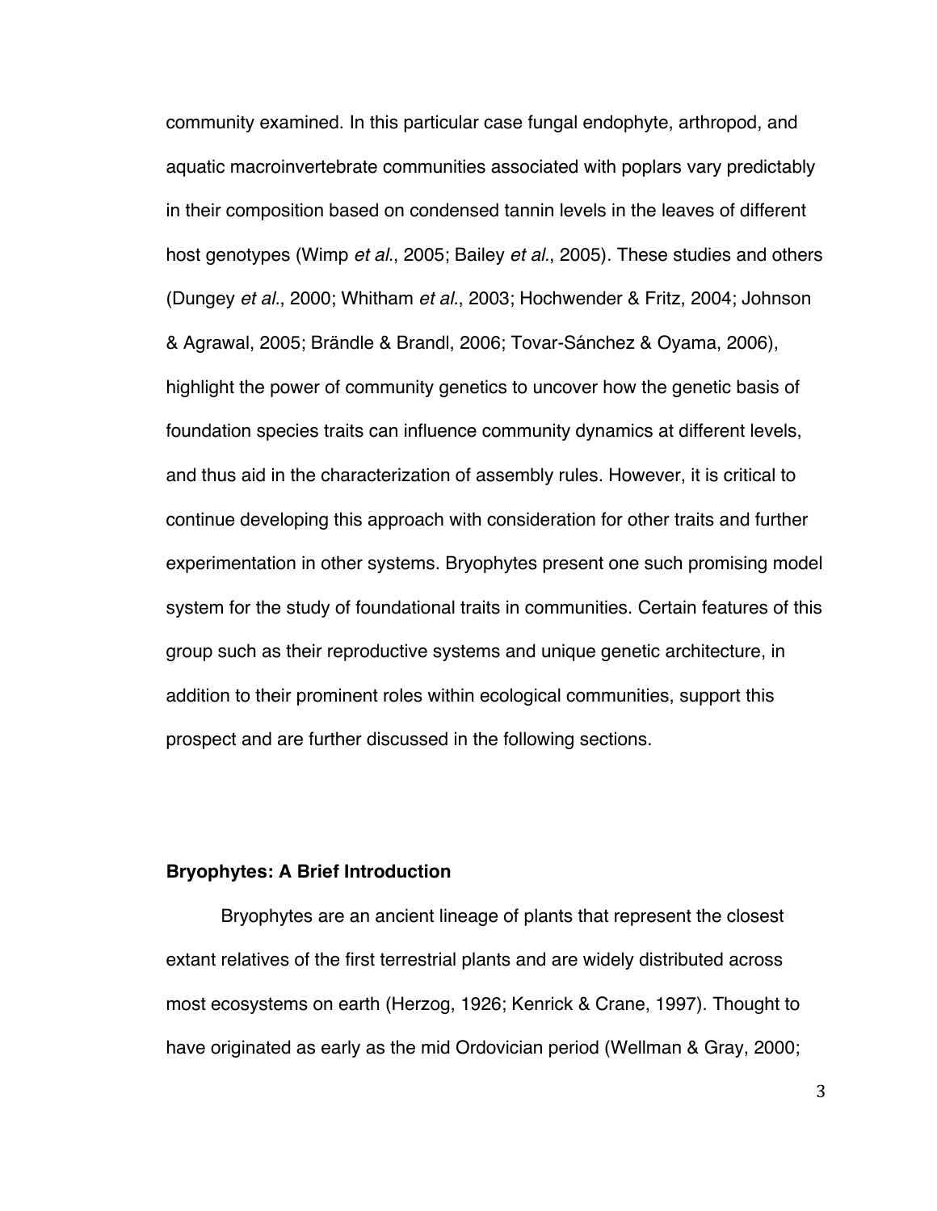community examined. In this particular case fungal endophyte, arthropod, and aquatic macroinvertebrate communities associated with poplars vary predictably in their composition based on condensed tannin levels in the leaves of different host genotypes (Wimp *et al.*, 2005; Bailey *et al.*, 2005). These studies and others (Dungey *et al.*, 2000; Whitham *et al.*, 2003; Hochwender & Fritz, 2004; Johnson & Agrawal, 2005; Brändle & Brandl, 2006; Tovar-Sánchez & Oyama, 2006), highlight the power of community genetics to uncover how the genetic basis of foundation species traits can influence community dynamics at different levels, and thus aid in the characterization of assembly rules. However, it is critical to continue developing this approach with consideration for other traits and further experimentation in other systems. Bryophytes present one such promising model system for the study of foundational traits in communities. Certain features of this group such as their reproductive systems and unique genetic architecture, in addition to their prominent roles within ecological communities, support this prospect and are further discussed in the following sections.

**Bryophytes: A Brief Introduction**

Bryophytes are an ancient lineage of plants that represent the closest extant relatives of the first terrestrial plants and are widely distributed across most ecosystems on earth (Herzog, 1926; Kenrick & Crane, 1997). Thought to have originated as early as the mid Ordovician period (Wellman & Gray, 2000;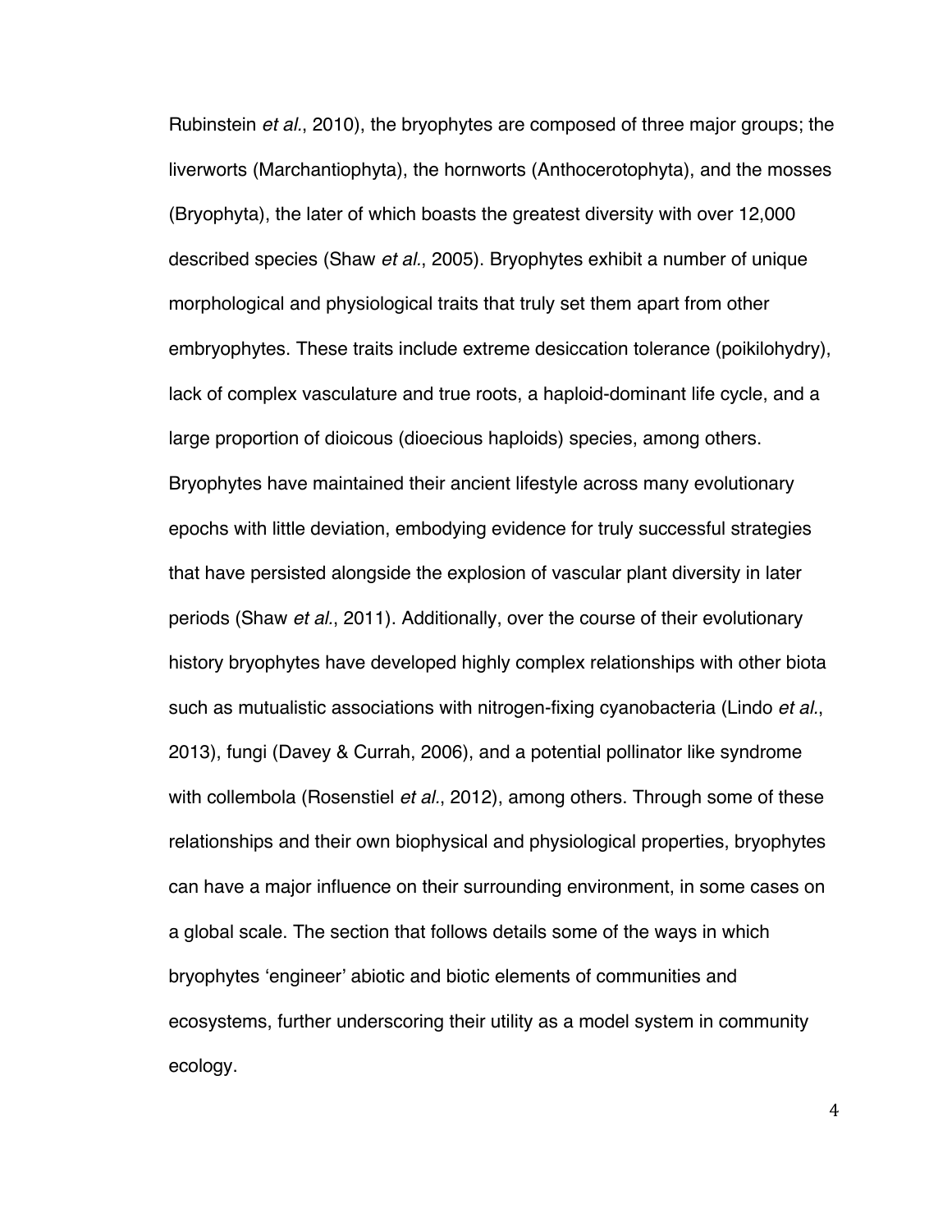Rubinstein *et al*., 2010), the bryophytes are composed of three major groups; the liverworts (Marchantiophyta), the hornworts (Anthocerotophyta), and the mosses (Bryophyta), the later of which boasts the greatest diversity with over 12,000 described species (Shaw *et al*., 2005). Bryophytes exhibit a number of unique morphological and physiological traits that truly set them apart from other embryophytes. These traits include extreme desiccation tolerance (poikilohydry), lack of complex vasculature and true roots, a haploid-dominant life cycle, and a large proportion of dioicous (dioecious haploids) species, among others. Bryophytes have maintained their ancient lifestyle across many evolutionary epochs with little deviation, embodying evidence for truly successful strategies that have persisted alongside the explosion of vascular plant diversity in later periods (Shaw *et al*., 2011). Additionally, over the course of their evolutionary history bryophytes have developed highly complex relationships with other biota such as mutualistic associations with nitrogen-fixing cyanobacteria (Lindo *et al*., 2013), fungi (Davey & Currah, 2006), and a potential pollinator like syndrome with collembola (Rosenstiel *et al*., 2012), among others. Through some of these relationships and their own biophysical and physiological properties, bryophytes can have a major influence on their surrounding environment, in some cases on a global scale. The section that follows details some of the ways in which bryophytes 'engineer' abiotic and biotic elements of communities and ecosystems, further underscoring their utility as a model system in community ecology.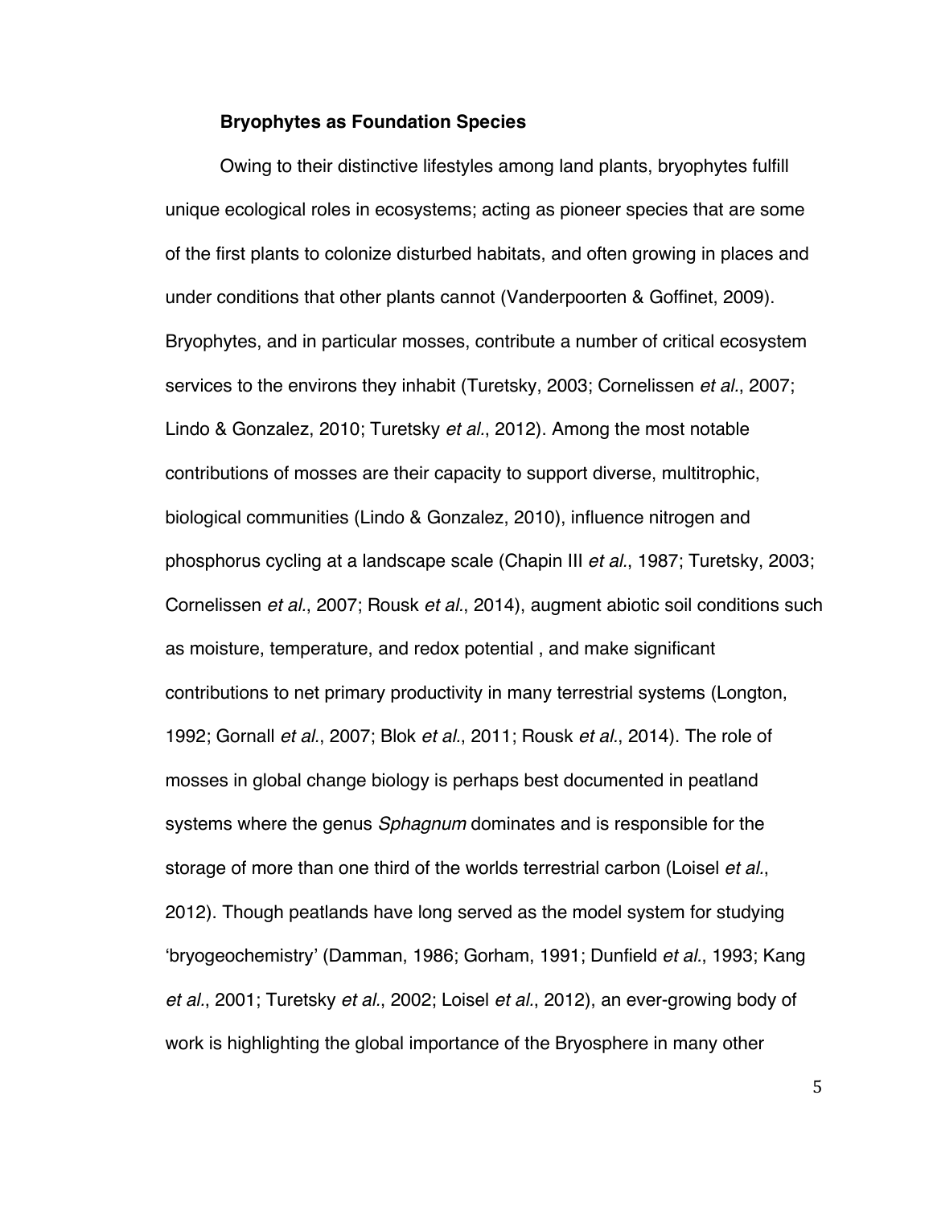### Bryophytes as Foundation Species

Owing to their distinctive lifestyles among land plants, bryophytes fulfill unique ecological roles in ecosystems; acting as pioneer species that are some of the first plants to colonize disturbed habitats, and often growing in places and under conditions that other plants cannot (Vanderpoorten & Goffinet, 2009). Bryophytes, and in particular mosses, contribute a number of critical ecosystem services to the environs they inhabit (Turetsky, 2003; Cornelissen *et al*., 2007; Lindo & Gonzalez, 2010; Turetsky *et al*., 2012). Among the most notable contributions of mosses are their capacity to support diverse, multitrophic, biological communities (Lindo & Gonzalez, 2010), influence nitrogen and phosphorus cycling at a landscape scale (Chapin III *et al*., 1987; Turetsky, 2003; Cornelissen *et al*., 2007; Rousk *et al*., 2014), augment abiotic soil conditions such as moisture, temperature, and redox potential , and make significant contributions to net primary productivity in many terrestrial systems (Longton, 1992; Gornall *et al*., 2007; Blok *et al*., 2011; Rousk *et al*., 2014). The role of mosses in global change biology is perhaps best documented in peatland systems where the genus *Sphagnum* dominates and is responsible for the storage of more than one third of the worlds terrestrial carbon (Loisel *et al*., 2012). Though peatlands have long served as the model system for studying 'bryogeochemistry' (Damman, 1986; Gorham, 1991; Dunfield *et al*., 1993; Kang *et al*., 2001; Turetsky *et al*., 2002; Loisel *et al*., 2012), an ever-growing body of work is highlighting the global importance of the Bryosphere in many other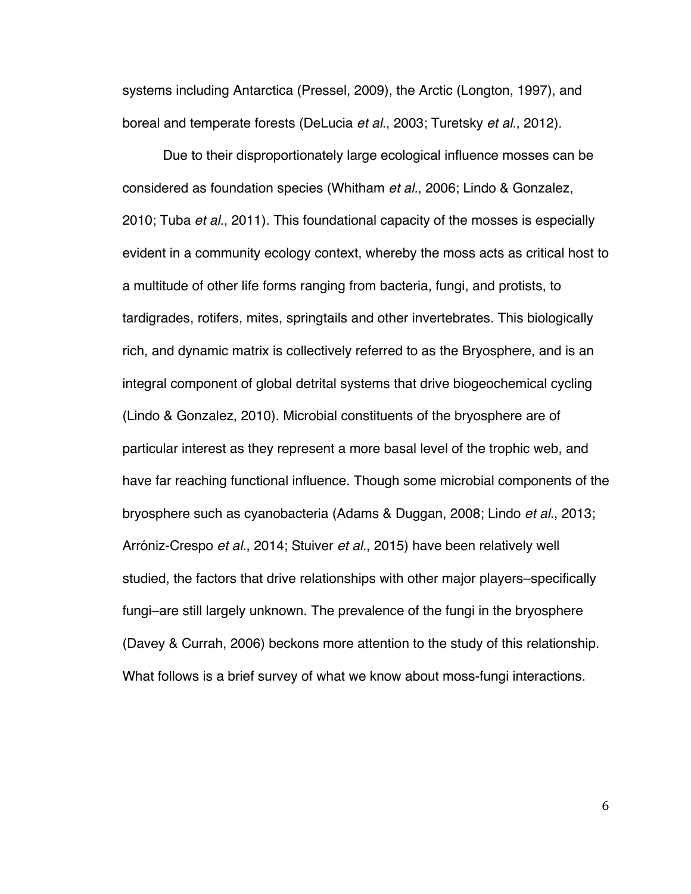systems including Antarctica (Pressel, 2009), the Arctic (Longton, 1997), and boreal and temperate forests (DeLucia *et al.*, 2003; Turetsky *et al.*, 2012).

Due to their disproportionately large ecological influence mosses can be considered as foundation species (Whitham *et al.*, 2006; Lindo & Gonzalez, 2010; Tuba *et al.*, 2011). This foundational capacity of the mosses is especially evident in a community ecology context, whereby the moss acts as critical host to a multitude of other life forms ranging from bacteria, fungi, and protists, to tardigrades, rotifers, mites, springtails and other invertebrates. This biologically rich, and dynamic matrix is collectively referred to as the Bryosphere, and is an integral component of global detrital systems that drive biogeochemical cycling (Lindo & Gonzalez, 2010). Microbial constituents of the bryosphere are of particular interest as they represent a more basal level of the trophic web, and have far reaching functional influence. Though some microbial components of the bryosphere such as cyanobacteria (Adams & Duggan, 2008; Lindo *et al.*, 2013; Arróniz-Crespo *et al.*, 2014; Stuiver *et al.*, 2015) have been relatively well studied, the factors that drive relationships with other major players–specifically fungi–are still largely unknown. The prevalence of the fungi in the bryosphere (Davey & Currah, 2006) beckons more attention to the study of this relationship. What follows is a brief survey of what we know about moss-fungi interactions.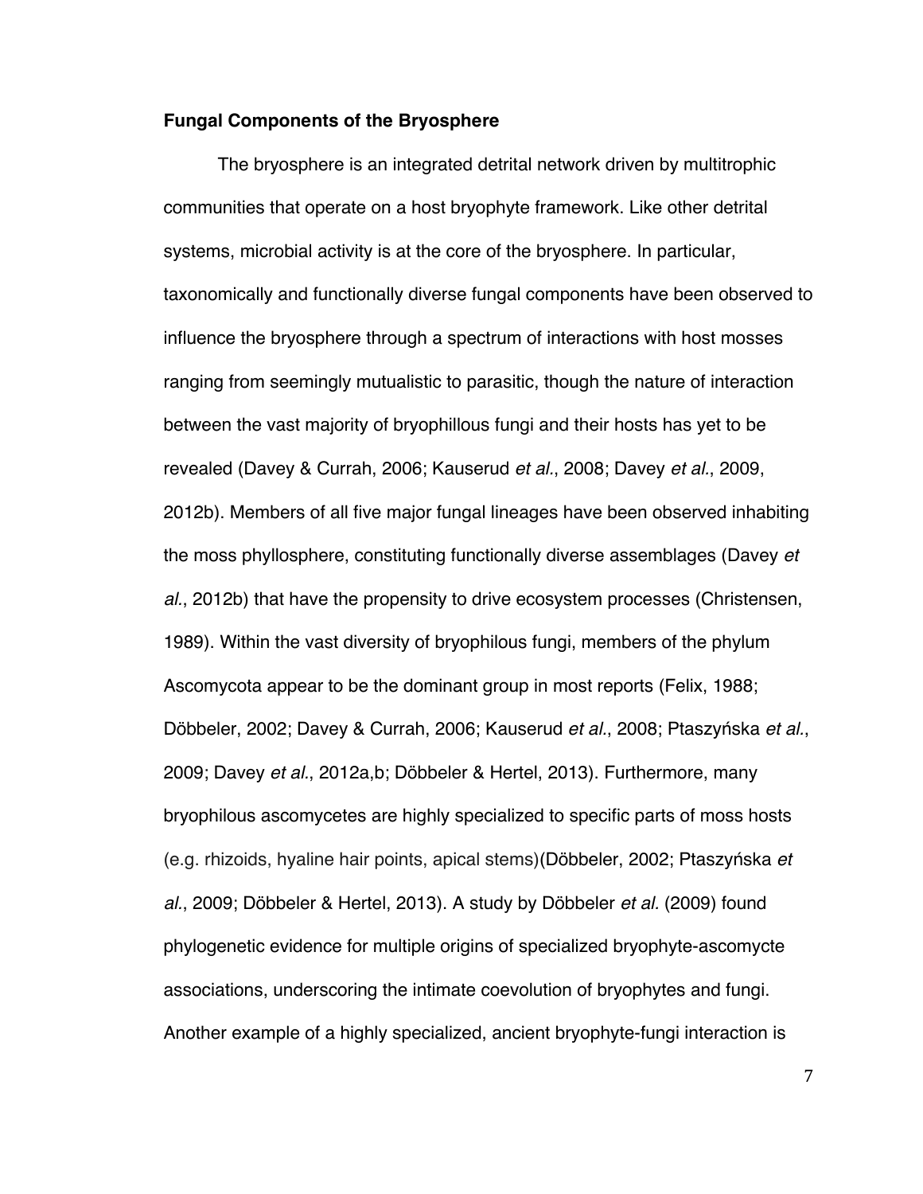**Fungal Components of the Bryosphere**

The bryosphere is an integrated detrital network driven by multitrophic communities that operate on a host bryophyte framework. Like other detrital systems, microbial activity is at the core of the bryosphere. In particular, taxonomically and functionally diverse fungal components have been observed to influence the bryosphere through a spectrum of interactions with host mosses ranging from seemingly mutualistic to parasitic, though the nature of interaction between the vast majority of bryophillous fungi and their hosts has yet to be revealed (Davey & Currah, 2006; Kauserud *et al.*, 2008; Davey *et al.*, 2009, 2012b). Members of all five major fungal lineages have been observed inhabiting the moss phyllosphere, constituting functionally diverse assemblages (Davey *et al.*, 2012b) that have the propensity to drive ecosystem processes (Christensen, 1989). Within the vast diversity of bryophilous fungi, members of the phylum Ascomycota appear to be the dominant group in most reports (Felix, 1988; Döbbeler, 2002; Davey & Currah, 2006; Kauserud *et al.*, 2008; Ptaszyńska *et al.*, 2009; Davey *et al.*, 2012a,b; Döbbeler & Hertel, 2013). Furthermore, many bryophilous ascomycetes are highly specialized to specific parts of moss hosts (e.g. rhizoids, hyaline hair points, apical stems)(Döbbeler, 2002; Ptaszyńska *et al.*, 2009; Döbbeler & Hertel, 2013). A study by Döbbeler *et al.* (2009) found phylogenetic evidence for multiple origins of specialized bryophyte-ascomycte associations, underscoring the intimate coevolution of bryophytes and fungi. Another example of a highly specialized, ancient bryophyte-fungi interaction is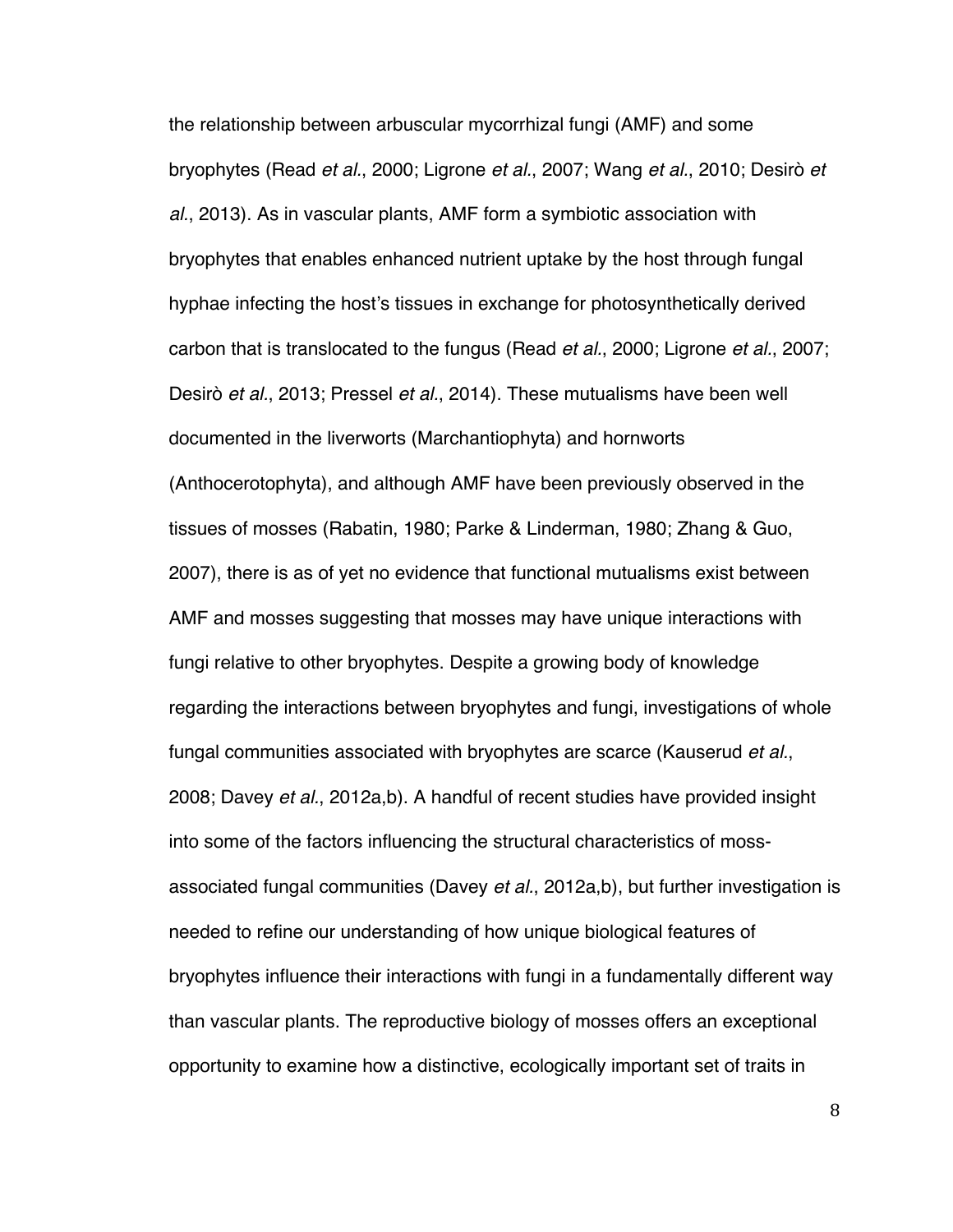the relationship between arbuscular mycorrhizal fungi (AMF) and some bryophytes (Read *et al*., 2000; Ligrone *et al*., 2007; Wang *et al*., 2010; Desirò *et al*., 2013). As in vascular plants, AMF form a symbiotic association with bryophytes that enables enhanced nutrient uptake by the host through fungal hyphae infecting the host's tissues in exchange for photosynthetically derived carbon that is translocated to the fungus (Read *et al*., 2000; Ligrone *et al*., 2007; Desirò *et al*., 2013; Pressel *et al*., 2014). These mutualisms have been well documented in the liverworts (Marchantiophyta) and hornworts (Anthocerotophyta), and although AMF have been previously observed in the tissues of mosses (Rabatin, 1980; Parke & Linderman, 1980; Zhang & Guo, 2007), there is as of yet no evidence that functional mutualisms exist between AMF and mosses suggesting that mosses may have unique interactions with fungi relative to other bryophytes. Despite a growing body of knowledge regarding the interactions between bryophytes and fungi, investigations of whole fungal communities associated with bryophytes are scarce (Kauserud *et al*., 2008; Davey *et al*., 2012a,b). A handful of recent studies have provided insight into some of the factors influencing the structural characteristics of moss-associated fungal communities (Davey *et al*., 2012a,b), but further investigation is needed to refine our understanding of how unique biological features of bryophytes influence their interactions with fungi in a fundamentally different way than vascular plants. The reproductive biology of mosses offers an exceptional opportunity to examine how a distinctive, ecologically important set of traits in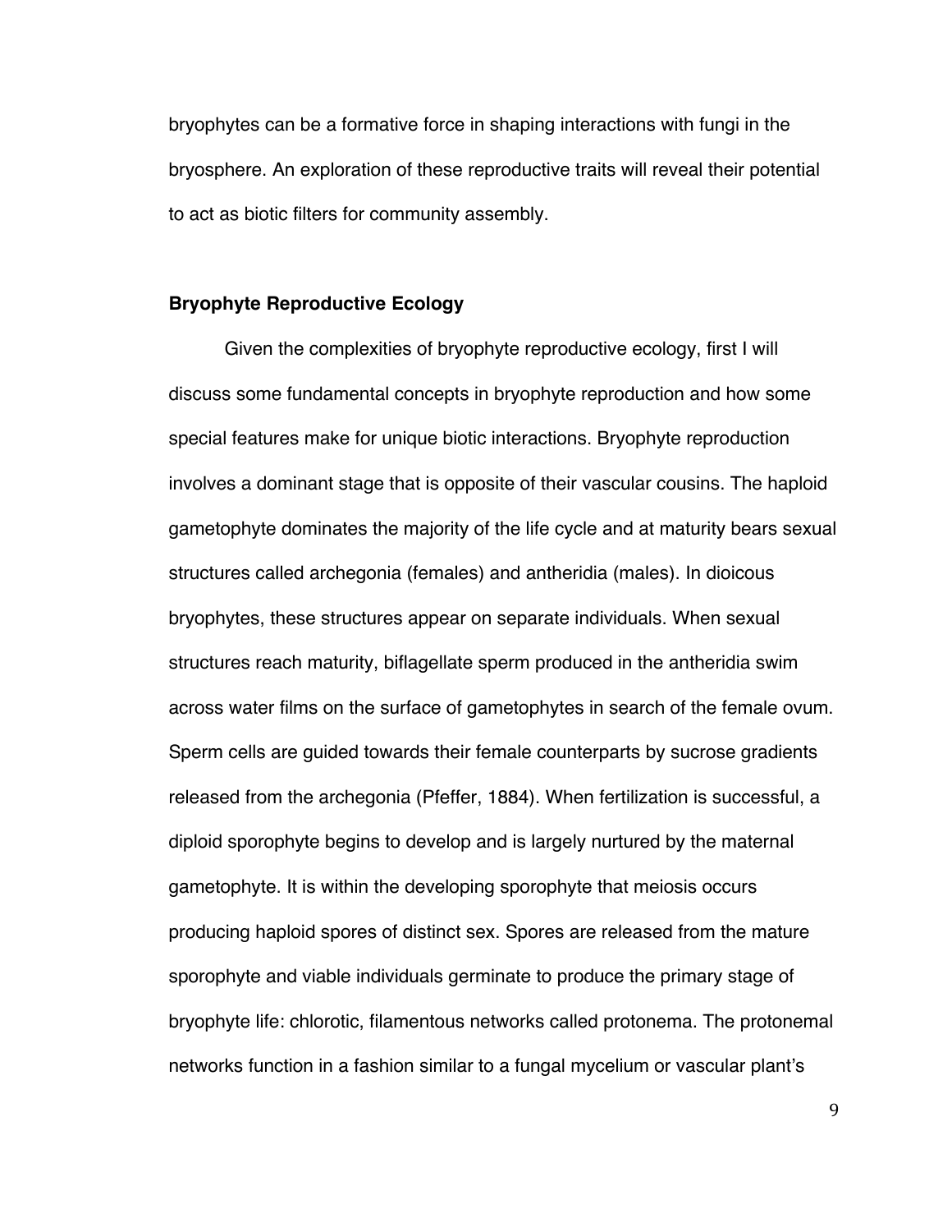bryophytes can be a formative force in shaping interactions with fungi in the bryosphere. An exploration of these reproductive traits will reveal their potential to act as biotic filters for community assembly.

### Bryophyte Reproductive Ecology

Given the complexities of bryophyte reproductive ecology, first I will discuss some fundamental concepts in bryophyte reproduction and how some special features make for unique biotic interactions. Bryophyte reproduction involves a dominant stage that is opposite of their vascular cousins. The haploid gametophyte dominates the majority of the life cycle and at maturity bears sexual structures called archegonia (females) and antheridia (males). In dioicous bryophytes, these structures appear on separate individuals. When sexual structures reach maturity, biflagellate sperm produced in the antheridia swim across water films on the surface of gametophytes in search of the female ovum. Sperm cells are guided towards their female counterparts by sucrose gradients released from the archegonia (Pfeffer, 1884). When fertilization is successful, a diploid sporophyte begins to develop and is largely nurtured by the maternal gametophyte. It is within the developing sporophyte that meiosis occurs producing haploid spores of distinct sex. Spores are released from the mature sporophyte and viable individuals germinate to produce the primary stage of bryophyte life: chlorotic, filamentous networks called protonema. The protonemal networks function in a fashion similar to a fungal mycelium or vascular plant's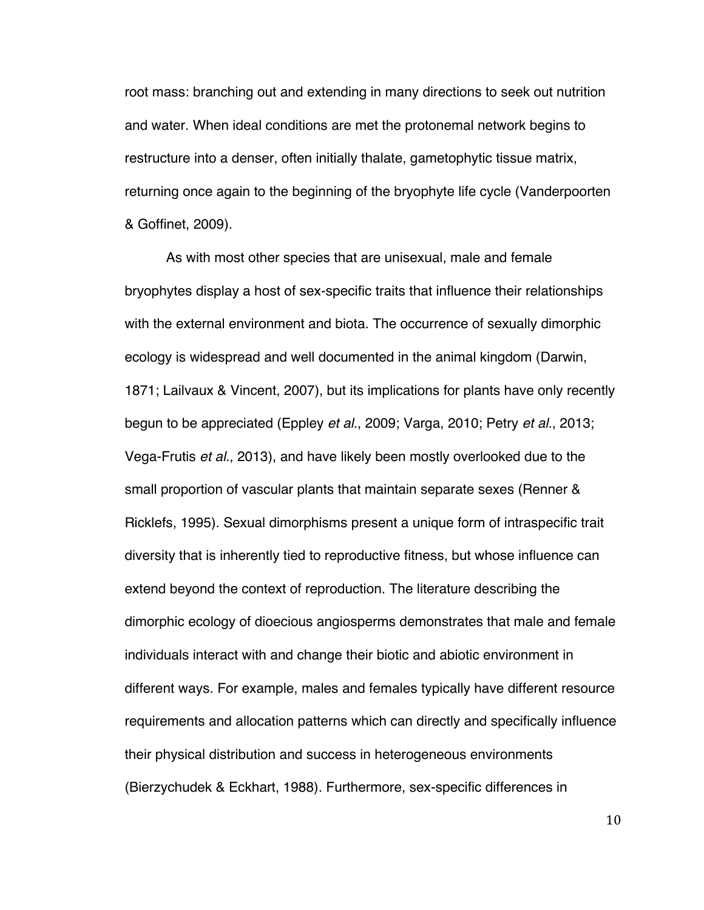root mass: branching out and extending in many directions to seek out nutrition and water. When ideal conditions are met the protonemal network begins to restructure into a denser, often initially thalate, gametophytic tissue matrix, returning once again to the beginning of the bryophyte life cycle (Vanderpoorten & Goffinet, 2009).

As with most other species that are unisexual, male and female bryophytes display a host of sex-specific traits that influence their relationships with the external environment and biota. The occurrence of sexually dimorphic ecology is widespread and well documented in the animal kingdom (Darwin, 1871; Lailvaux & Vincent, 2007), but its implications for plants have only recently begun to be appreciated (Eppley *et al.*, 2009; Varga, 2010; Petry *et al.*, 2013; Vega-Frutis *et al.*, 2013), and have likely been mostly overlooked due to the small proportion of vascular plants that maintain separate sexes (Renner & Ricklefs, 1995). Sexual dimorphisms present a unique form of intraspecific trait diversity that is inherently tied to reproductive fitness, but whose influence can extend beyond the context of reproduction. The literature describing the dimorphic ecology of dioecious angiosperms demonstrates that male and female individuals interact with and change their biotic and abiotic environment in different ways. For example, males and females typically have different resource requirements and allocation patterns which can directly and specifically influence their physical distribution and success in heterogeneous environments (Bierzychudek & Eckhart, 1988). Furthermore, sex-specific differences in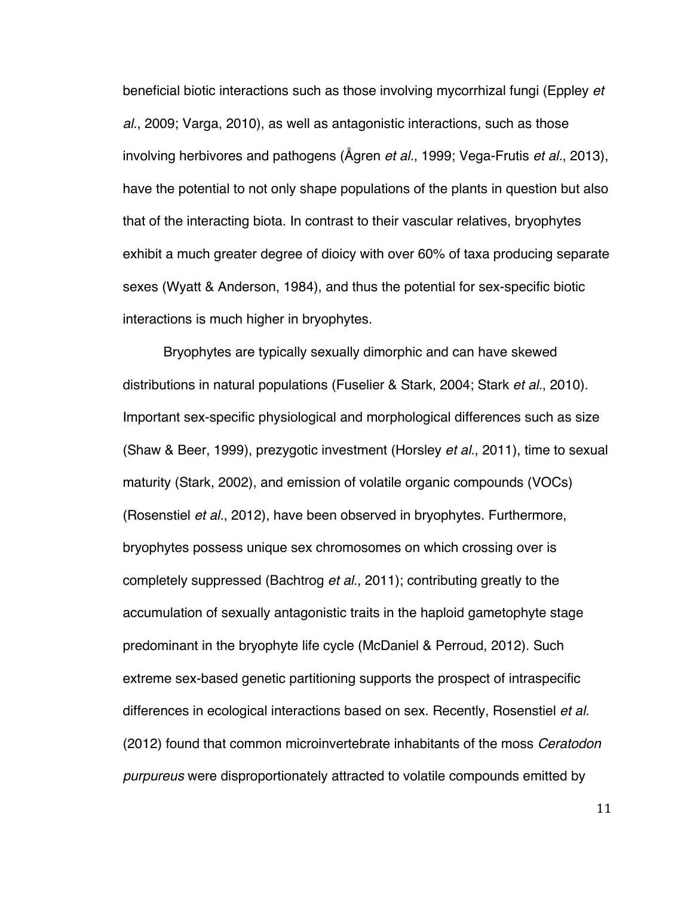beneficial biotic interactions such as those involving mycorrhizal fungi (Eppley *et al.*, 2009; Varga, 2010), as well as antagonistic interactions, such as those involving herbivores and pathogens (Ågren *et al.*, 1999; Vega-Frutis *et al.*, 2013), have the potential to not only shape populations of the plants in question but also that of the interacting biota. In contrast to their vascular relatives, bryophytes exhibit a much greater degree of dioicy with over 60% of taxa producing separate sexes (Wyatt & Anderson, 1984), and thus the potential for sex-specific biotic interactions is much higher in bryophytes.

Bryophytes are typically sexually dimorphic and can have skewed distributions in natural populations (Fuselier & Stark, 2004; Stark *et al.*, 2010). Important sex-specific physiological and morphological differences such as size (Shaw & Beer, 1999), prezygotic investment (Horsley *et al.*, 2011), time to sexual maturity (Stark, 2002), and emission of volatile organic compounds (VOCs) (Rosenstiel *et al.*, 2012), have been observed in bryophytes. Furthermore, bryophytes possess unique sex chromosomes on which crossing over is completely suppressed (Bachtrog *et al.*, 2011); contributing greatly to the accumulation of sexually antagonistic traits in the haploid gametophyte stage predominant in the bryophyte life cycle (McDaniel & Perroud, 2012). Such extreme sex-based genetic partitioning supports the prospect of intraspecific differences in ecological interactions based on sex. Recently, Rosenstiel *et al.* (2012) found that common microinvertebrate inhabitants of the moss *Ceratodon purpureus* were disproportionately attracted to volatile compounds emitted by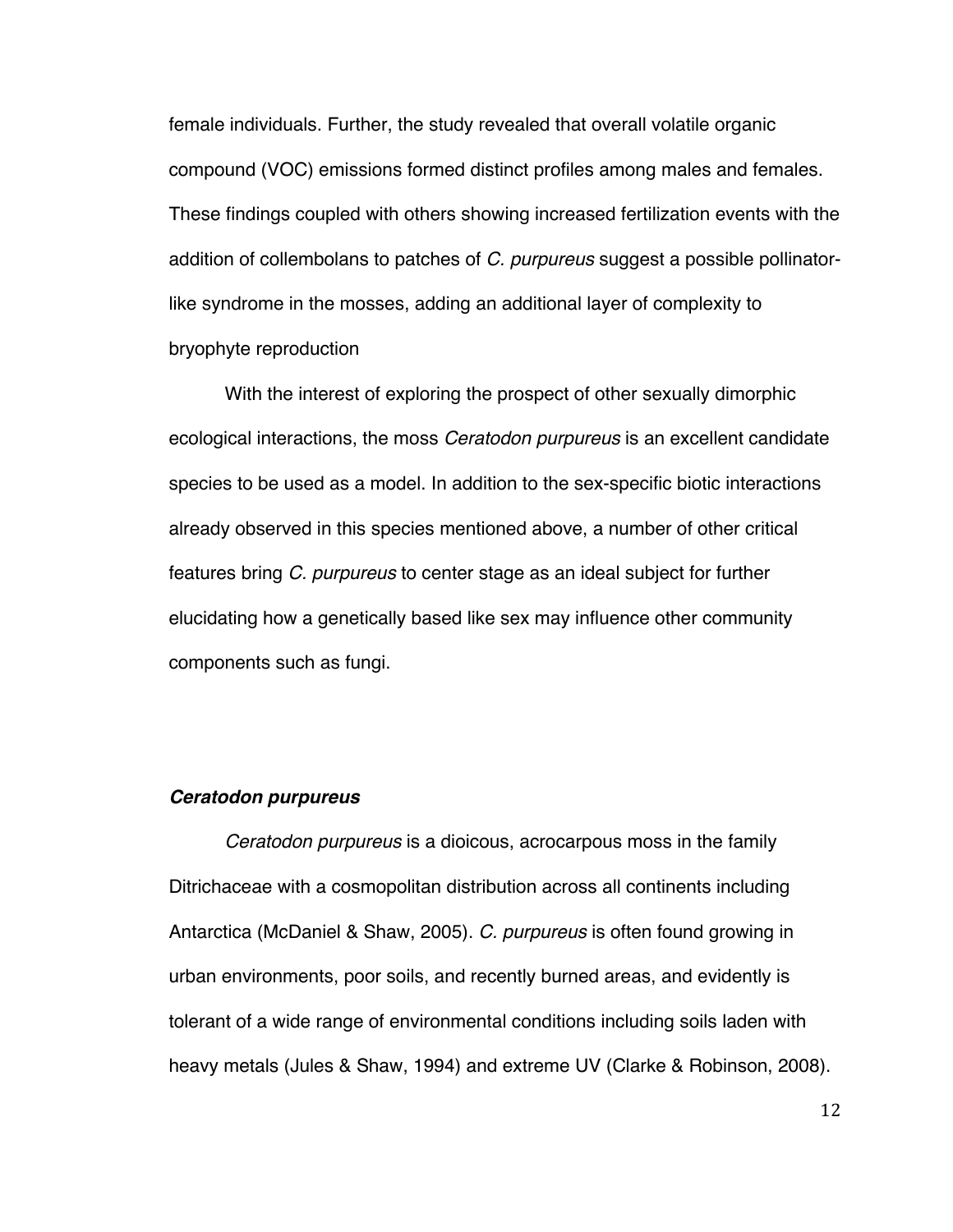female individuals. Further, the study revealed that overall volatile organic compound (VOC) emissions formed distinct profiles among males and females. These findings coupled with others showing increased fertilization events with the addition of collembolans to patches of *C. purpureus* suggest a possible pollinator-like syndrome in the mosses, adding an additional layer of complexity to bryophyte reproduction

With the interest of exploring the prospect of other sexually dimorphic ecological interactions, the moss *Ceratodon purpureus* is an excellent candidate species to be used as a model. In addition to the sex-specific biotic interactions already observed in this species mentioned above, a number of other critical features bring *C. purpureus* to center stage as an ideal subject for further elucidating how a genetically based like sex may influence other community components such as fungi.

### ***Ceratodon purpureus***

*Ceratodon purpureus* is a dioicous, acrocarpous moss in the family Ditrichaceae with a cosmopolitan distribution across all continents including Antarctica (McDaniel & Shaw, 2005). *C. purpureus* is often found growing in urban environments, poor soils, and recently burned areas, and evidently is tolerant of a wide range of environmental conditions including soils laden with heavy metals (Jules & Shaw, 1994) and extreme UV (Clarke & Robinson, 2008).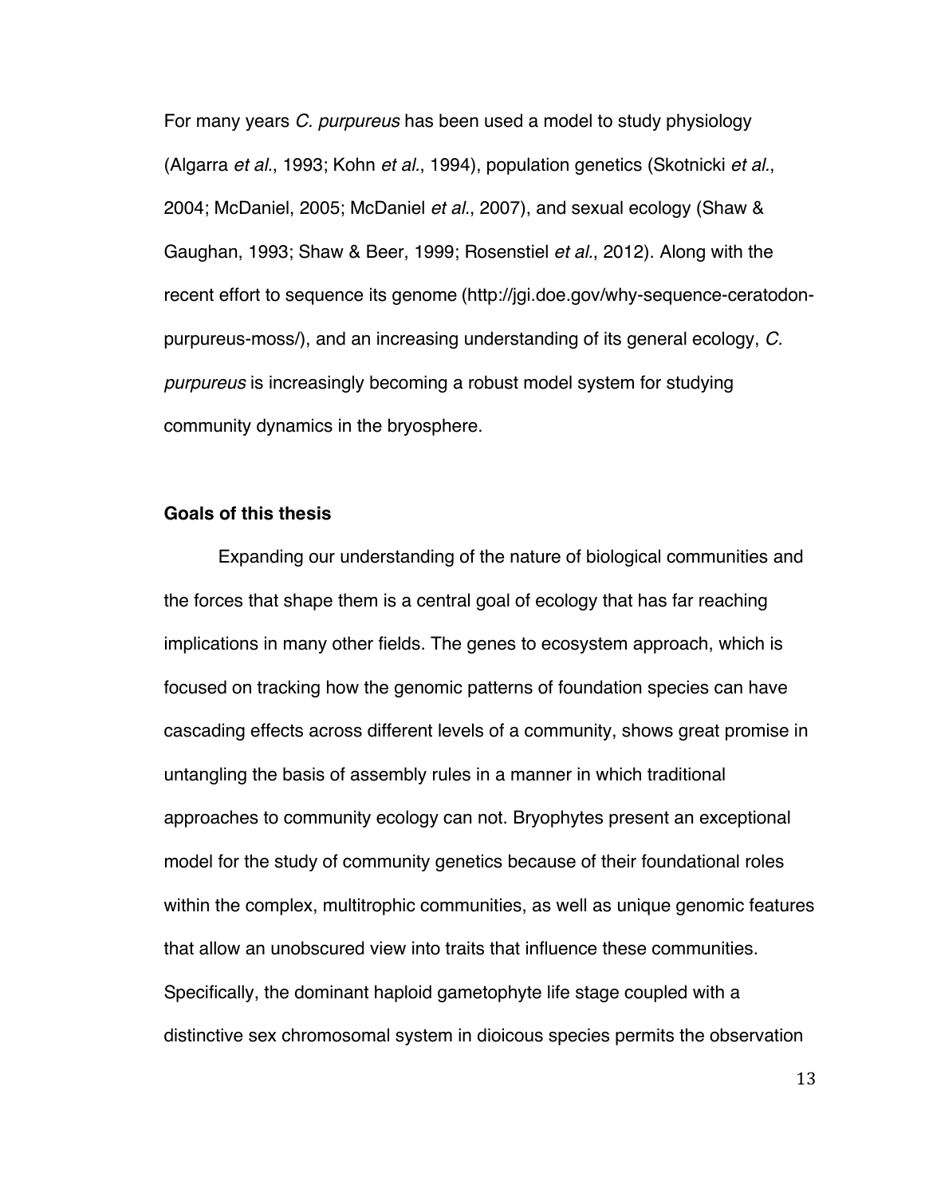For many years *C. purpureus* has been used a model to study physiology (Algarra *et al*., 1993; Kohn *et al*., 1994), population genetics (Skotnicki *et al*., 2004; McDaniel, 2005; McDaniel *et al*., 2007), and sexual ecology (Shaw & Gaughan, 1993; Shaw & Beer, 1999; Rosenstiel *et al*., 2012). Along with the recent effort to sequence its genome (http://jgi.doe.gov/why-sequence-ceratodon-purpureus-moss/), and an increasing understanding of its general ecology, *C. purpureus* is increasingly becoming a robust model system for studying community dynamics in the bryosphere.

## Goals of this thesis

Expanding our understanding of the nature of biological communities and the forces that shape them is a central goal of ecology that has far reaching implications in many other fields. The genes to ecosystem approach, which is focused on tracking how the genomic patterns of foundation species can have cascading effects across different levels of a community, shows great promise in untangling the basis of assembly rules in a manner in which traditional approaches to community ecology can not. Bryophytes present an exceptional model for the study of community genetics because of their foundational roles within the complex, multitrophic communities, as well as unique genomic features that allow an unobscured view into traits that influence these communities. Specifically, the dominant haploid gametophyte life stage coupled with a distinctive sex chromosomal system in dioicous species permits the observation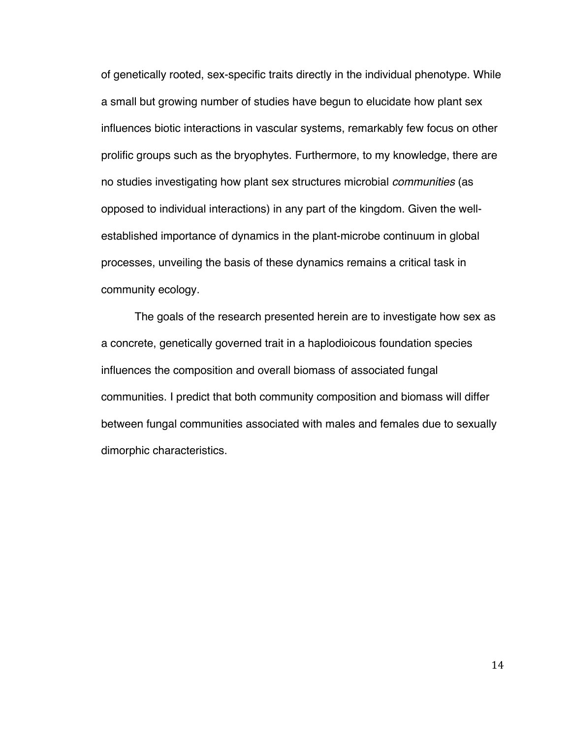of genetically rooted, sex-specific traits directly in the individual phenotype. While a small but growing number of studies have begun to elucidate how plant sex influences biotic interactions in vascular systems, remarkably few focus on other prolific groups such as the bryophytes. Furthermore, to my knowledge, there are no studies investigating how plant sex structures microbial *communities* (as opposed to individual interactions) in any part of the kingdom. Given the well-established importance of dynamics in the plant-microbe continuum in global processes, unveiling the basis of these dynamics remains a critical task in community ecology.

The goals of the research presented herein are to investigate how sex as a concrete, genetically governed trait in a haplodioicous foundation species influences the composition and overall biomass of associated fungal communities. I predict that both community composition and biomass will differ between fungal communities associated with males and females due to sexually dimorphic characteristics.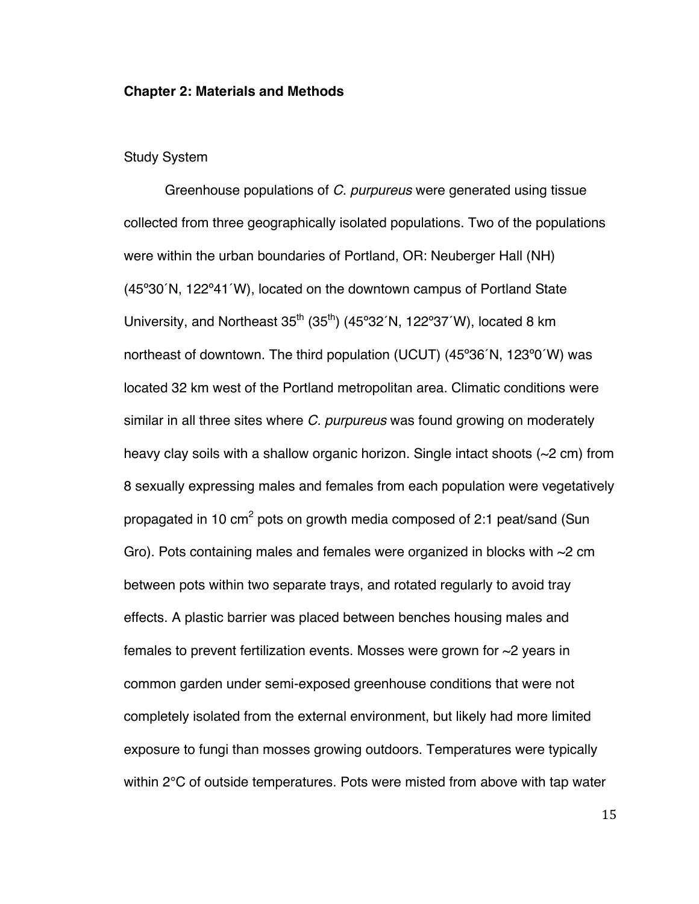## Chapter 2: Materials and Methods

### Study System

Greenhouse populations of *C. purpureus* were generated using tissue collected from three geographically isolated populations. Two of the populations were within the urban boundaries of Portland, OR: Neuberger Hall (NH) (45º30´N, 122º41´W), located on the downtown campus of Portland State University, and Northeast 35$^{th}$ (35$^{th}$) (45º32´N, 122º37´W), located 8 km northeast of downtown. The third population (UCUT) (45º36´N, 123º0´W) was located 32 km west of the Portland metropolitan area. Climatic conditions were similar in all three sites where *C. purpureus* was found growing on moderately heavy clay soils with a shallow organic horizon. Single intact shoots (~2 cm) from 8 sexually expressing males and females from each population were vegetatively propagated in 10 cm$^2$ pots on growth media composed of 2:1 peat/sand (Sun Gro). Pots containing males and females were organized in blocks with ~2 cm between pots within two separate trays, and rotated regularly to avoid tray effects. A plastic barrier was placed between benches housing males and females to prevent fertilization events. Mosses were grown for ~2 years in common garden under semi-exposed greenhouse conditions that were not completely isolated from the external environment, but likely had more limited exposure to fungi than mosses growing outdoors. Temperatures were typically within 2°C of outside temperatures. Pots were misted from above with tap water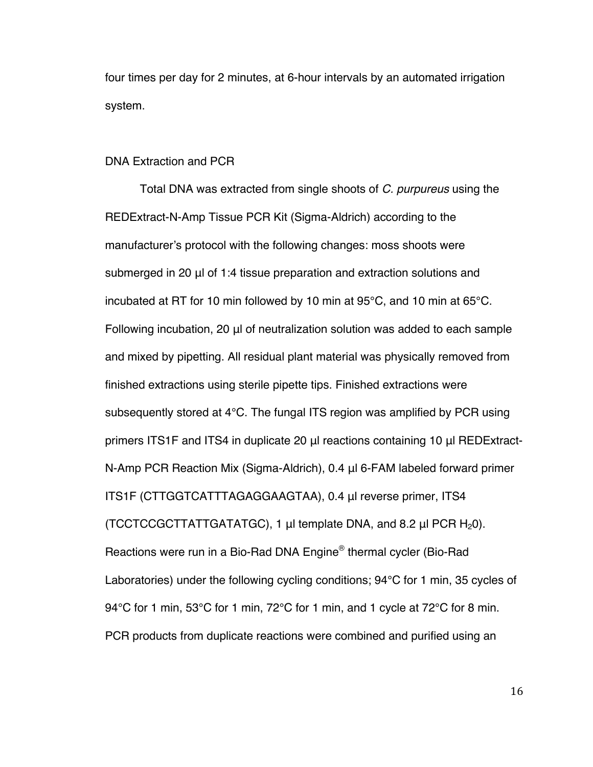four times per day for 2 minutes, at 6-hour intervals by an automated irrigation system.

## DNA Extraction and PCR

Total DNA was extracted from single shoots of *C. purpureus* using the REDExtract-N-Amp Tissue PCR Kit (Sigma-Aldrich) according to the manufacturer's protocol with the following changes: moss shoots were submerged in 20 µl of 1:4 tissue preparation and extraction solutions and incubated at RT for 10 min followed by 10 min at 95°C, and 10 min at 65°C. Following incubation, 20 µl of neutralization solution was added to each sample and mixed by pipetting. All residual plant material was physically removed from finished extractions using sterile pipette tips. Finished extractions were subsequently stored at 4°C. The fungal ITS region was amplified by PCR using primers ITS1F and ITS4 in duplicate 20 µl reactions containing 10 µl REDExtract-N-Amp PCR Reaction Mix (Sigma-Aldrich), 0.4 µl 6-FAM labeled forward primer ITS1F (CTTGGTCATTTAGAGGAAGTAA), 0.4 µl reverse primer, ITS4 (TCCTCCGCTTATTGATATGC), 1 µl template DNA, and 8.2 µl PCR $H_20$). Reactions were run in a Bio-Rad DNA Engine® thermal cycler (Bio-Rad Laboratories) under the following cycling conditions; 94°C for 1 min, 35 cycles of 94°C for 1 min, 53°C for 1 min, 72°C for 1 min, and 1 cycle at 72°C for 8 min. PCR products from duplicate reactions were combined and purified using an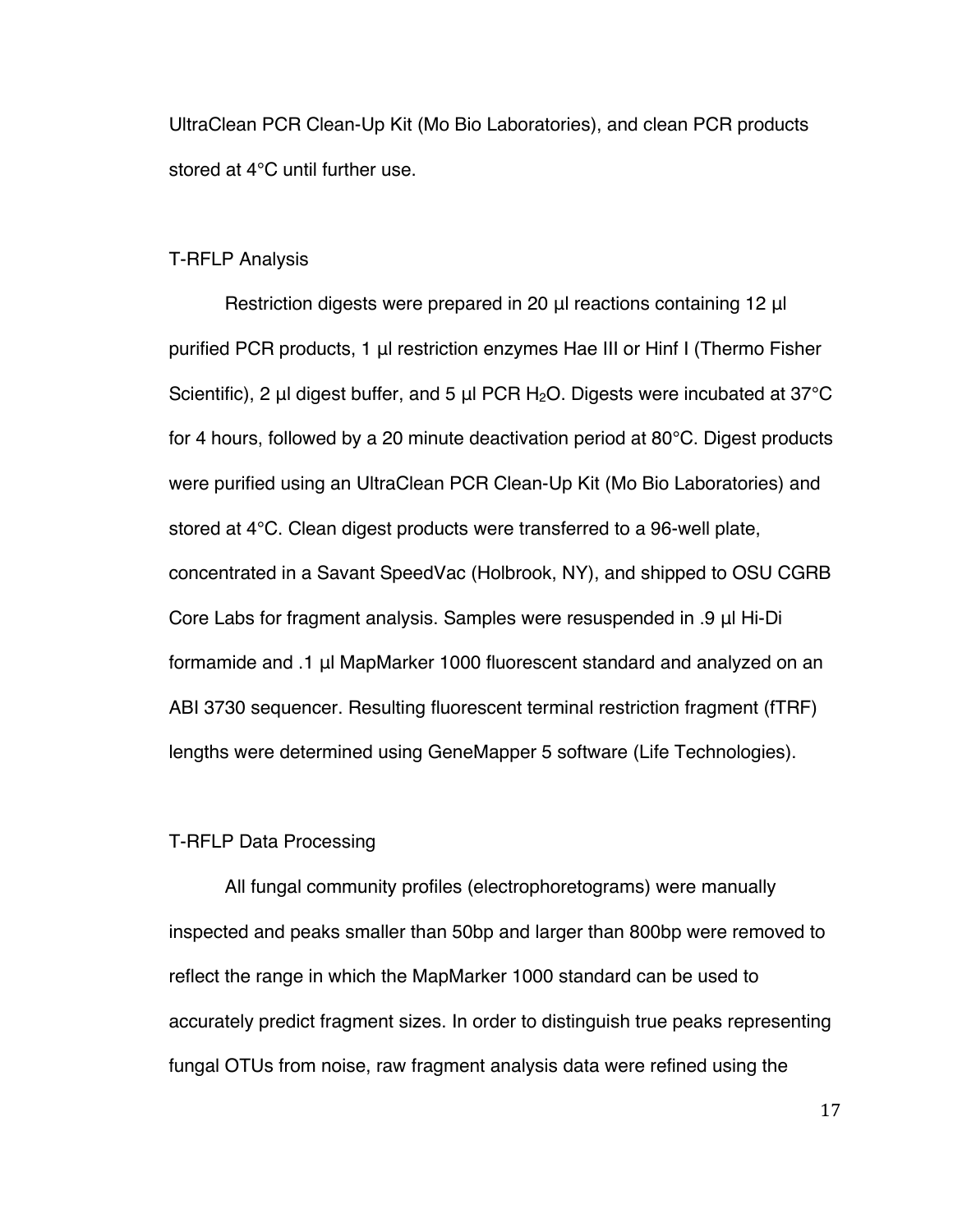UltraClean PCR Clean-Up Kit (Mo Bio Laboratories), and clean PCR products stored at 4°C until further use.

### T-RFLP Analysis

Restriction digests were prepared in 20 µl reactions containing 12 µl purified PCR products, 1 µl restriction enzymes Hae III or Hinf I (Thermo Fisher Scientific), 2 µl digest buffer, and 5 µl PCR $H_2O$. Digests were incubated at 37°C for 4 hours, followed by a 20 minute deactivation period at 80°C. Digest products were purified using an UltraClean PCR Clean-Up Kit (Mo Bio Laboratories) and stored at 4°C. Clean digest products were transferred to a 96-well plate, concentrated in a Savant SpeedVac (Holbrook, NY), and shipped to OSU CGRB Core Labs for fragment analysis. Samples were resuspended in .9 µl Hi-Di formamide and .1 µl MapMarker 1000 fluorescent standard and analyzed on an ABI 3730 sequencer. Resulting fluorescent terminal restriction fragment (fTRF) lengths were determined using GeneMapper 5 software (Life Technologies).

### T-RFLP Data Processing

All fungal community profiles (electrophoretograms) were manually inspected and peaks smaller than 50bp and larger than 800bp were removed to reflect the range in which the MapMarker 1000 standard can be used to accurately predict fragment sizes. In order to distinguish true peaks representing fungal OTUs from noise, raw fragment analysis data were refined using the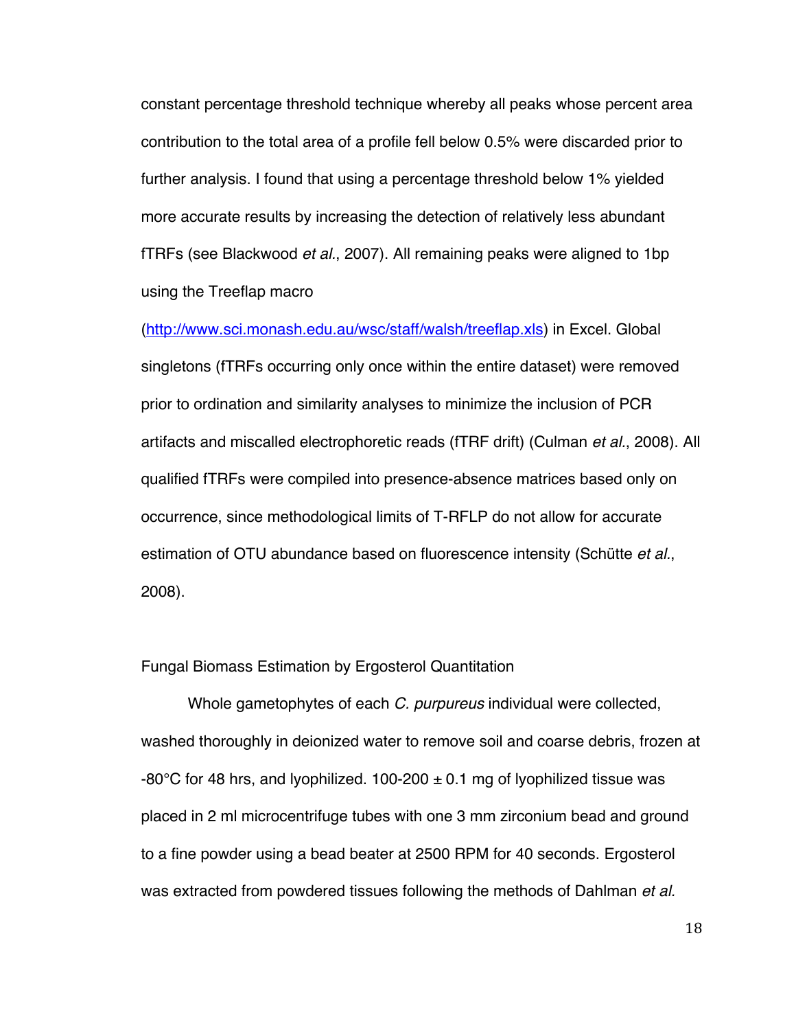constant percentage threshold technique whereby all peaks whose percent area contribution to the total area of a profile fell below 0.5% were discarded prior to further analysis. I found that using a percentage threshold below 1% yielded more accurate results by increasing the detection of relatively less abundant fTRFs (see Blackwood *et al.*, 2007). All remaining peaks were aligned to 1bp using the Treeflap macro (http://www.sci.monash.edu.au/wsc/staff/walsh/treeflap.xls) in Excel. Global singletons (fTRFs occurring only once within the entire dataset) were removed prior to ordination and similarity analyses to minimize the inclusion of PCR artifacts and miscalled electrophoretic reads (fTRF drift) (Culman *et al.*, 2008). All qualified fTRFs were compiled into presence-absence matrices based only on occurrence, since methodological limits of T-RFLP do not allow for accurate estimation of OTU abundance based on fluorescence intensity (Schütte *et al.*, 2008).

## Fungal Biomass Estimation by Ergosterol Quantitation

Whole gametophytes of each *C. purpureus* individual were collected, washed thoroughly in deionized water to remove soil and coarse debris, frozen at -80°C for 48 hrs, and lyophilized. 100-200 ± 0.1 mg of lyophilized tissue was placed in 2 ml microcentrifuge tubes with one 3 mm zirconium bead and ground to a fine powder using a bead beater at 2500 RPM for 40 seconds. Ergosterol was extracted from powdered tissues following the methods of Dahlman *et al.*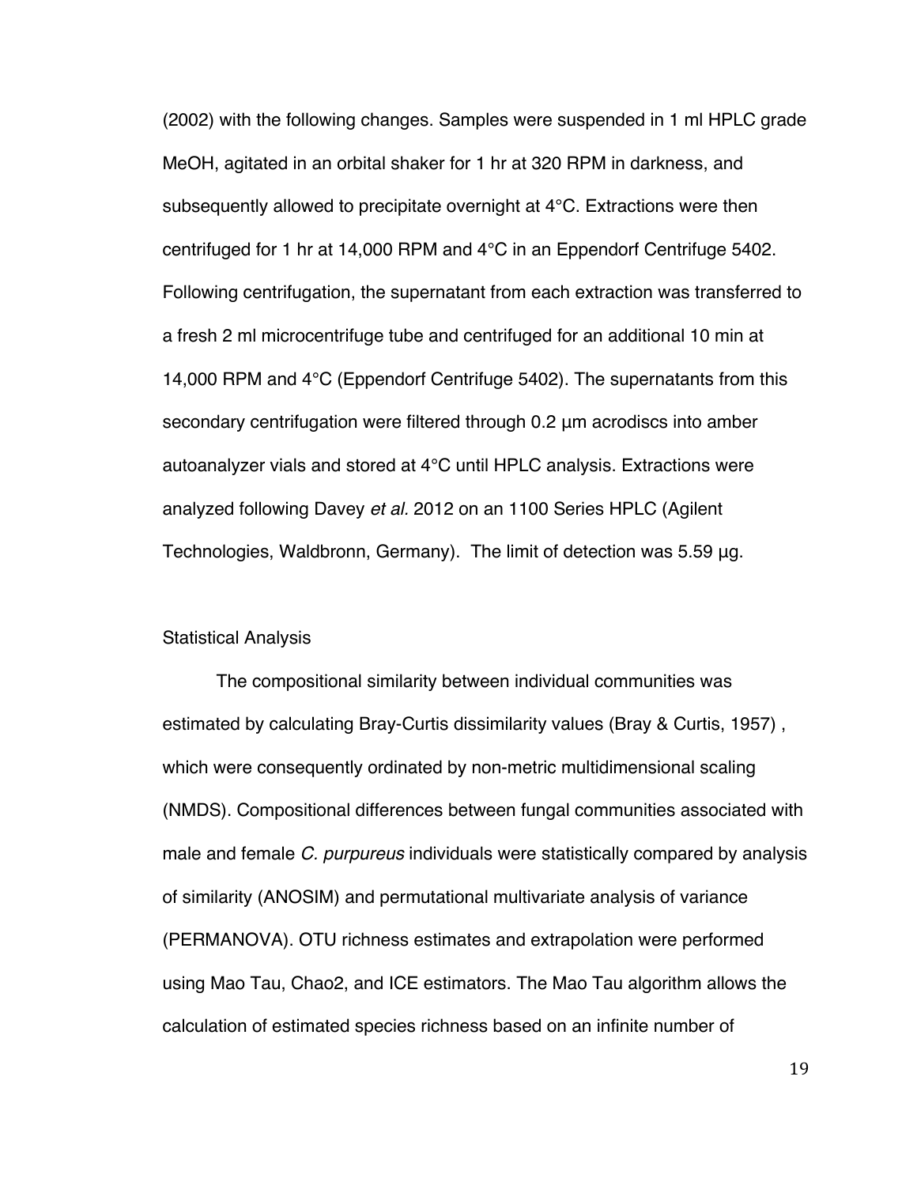(2002) with the following changes. Samples were suspended in 1 ml HPLC grade MeOH, agitated in an orbital shaker for 1 hr at 320 RPM in darkness, and subsequently allowed to precipitate overnight at 4°C. Extractions were then centrifuged for 1 hr at 14,000 RPM and 4°C in an Eppendorf Centrifuge 5402. Following centrifugation, the supernatant from each extraction was transferred to a fresh 2 ml microcentrifuge tube and centrifuged for an additional 10 min at 14,000 RPM and 4°C (Eppendorf Centrifuge 5402). The supernatants from this secondary centrifugation were filtered through 0.2 µm acrodiscs into amber autoanalyzer vials and stored at 4°C until HPLC analysis. Extractions were analyzed following Davey *et al.* 2012 on an 1100 Series HPLC (Agilent Technologies, Waldbronn, Germany). The limit of detection was 5.59 µg.

## Statistical Analysis

The compositional similarity between individual communities was estimated by calculating Bray-Curtis dissimilarity values (Bray & Curtis, 1957) , which were consequently ordinated by non-metric multidimensional scaling (NMDS). Compositional differences between fungal communities associated with male and female *C. purpureus* individuals were statistically compared by analysis of similarity (ANOSIM) and permutational multivariate analysis of variance (PERMANOVA). OTU richness estimates and extrapolation were performed using Mao Tau, Chao2, and ICE estimators. The Mao Tau algorithm allows the calculation of estimated species richness based on an infinite number of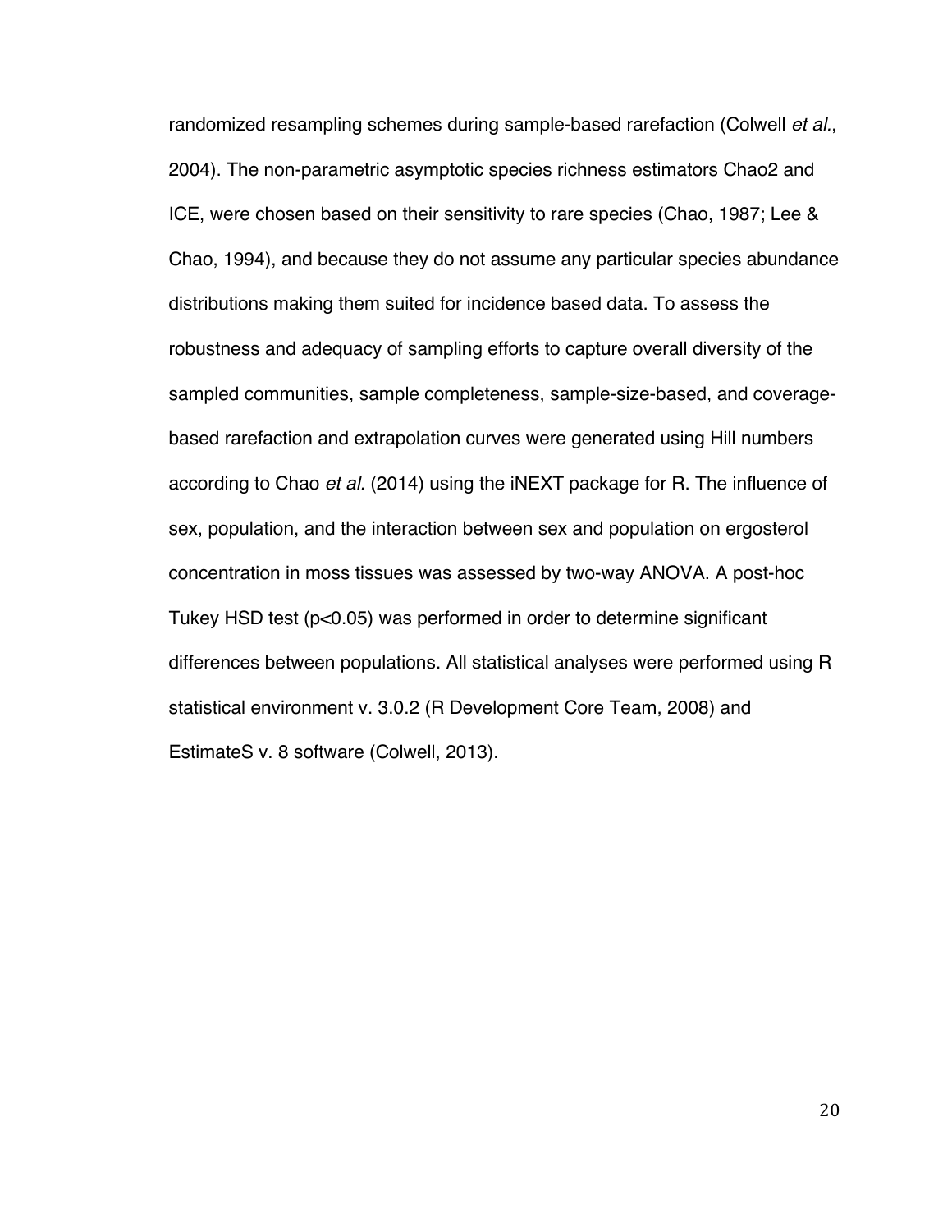randomized resampling schemes during sample-based rarefaction (Colwell *et al*., 2004). The non-parametric asymptotic species richness estimators Chao2 and ICE, were chosen based on their sensitivity to rare species (Chao, 1987; Lee & Chao, 1994), and because they do not assume any particular species abundance distributions making them suited for incidence based data. To assess the robustness and adequacy of sampling efforts to capture overall diversity of the sampled communities, sample completeness, sample-size-based, and coverage-based rarefaction and extrapolation curves were generated using Hill numbers according to Chao *et al.* (2014) using the iNEXT package for R. The influence of sex, population, and the interaction between sex and population on ergosterol concentration in moss tissues was assessed by two-way ANOVA. A post-hoc Tukey HSD test ($p<0.05$) was performed in order to determine significant differences between populations. All statistical analyses were performed using R statistical environment v. 3.0.2 (R Development Core Team, 2008) and EstimateS v. 8 software (Colwell, 2013).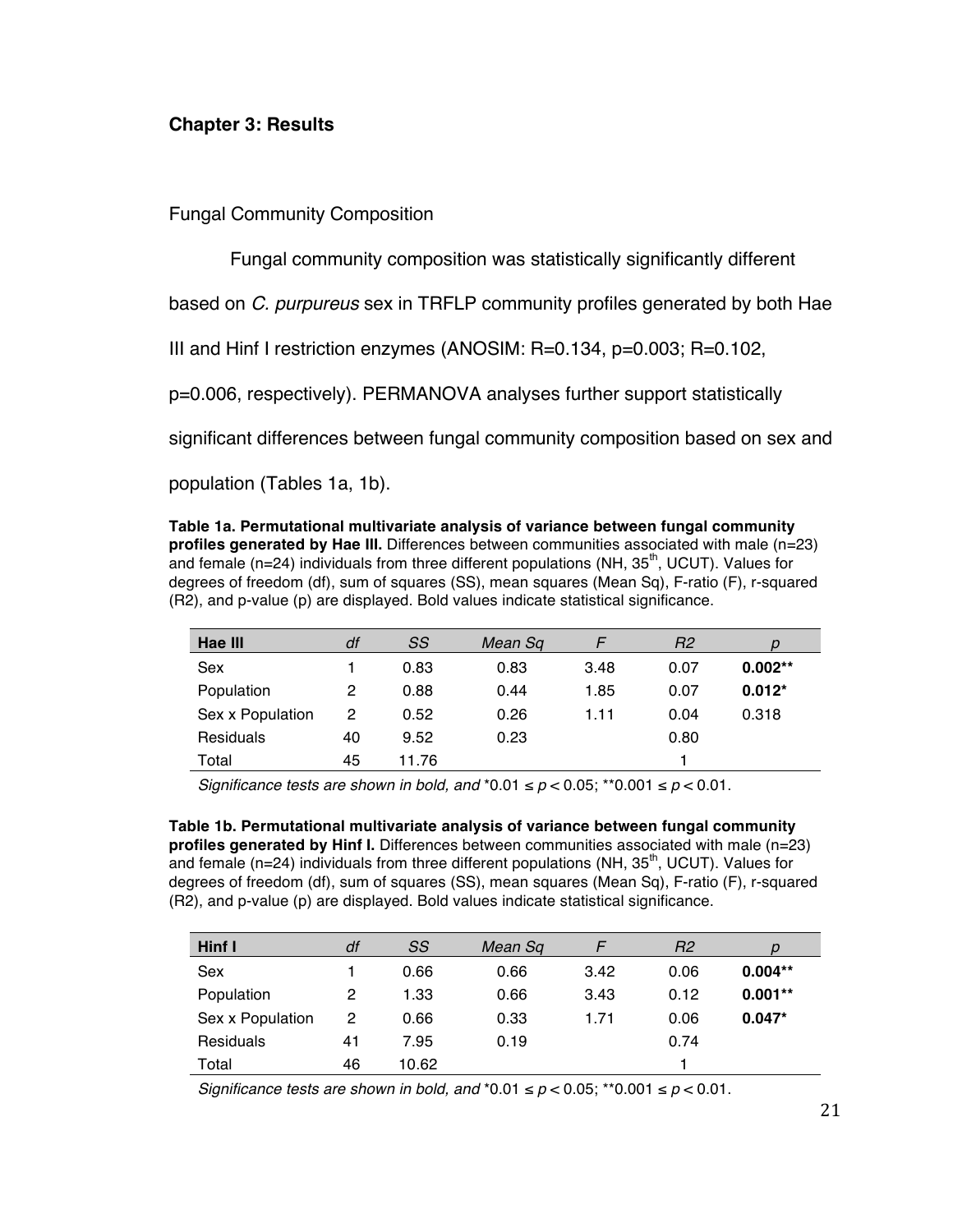## Chapter 3: Results

### Fungal Community Composition

Fungal community composition was statistically significantly different based on *C. purpureus* sex in TRFLP community profiles generated by both Hae III and Hinf I restriction enzymes (ANOSIM: R=0.134, p=0.003; R=0.102, p=0.006, respectively). PERMANOVA analyses further support statistically significant differences between fungal community composition based on sex and population (Tables 1a, 1b).

**Table 1a. Permutational multivariate analysis of variance between fungal community profiles generated by Hae III.** Differences between communities associated with male (n=23) and female (n=24) individuals from three different populations (NH, $35^{th}$, UCUT). Values for degrees of freedom (df), sum of squares (SS), mean squares (Mean Sq), F-ratio (F), r-squared (R2), and p-value (p) are displayed. Bold values indicate statistical significance.

| Hae III | *df* | *SS* | *Mean Sq* | *F* | *R2* | *p* |
|---|---|---|---|---|---|---|
| Sex | 1 | 0.83 | 0.83 | 3.48 | 0.07 | **0.002\*\*** |
| Population | 2 | 0.88 | 0.44 | 1.85 | 0.07 | **0.012\*** |
| Sex x Population | 2 | 0.52 | 0.26 | 1.11 | 0.04 | 0.318 |
| Residuals | 40 | 9.52 | 0.23 | | 0.80 | |
| Total | 45 | 11.76 | | | 1 | |

*Significance tests are shown in bold, and* \*$0.01 \leq p < 0.05$; \*\*$0.001 \leq p < 0.01$.

**Table 1b. Permutational multivariate analysis of variance between fungal community profiles generated by Hinf I.** Differences between communities associated with male (n=23) and female (n=24) individuals from three different populations (NH, $35^{th}$, UCUT). Values for degrees of freedom (df), sum of squares (SS), mean squares (Mean Sq), F-ratio (F), r-squared (R2), and p-value (p) are displayed. Bold values indicate statistical significance.

| Hinf I | *df* | *SS* | *Mean Sq* | *F* | *R2* | *p* |
|---|---|---|---|---|---|---|
| Sex | 1 | 0.66 | 0.66 | 3.42 | 0.06 | **0.004\*\*** |
| Population | 2 | 1.33 | 0.66 | 3.43 | 0.12 | **0.001\*\*** |
| Sex x Population | 2 | 0.66 | 0.33 | 1.71 | 0.06 | **0.047\*** |
| Residuals | 41 | 7.95 | 0.19 | | 0.74 | |
| Total | 46 | 10.62 | | | 1 | |

*Significance tests are shown in bold, and* \*$0.01 \leq p < 0.05$; \*\*$0.001 \leq p < 0.01$.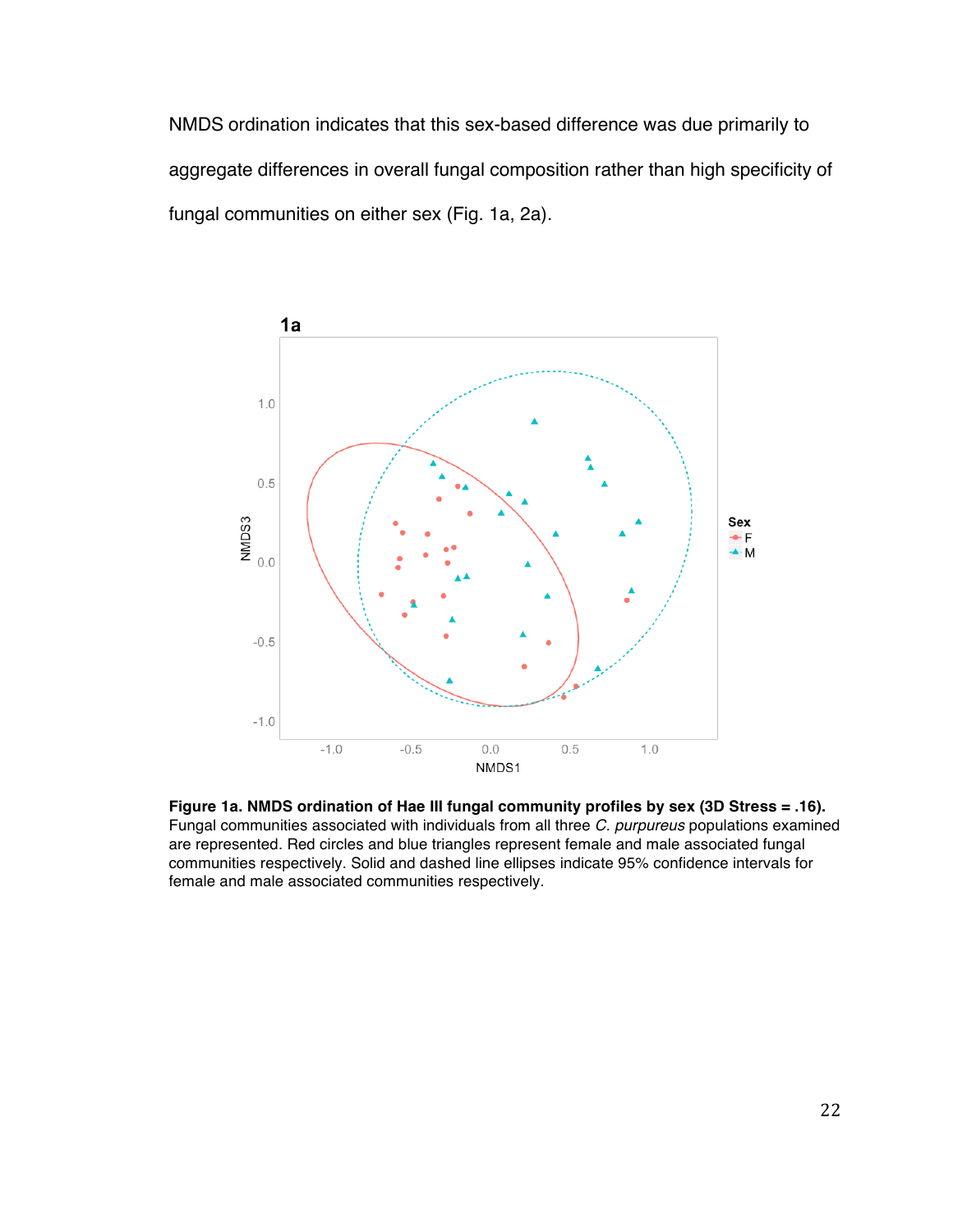NMDS ordination indicates that this sex-based difference was due primarily to aggregate differences in overall fungal composition rather than high specificity of fungal communities on either sex (Fig. 1a, 2a).

**Figure 1a. NMDS ordination of Hae III fungal community profiles by sex (3D Stress = .16).** Fungal communities associated with individuals from all three *C. purpureus* populations examined are represented. Red circles and blue triangles represent female and male associated fungal communities respectively. Solid and dashed line ellipses indicate 95% confidence intervals for female and male associated communities respectively.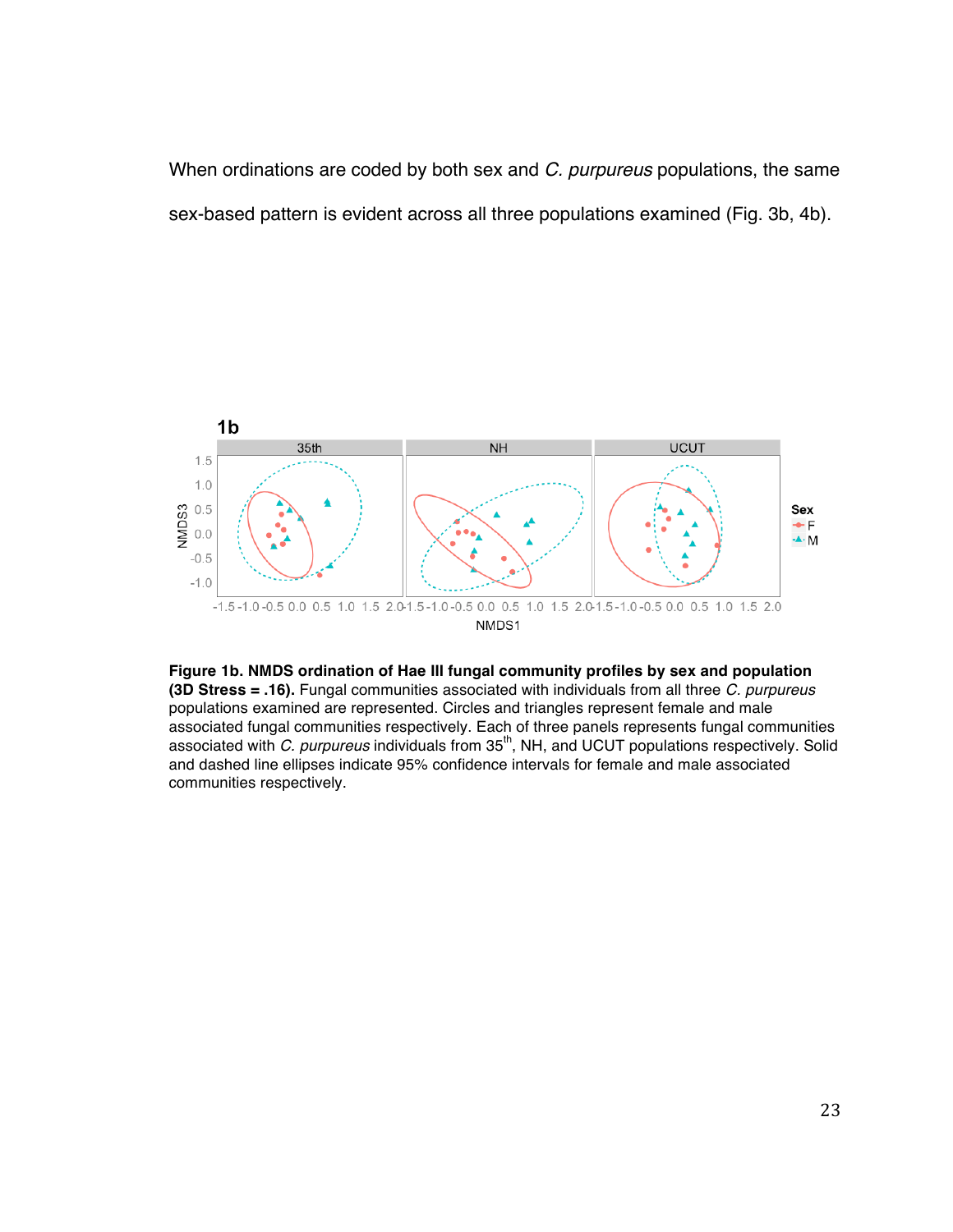When ordinations are coded by both sex and *C. purpureus* populations, the same sex-based pattern is evident across all three populations examined (Fig. 3b, 4b).

**Figure 1b. NMDS ordination of Hae III fungal community profiles by sex and population (3D Stress = .16).** Fungal communities associated with individuals from all three *C. purpureus* populations examined are represented. Circles and triangles represent female and male associated fungal communities respectively. Each of three panels represents fungal communities associated with *C. purpureus* individuals from 35$^{th}$, NH, and UCUT populations respectively. Solid and dashed line ellipses indicate 95% confidence intervals for female and male associated communities respectively.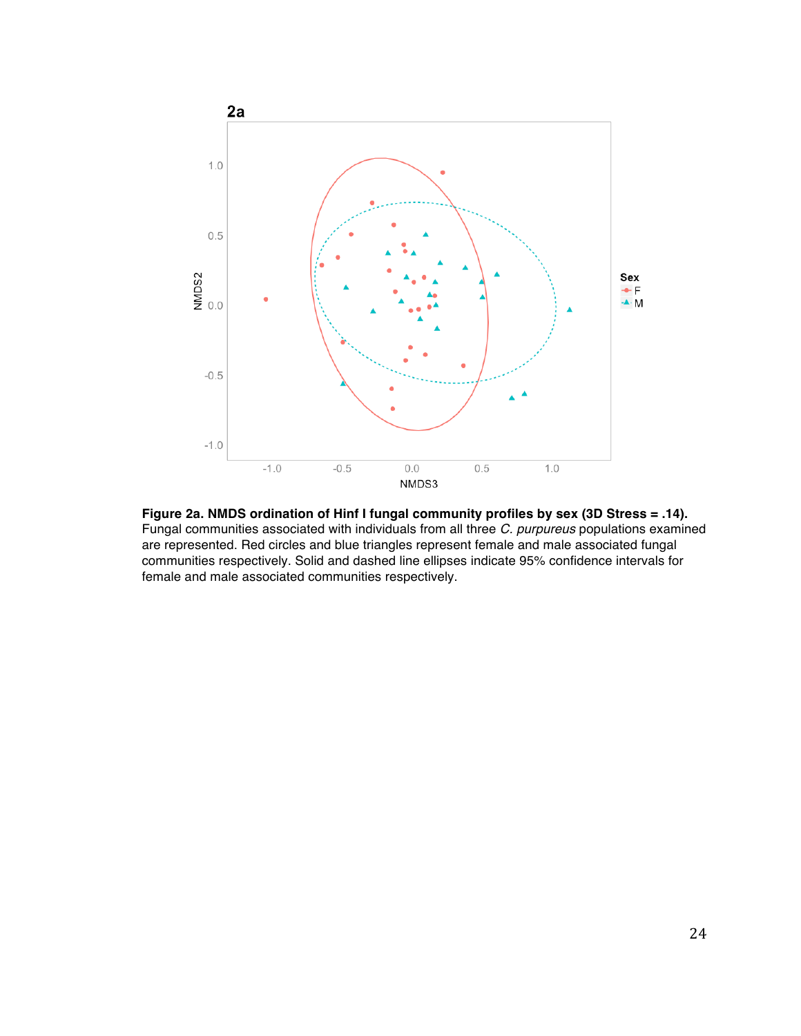**Figure 2a. NMDS ordination of Hinf I fungal community profiles by sex (3D Stress = .14).** Fungal communities associated with individuals from all three *C. purpureus* populations examined are represented. Red circles and blue triangles represent female and male associated fungal communities respectively. Solid and dashed line ellipses indicate 95% confidence intervals for female and male associated communities respectively.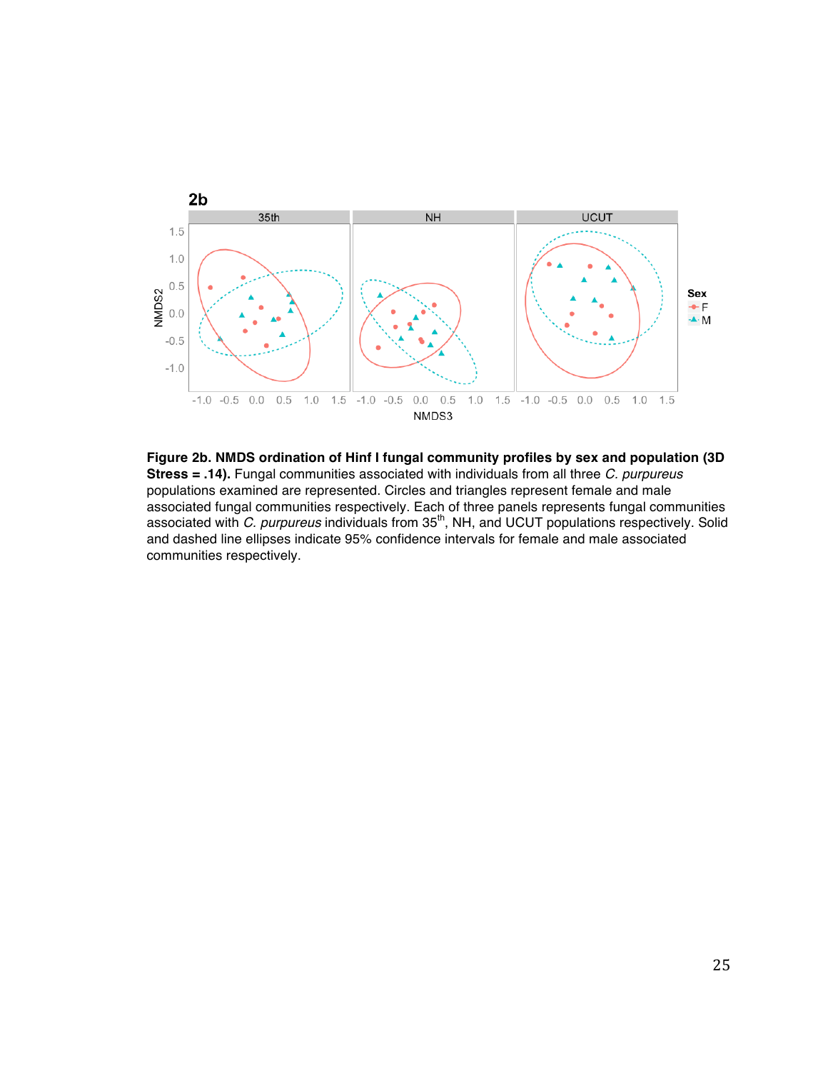**Figure 2b. NMDS ordination of Hinf I fungal community profiles by sex and population (3D Stress = .14).** Fungal communities associated with individuals from all three *C. purpureus* populations examined are represented. Circles and triangles represent female and male associated fungal communities respectively. Each of three panels represents fungal communities associated with *C. purpureus* individuals from 35[th], NH, and UCUT populations respectively. Solid and dashed line ellipses indicate 95% confidence intervals for female and male associated communities respectively.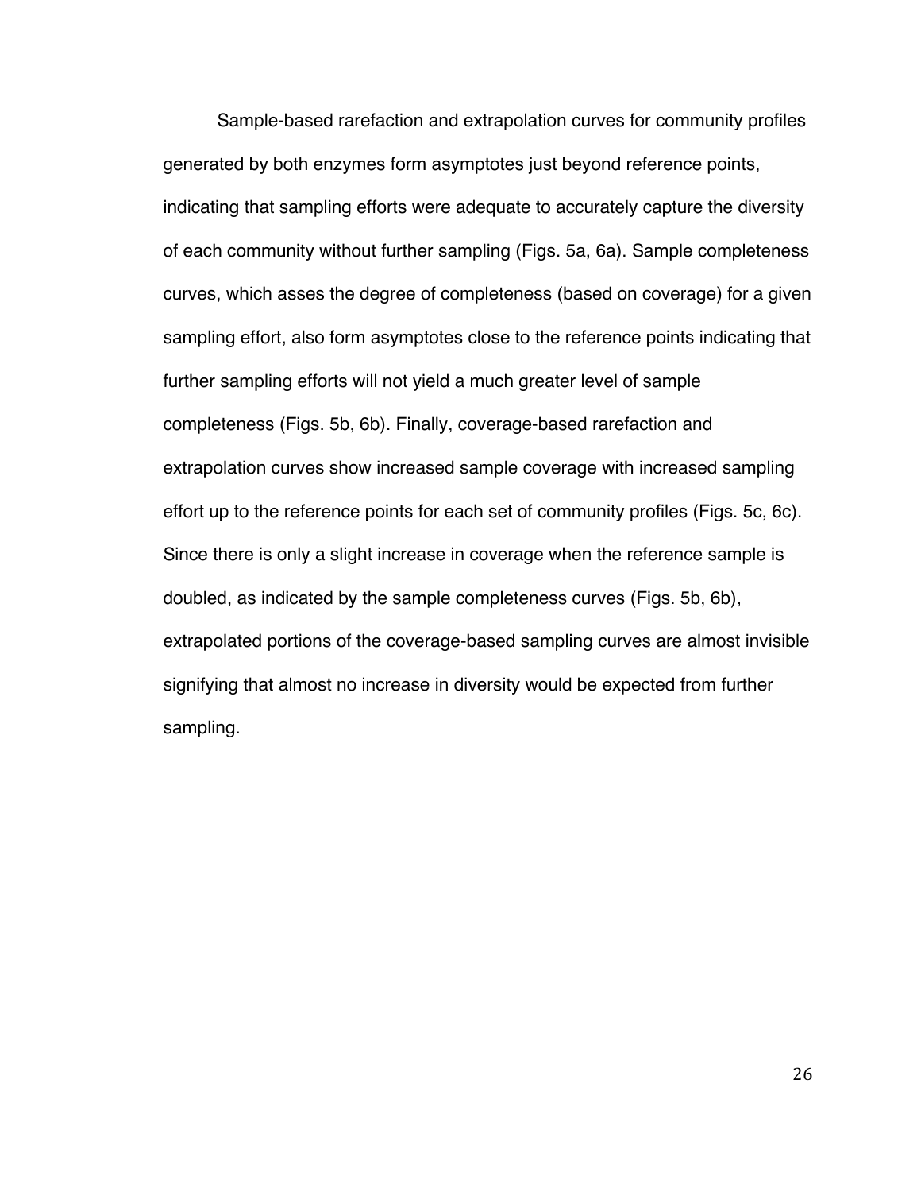Sample-based rarefaction and extrapolation curves for community profiles generated by both enzymes form asymptotes just beyond reference points, indicating that sampling efforts were adequate to accurately capture the diversity of each community without further sampling (Figs. 5a, 6a). Sample completeness curves, which asses the degree of completeness (based on coverage) for a given sampling effort, also form asymptotes close to the reference points indicating that further sampling efforts will not yield a much greater level of sample completeness (Figs. 5b, 6b). Finally, coverage-based rarefaction and extrapolation curves show increased sample coverage with increased sampling effort up to the reference points for each set of community profiles (Figs. 5c, 6c). Since there is only a slight increase in coverage when the reference sample is doubled, as indicated by the sample completeness curves (Figs. 5b, 6b), extrapolated portions of the coverage-based sampling curves are almost invisible signifying that almost no increase in diversity would be expected from further sampling.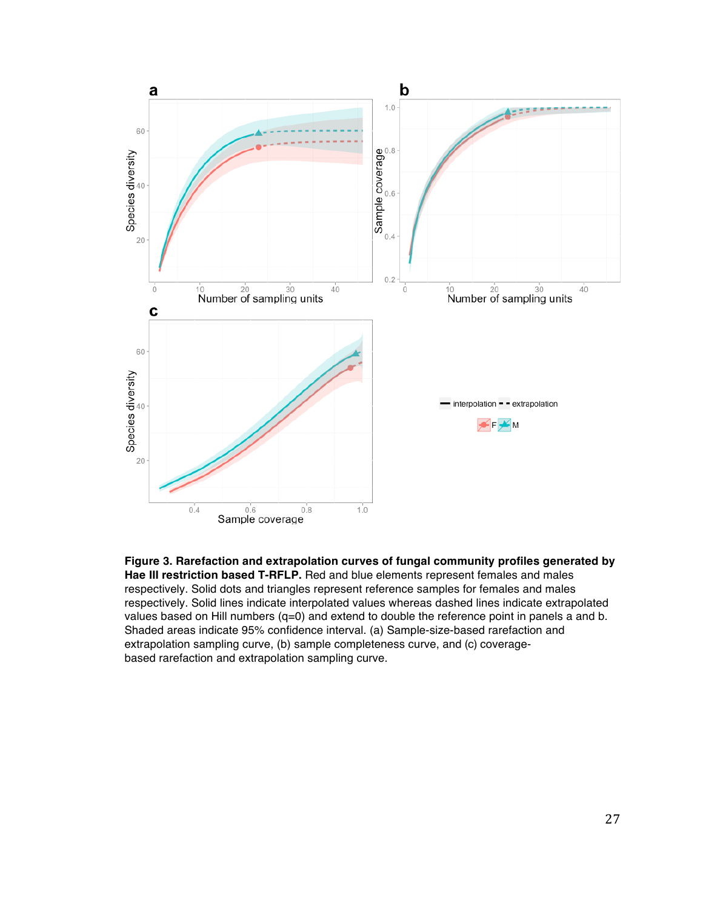**Figure 3. Rarefaction and extrapolation curves of fungal community profiles generated by Hae III restriction based T-RFLP.** Red and blue elements represent females and males respectively. Solid dots and triangles represent reference samples for females and males respectively. Solid lines indicate interpolated values whereas dashed lines indicate extrapolated values based on Hill numbers (q=0) and extend to double the reference point in panels a and b. Shaded areas indicate 95% confidence interval. (a) Sample-size-based rarefaction and extrapolation sampling curve, (b) sample completeness curve, and (c) coverage-based rarefaction and extrapolation sampling curve.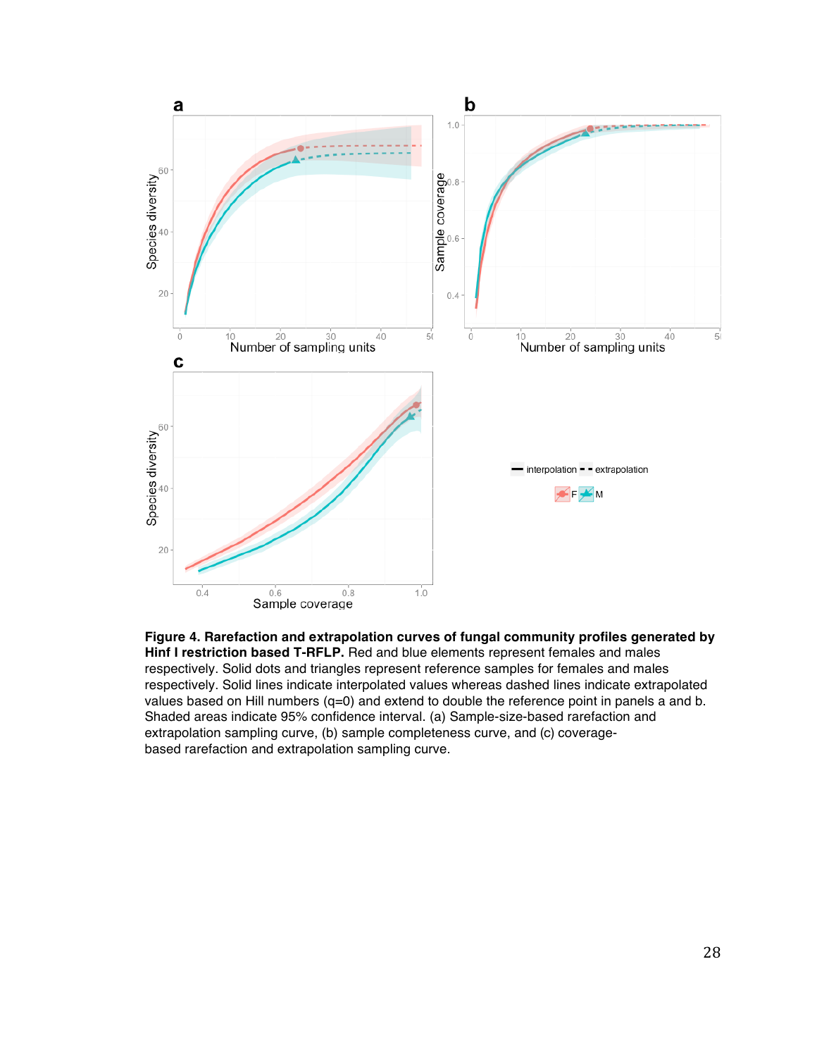**Figure 4. Rarefaction and extrapolation curves of fungal community profiles generated by Hinf I restriction based T-RFLP.** Red and blue elements represent females and males respectively. Solid dots and triangles represent reference samples for females and males respectively. Solid lines indicate interpolated values whereas dashed lines indicate extrapolated values based on Hill numbers (q=0) and extend to double the reference point in panels a and b. Shaded areas indicate 95% confidence interval. (a) Sample-size-based rarefaction and extrapolation sampling curve, (b) sample completeness curve, and (c) coverage-based rarefaction and extrapolation sampling curve.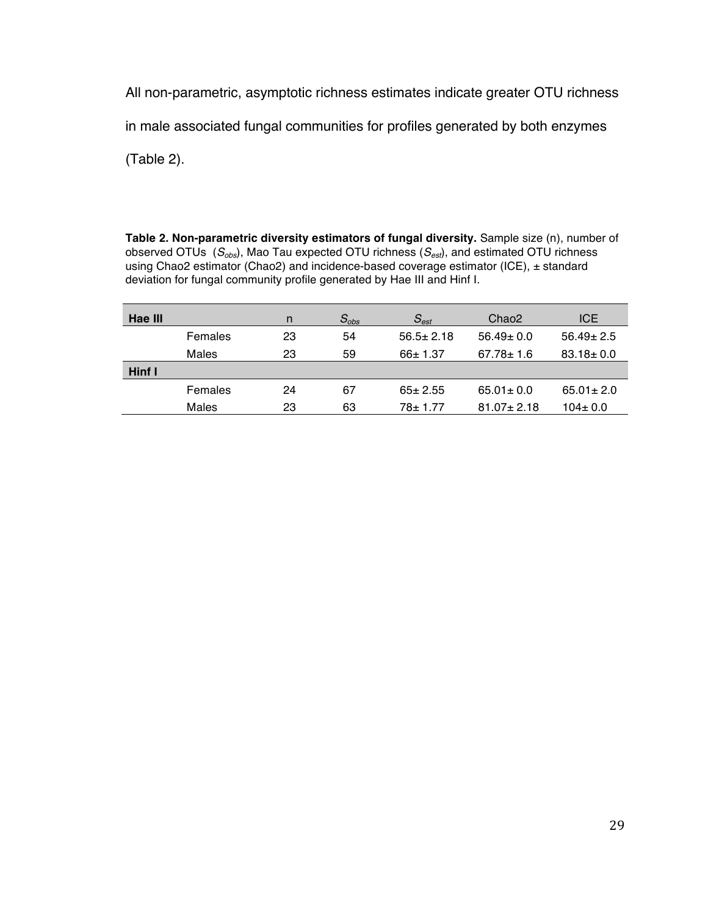All non-parametric, asymptotic richness estimates indicate greater OTU richness in male associated fungal communities for profiles generated by both enzymes (Table 2).

**Table 2. Non-parametric diversity estimators of fungal diversity.** Sample size (n), number of observed OTUs ($S_{obs}$), Mao Tau expected OTU richness ($S_{est}$), and estimated OTU richness using Chao2 estimator (Chao2) and incidence-based coverage estimator (ICE), ± standard deviation for fungal community profile generated by Hae III and Hinf I.

| **Hae III** | | n | $S_{obs}$ | $S_{est}$ | Chao2 | ICE |
|---|---|---|---|---|---|---|
| | Females | 23 | 54 | 56.5± 2.18 | 56.49± 0.0 | 56.49± 2.5 |
| | Males | 23 | 59 | 66± 1.37 | 67.78± 1.6 | 83.18± 0.0 |
| **Hinf I** | | | | | | |
| | Females | 24 | 67 | 65± 2.55 | 65.01± 0.0 | 65.01± 2.0 |
| | Males | 23 | 63 | 78± 1.77 | 81.07± 2.18 | 104± 0.0 |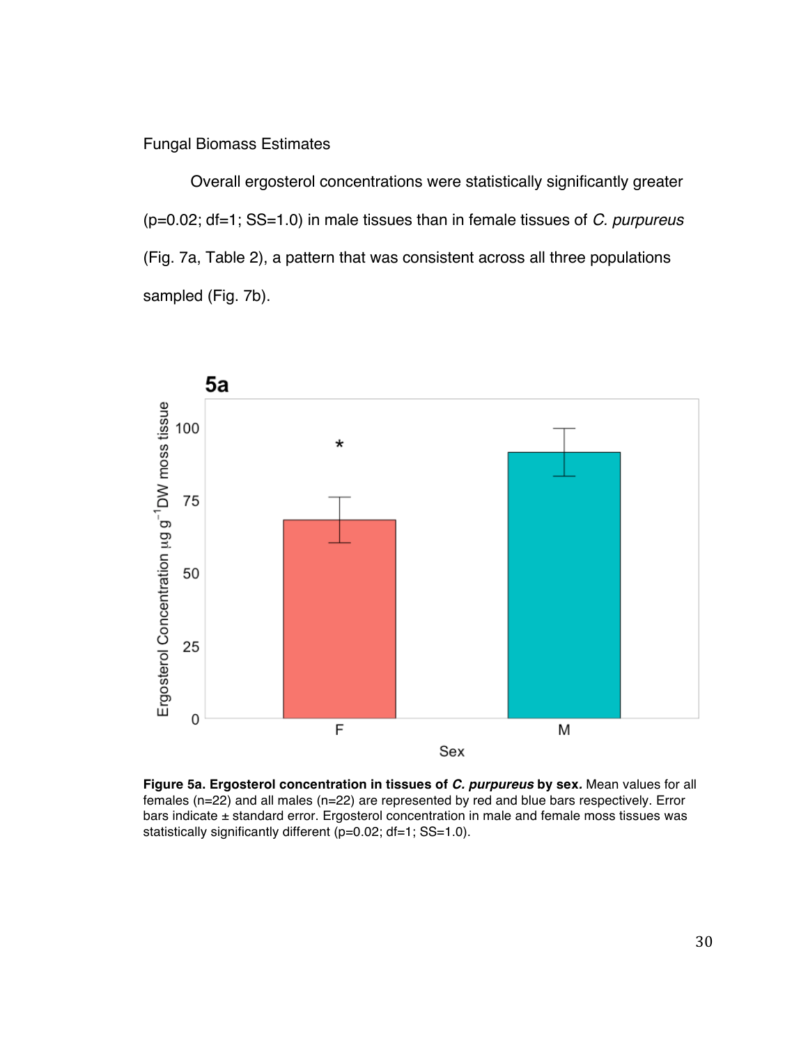Fungal Biomass Estimates

Overall ergosterol concentrations were statistically significantly greater ($p=0.02$; $df=1$; $SS=1.0$) in male tissues than in female tissues of *C. purpureus* (Fig. 7a, Table 2), a pattern that was consistent across all three populations sampled (Fig. 7b).

**Figure 5a. Ergosterol concentration in tissues of *C. purpureus* by sex.** Mean values for all females ($n=22$) and all males ($n=22$) are represented by red and blue bars respectively. Error bars indicate ± standard error. Ergosterol concentration in male and female moss tissues was statistically significantly different ($p=0.02$; $df=1$; $SS=1.0$).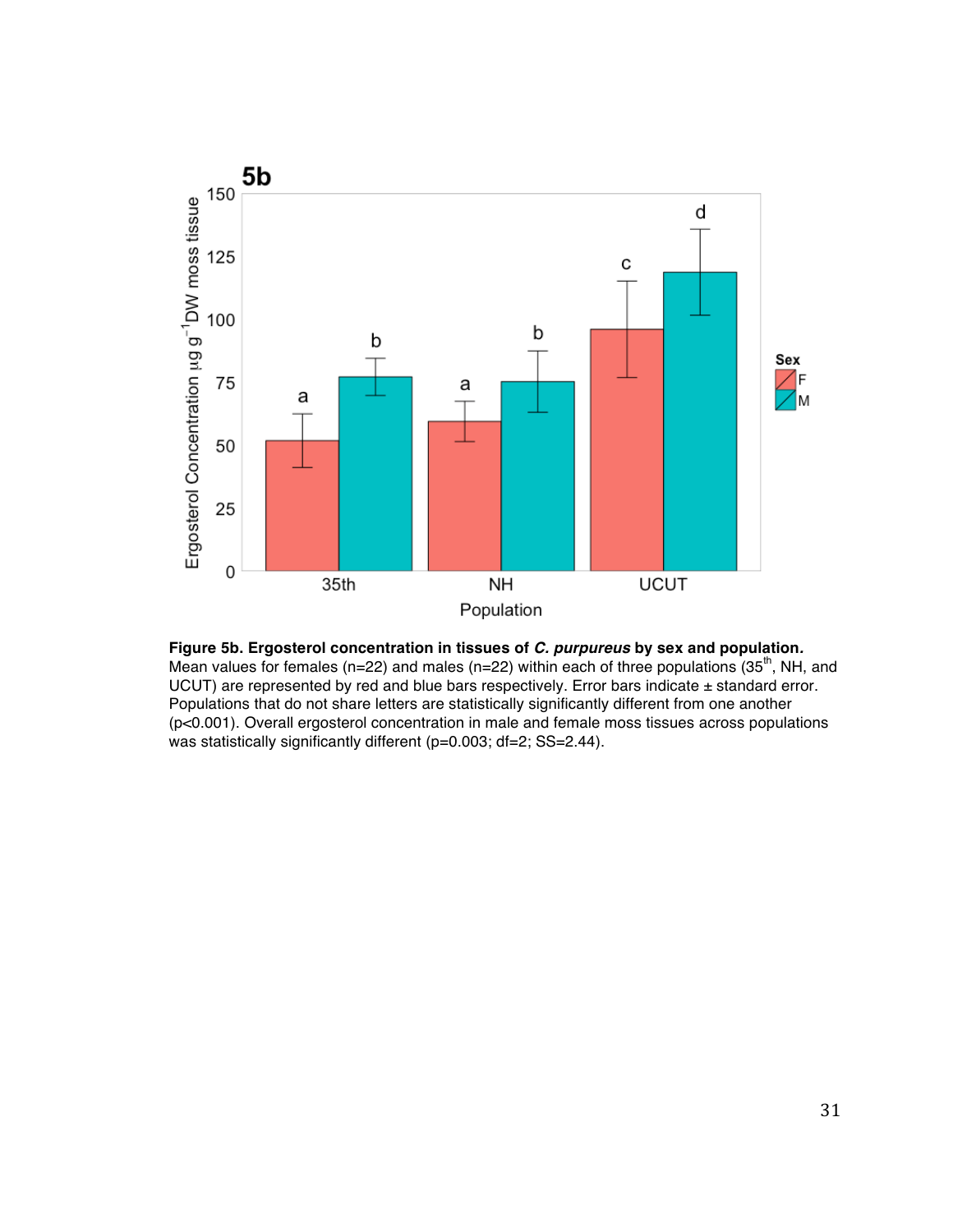**Figure 5b. Ergosterol concentration in tissues of *C. purpureus* by sex and population.** Mean values for females (n=22) and males (n=22) within each of three populations (35[th], NH, and UCUT) are represented by red and blue bars respectively. Error bars indicate ± standard error. Populations that do not share letters are statistically significantly different from one another ($p<0.001$). Overall ergosterol concentration in male and female moss tissues across populations was statistically significantly different ($p=0.003$; df=2; SS=2.44).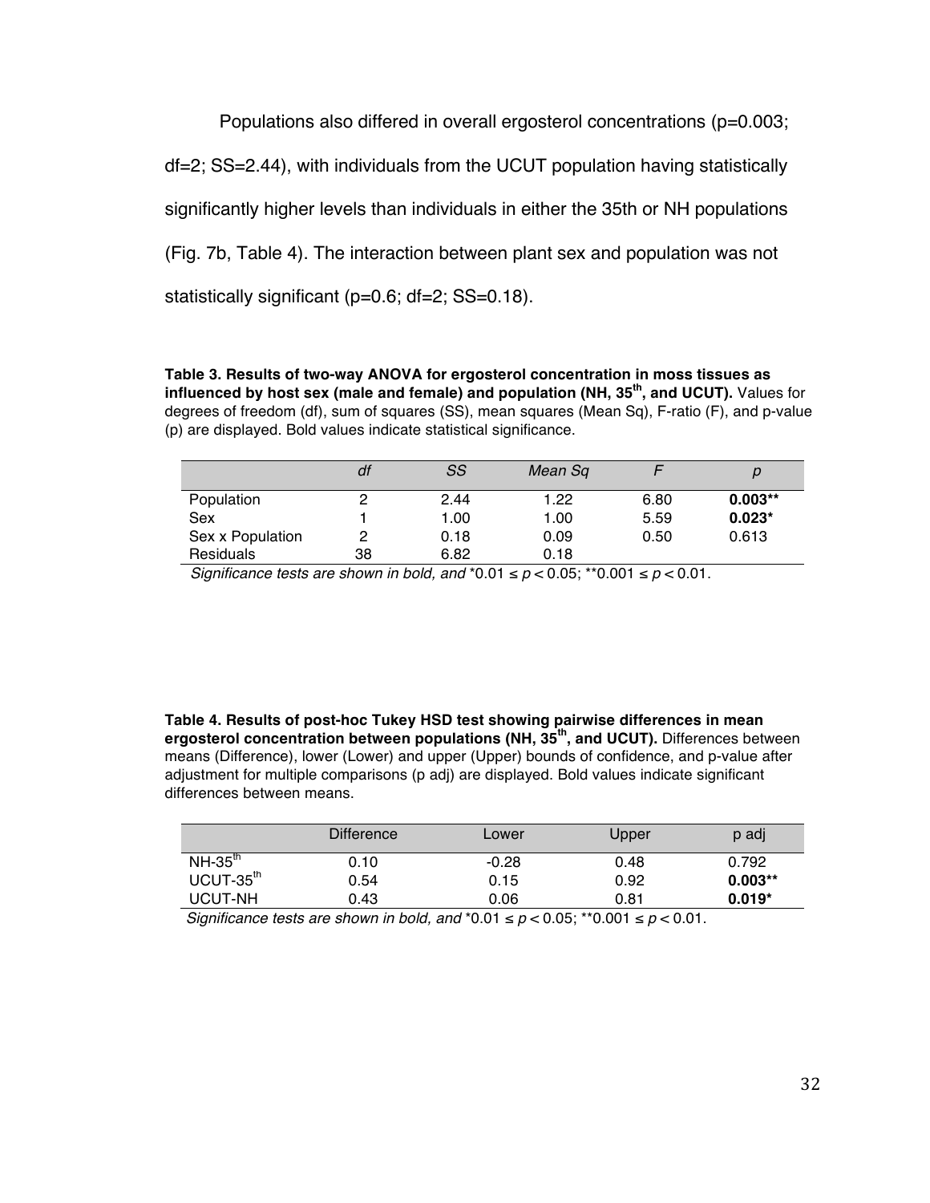Populations also differed in overall ergosterol concentrations ($p=0.003$; $df=2$; $SS=2.44$), with individuals from the UCUT population having statistically significantly higher levels than individuals in either the 35th or NH populations (Fig. 7b, Table 4). The interaction between plant sex and population was not statistically significant ($p=0.6$; $df=2$; $SS=0.18$).

**Table 3. Results of two-way ANOVA for ergosterol concentration in moss tissues as influenced by host sex (male and female) and population (NH, 35th, and UCUT).** Values for degrees of freedom (df), sum of squares (SS), mean squares (Mean Sq), F-ratio (F), and p-value (p) are displayed. Bold values indicate statistical significance.

| | *df* | *SS* | *Mean Sq* | *F* | *p* |
|---|---|---|---|---|---|
| Population | 2 | 2.44 | 1.22 | 6.80 | **0.003**** |
| Sex | 1 | 1.00 | 1.00 | 5.59 | **0.023*** |
| Sex x Population | 2 | 0.18 | 0.09 | 0.50 | 0.613 |
| Residuals | 38 | 6.82 | 0.18 | | |

*Significance tests are shown in bold, and* *$0.01 \leq p < 0.05$; **$0.001 \leq p < 0.01$.

**Table 4. Results of post-hoc Tukey HSD test showing pairwise differences in mean ergosterol concentration between populations (NH, 35th, and UCUT).** Differences between means (Difference), lower (Lower) and upper (Upper) bounds of confidence, and p-value after adjustment for multiple comparisons (p adj) are displayed. Bold values indicate significant differences between means.

| | Difference | Lower | Upper | p adj |
|---|---|---|---|---|
| NH-35th | 0.10 | -0.28 | 0.48 | 0.792 |
| UCUT-35th | 0.54 | 0.15 | 0.92 | **0.003**** |
| UCUT-NH | 0.43 | 0.06 | 0.81 | **0.019*** |

*Significance tests are shown in bold, and* *$0.01 \leq p < 0.05$; **$0.001 \leq p < 0.01$.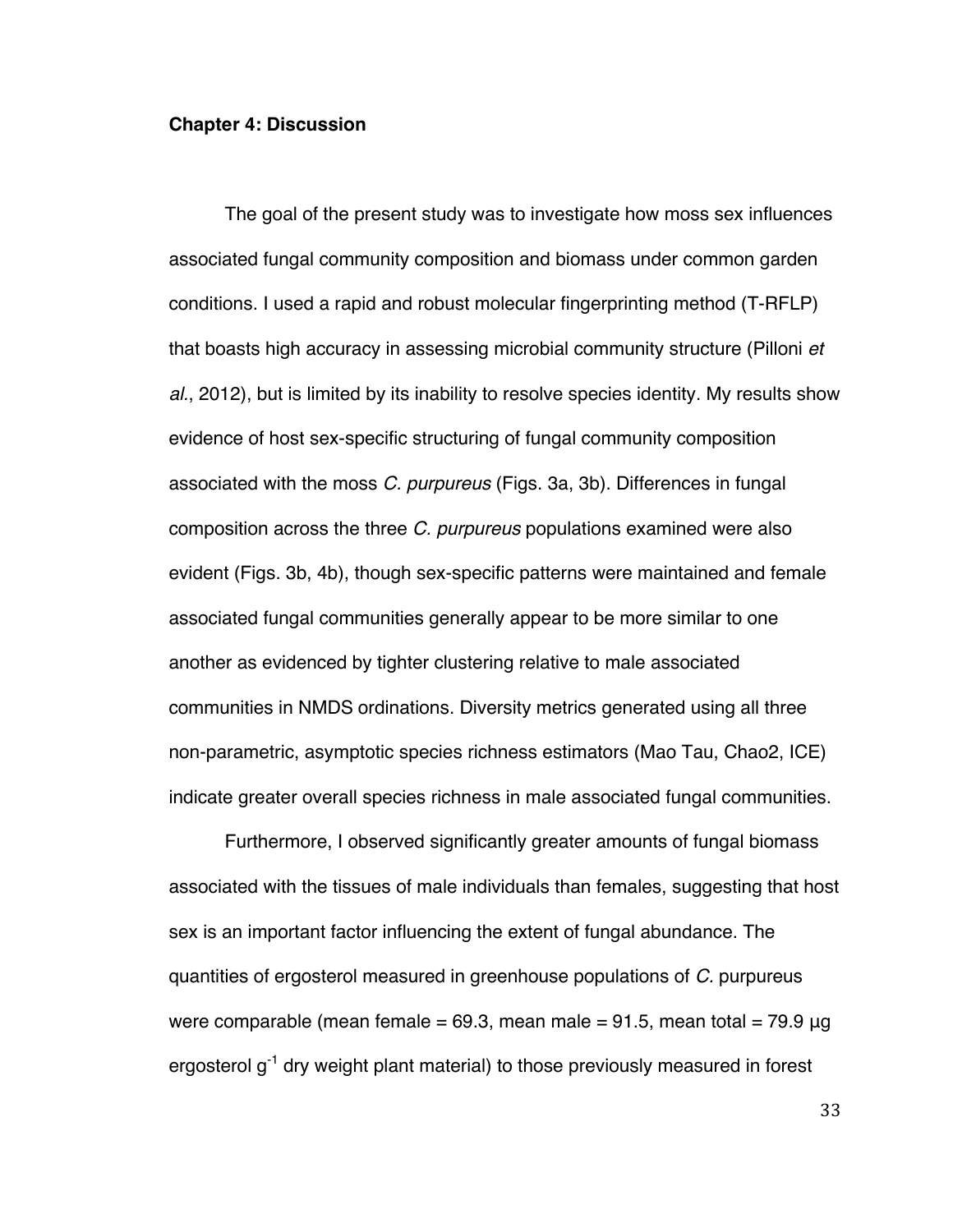**Chapter 4: Discussion**

The goal of the present study was to investigate how moss sex influences associated fungal community composition and biomass under common garden conditions. I used a rapid and robust molecular fingerprinting method (T-RFLP) that boasts high accuracy in assessing microbial community structure (Pilloni *et al*., 2012), but is limited by its inability to resolve species identity. My results show evidence of host sex-specific structuring of fungal community composition associated with the moss *C. purpureus* (Figs. 3a, 3b). Differences in fungal composition across the three *C. purpureus* populations examined were also evident (Figs. 3b, 4b), though sex-specific patterns were maintained and female associated fungal communities generally appear to be more similar to one another as evidenced by tighter clustering relative to male associated communities in NMDS ordinations. Diversity metrics generated using all three non-parametric, asymptotic species richness estimators (Mao Tau, Chao2, ICE) indicate greater overall species richness in male associated fungal communities.

Furthermore, I observed significantly greater amounts of fungal biomass associated with the tissues of male individuals than females, suggesting that host sex is an important factor influencing the extent of fungal abundance. The quantities of ergosterol measured in greenhouse populations of *C.* purpureus were comparable (mean female = 69.3, mean male = 91.5, mean total = 79.9 µg ergosterol $g^{-1}$ dry weight plant material) to those previously measured in forest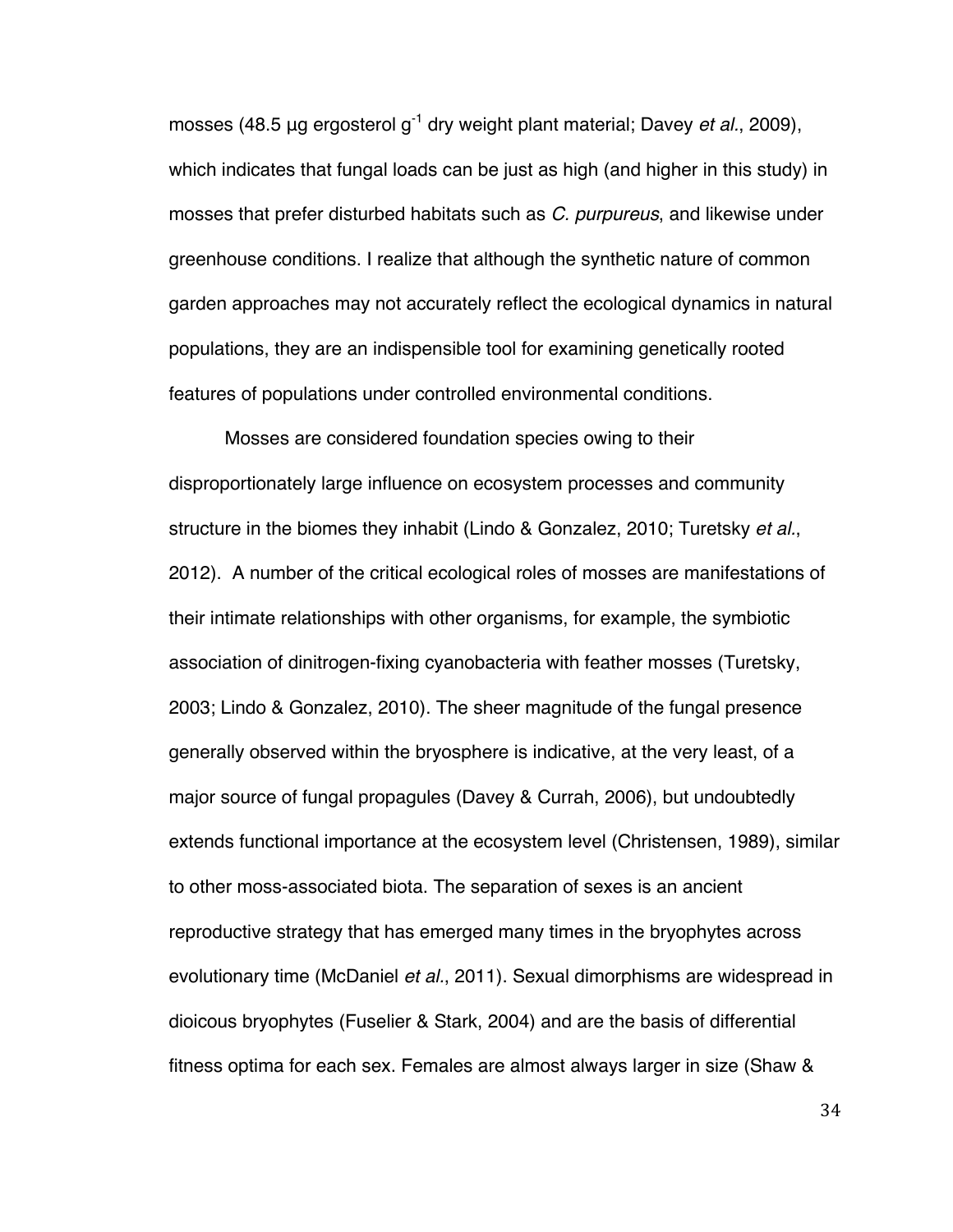mosses (48.5 µg ergosterol $g^{-1}$ dry weight plant material; Davey *et al*., 2009), which indicates that fungal loads can be just as high (and higher in this study) in mosses that prefer disturbed habitats such as *C. purpureus*, and likewise under greenhouse conditions. I realize that although the synthetic nature of common garden approaches may not accurately reflect the ecological dynamics in natural populations, they are an indispensible tool for examining genetically rooted features of populations under controlled environmental conditions.

Mosses are considered foundation species owing to their disproportionately large influence on ecosystem processes and community structure in the biomes they inhabit (Lindo & Gonzalez, 2010; Turetsky *et al*., 2012). A number of the critical ecological roles of mosses are manifestations of their intimate relationships with other organisms, for example, the symbiotic association of dinitrogen-fixing cyanobacteria with feather mosses (Turetsky, 2003; Lindo & Gonzalez, 2010). The sheer magnitude of the fungal presence generally observed within the bryosphere is indicative, at the very least, of a major source of fungal propagules (Davey & Currah, 2006), but undoubtedly extends functional importance at the ecosystem level (Christensen, 1989), similar to other moss-associated biota. The separation of sexes is an ancient reproductive strategy that has emerged many times in the bryophytes across evolutionary time (McDaniel *et al*., 2011). Sexual dimorphisms are widespread in dioicous bryophytes (Fuselier & Stark, 2004) and are the basis of differential fitness optima for each sex. Females are almost always larger in size (Shaw &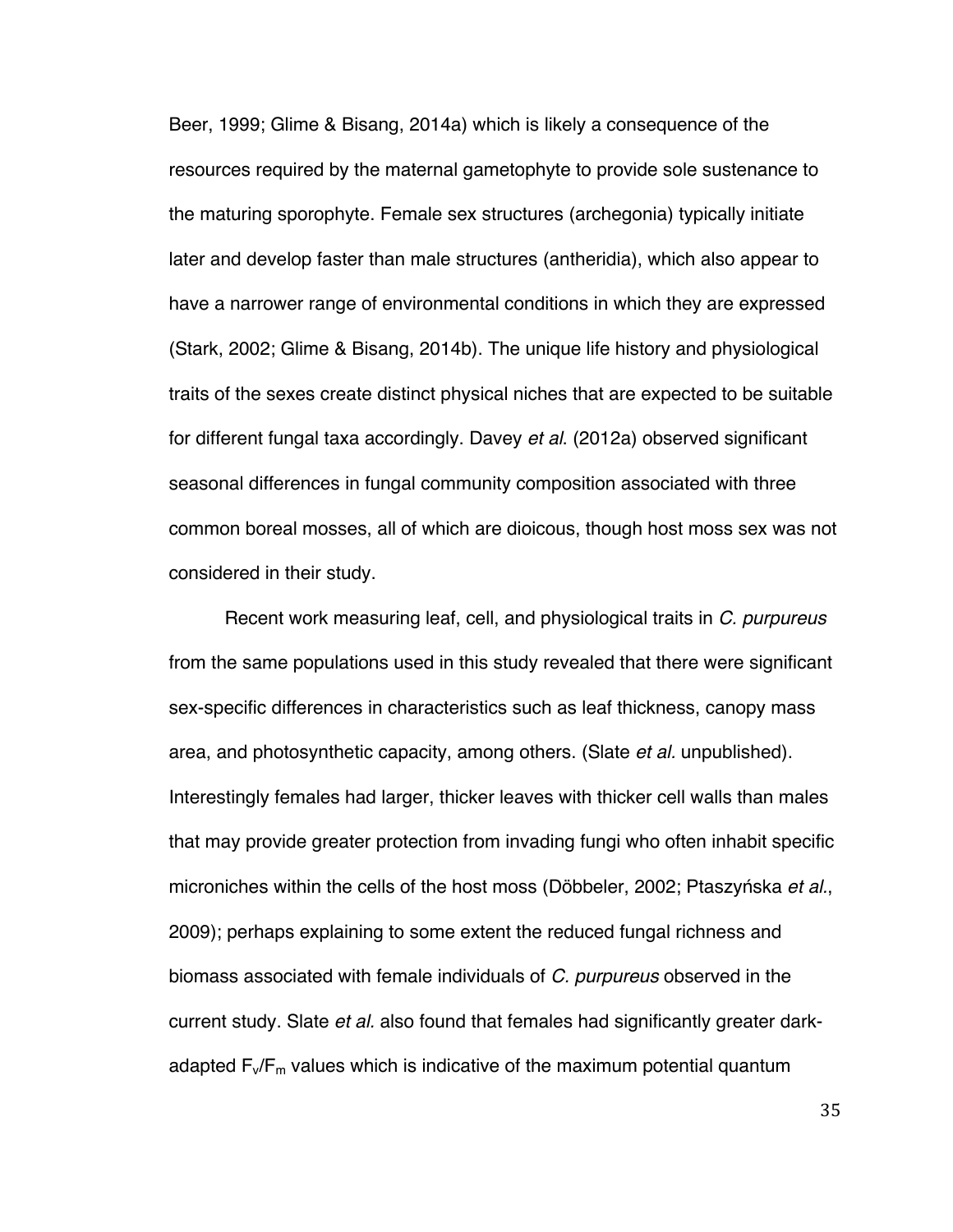Beer, 1999; Glime & Bisang, 2014a) which is likely a consequence of the resources required by the maternal gametophyte to provide sole sustenance to the maturing sporophyte. Female sex structures (archegonia) typically initiate later and develop faster than male structures (antheridia), which also appear to have a narrower range of environmental conditions in which they are expressed (Stark, 2002; Glime & Bisang, 2014b). The unique life history and physiological traits of the sexes create distinct physical niches that are expected to be suitable for different fungal taxa accordingly. Davey *et al*. (2012a) observed significant seasonal differences in fungal community composition associated with three common boreal mosses, all of which are dioicous, though host moss sex was not considered in their study.

Recent work measuring leaf, cell, and physiological traits in *C. purpureus* from the same populations used in this study revealed that there were significant sex-specific differences in characteristics such as leaf thickness, canopy mass area, and photosynthetic capacity, among others. (Slate *et al.* unpublished). Interestingly females had larger, thicker leaves with thicker cell walls than males that may provide greater protection from invading fungi who often inhabit specific microniches within the cells of the host moss (Döbbeler, 2002; Ptaszyńska *et al.*, 2009); perhaps explaining to some extent the reduced fungal richness and biomass associated with female individuals of *C. purpureus* observed in the current study. Slate *et al.* also found that females had significantly greater dark-adapted $F_v/F_m$ values which is indicative of the maximum potential quantum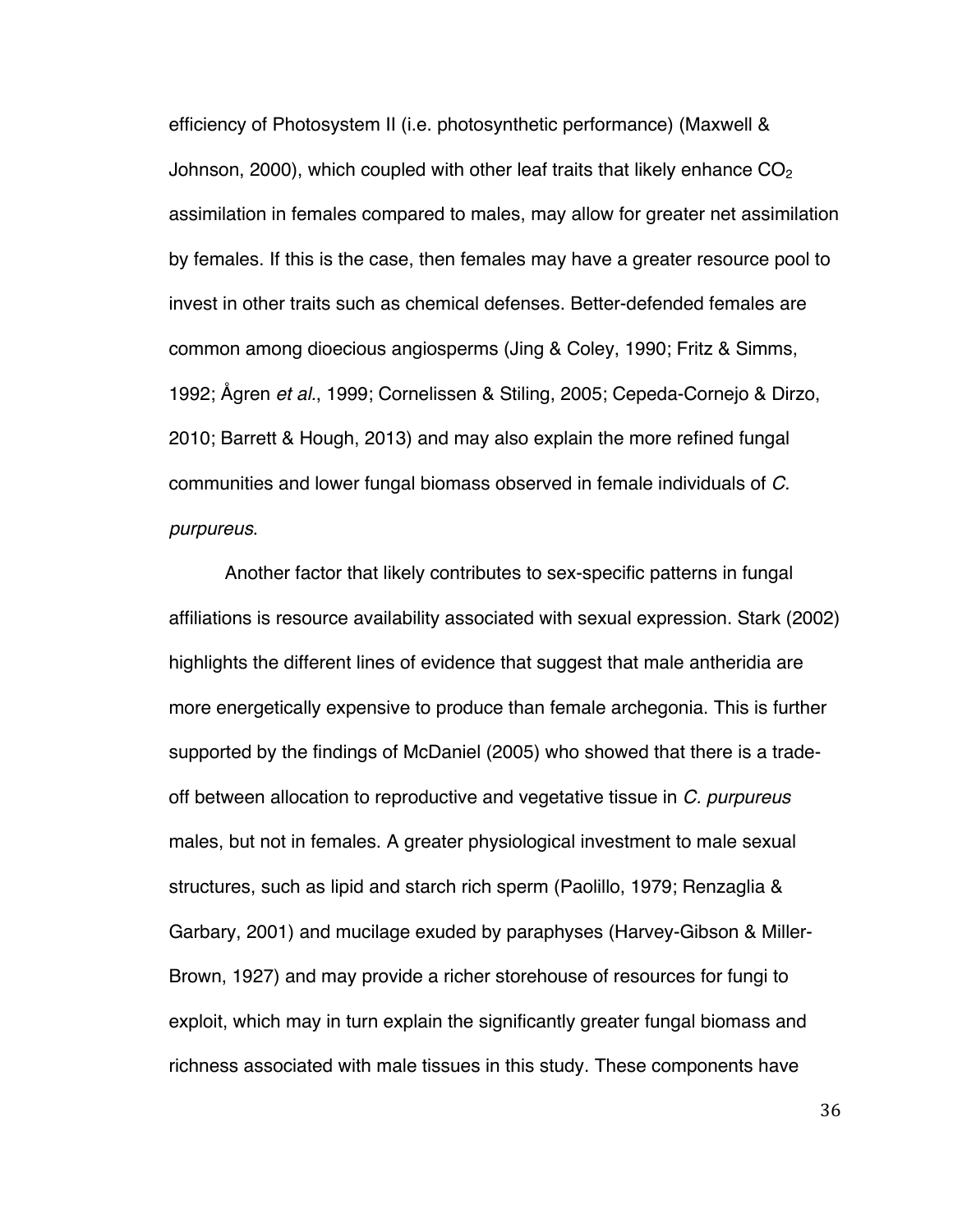efficiency of Photosystem II (i.e. photosynthetic performance) (Maxwell & Johnson, 2000), which coupled with other leaf traits that likely enhance $CO_2$ assimilation in females compared to males, may allow for greater net assimilation by females. If this is the case, then females may have a greater resource pool to invest in other traits such as chemical defenses. Better-defended females are common among dioecious angiosperms (Jing & Coley, 1990; Fritz & Simms, 1992; Ågren *et al*., 1999; Cornelissen & Stiling, 2005; Cepeda-Cornejo & Dirzo, 2010; Barrett & Hough, 2013) and may also explain the more refined fungal communities and lower fungal biomass observed in female individuals of *C. purpureus*.

Another factor that likely contributes to sex-specific patterns in fungal affiliations is resource availability associated with sexual expression. Stark (2002) highlights the different lines of evidence that suggest that male antheridia are more energetically expensive to produce than female archegonia. This is further supported by the findings of McDaniel (2005) who showed that there is a trade-off between allocation to reproductive and vegetative tissue in *C. purpureus* males, but not in females. A greater physiological investment to male sexual structures, such as lipid and starch rich sperm (Paolillo, 1979; Renzaglia & Garbary, 2001) and mucilage exuded by paraphyses (Harvey-Gibson & Miller-Brown, 1927) and may provide a richer storehouse of resources for fungi to exploit, which may in turn explain the significantly greater fungal biomass and richness associated with male tissues in this study. These components have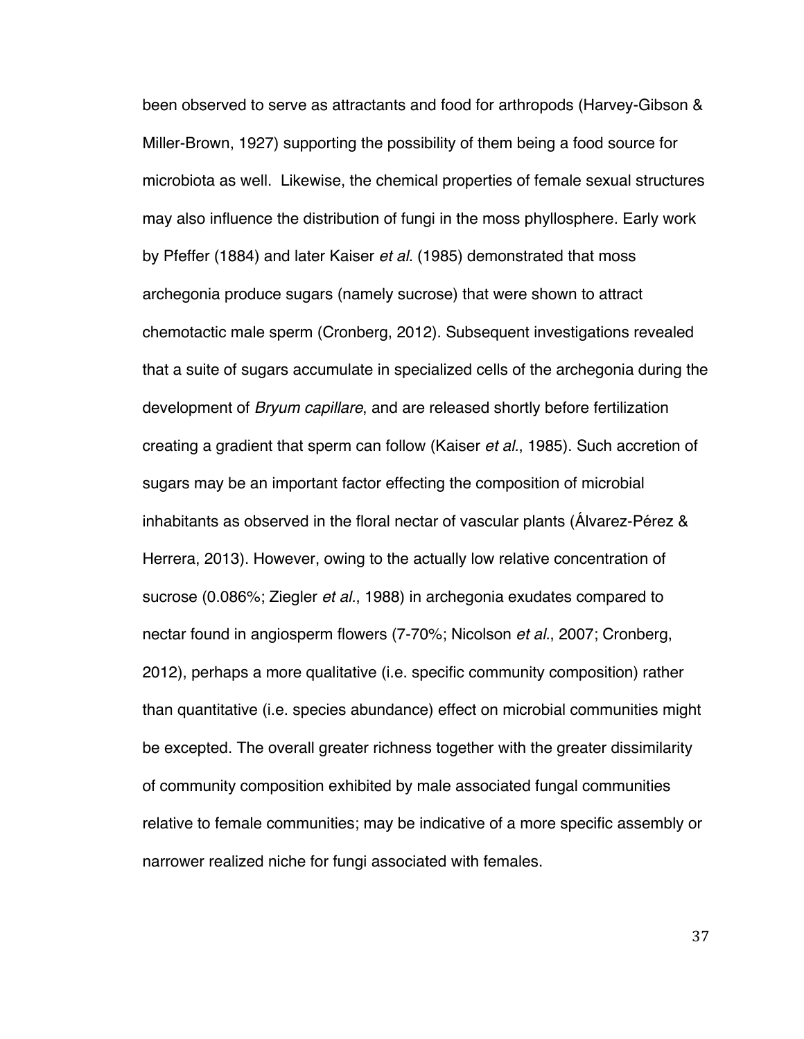been observed to serve as attractants and food for arthropods (Harvey-Gibson & Miller-Brown, 1927) supporting the possibility of them being a food source for microbiota as well. Likewise, the chemical properties of female sexual structures may also influence the distribution of fungi in the moss phyllosphere. Early work by Pfeffer (1884) and later Kaiser *et al.* (1985) demonstrated that moss archegonia produce sugars (namely sucrose) that were shown to attract chemotactic male sperm (Cronberg, 2012). Subsequent investigations revealed that a suite of sugars accumulate in specialized cells of the archegonia during the development of *Bryum capillare*, and are released shortly before fertilization creating a gradient that sperm can follow (Kaiser *et al.*, 1985). Such accretion of sugars may be an important factor effecting the composition of microbial inhabitants as observed in the floral nectar of vascular plants (Álvarez-Pérez & Herrera, 2013). However, owing to the actually low relative concentration of sucrose (0.086%; Ziegler *et al.*, 1988) in archegonia exudates compared to nectar found in angiosperm flowers (7-70%; Nicolson *et al.*, 2007; Cronberg, 2012), perhaps a more qualitative (i.e. specific community composition) rather than quantitative (i.e. species abundance) effect on microbial communities might be excepted. The overall greater richness together with the greater dissimilarity of community composition exhibited by male associated fungal communities relative to female communities; may be indicative of a more specific assembly or narrower realized niche for fungi associated with females.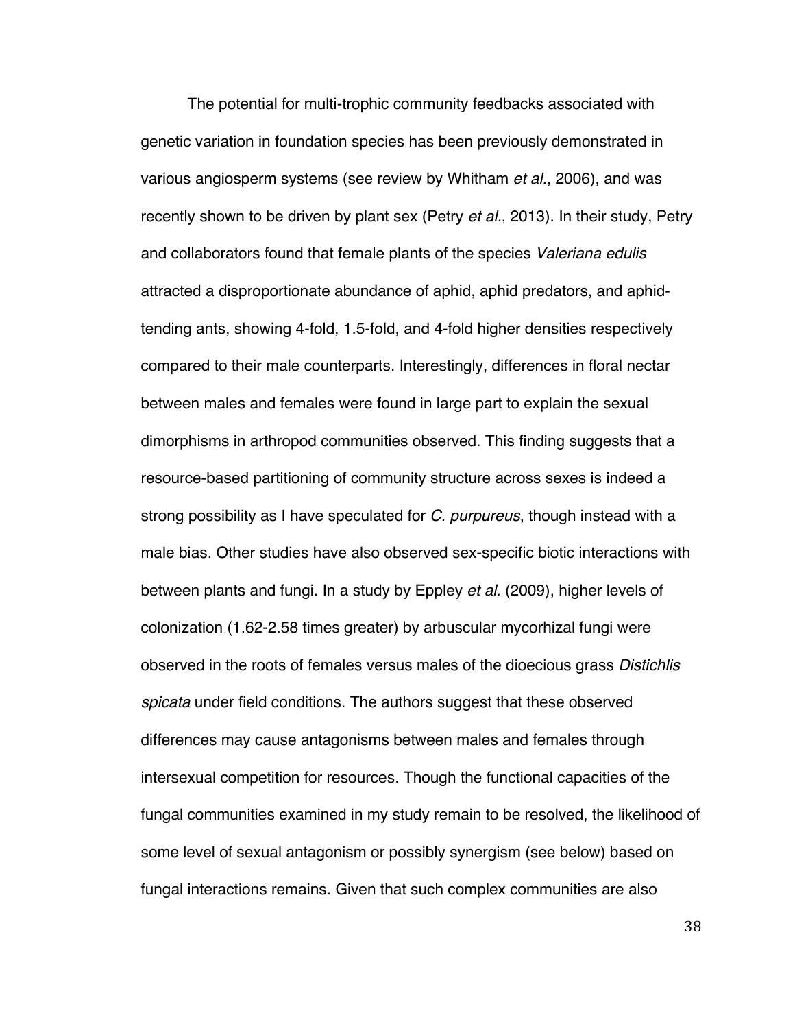The potential for multi-trophic community feedbacks associated with genetic variation in foundation species has been previously demonstrated in various angiosperm systems (see review by Whitham *et al.*, 2006), and was recently shown to be driven by plant sex (Petry *et al.*, 2013). In their study, Petry and collaborators found that female plants of the species *Valeriana edulis* attracted a disproportionate abundance of aphid, aphid predators, and aphid-tending ants, showing 4-fold, 1.5-fold, and 4-fold higher densities respectively compared to their male counterparts. Interestingly, differences in floral nectar between males and females were found in large part to explain the sexual dimorphisms in arthropod communities observed. This finding suggests that a resource-based partitioning of community structure across sexes is indeed a strong possibility as I have speculated for *C. purpureus*, though instead with a male bias. Other studies have also observed sex-specific biotic interactions with between plants and fungi. In a study by Eppley *et al.* (2009), higher levels of colonization (1.62-2.58 times greater) by arbuscular mycorhizal fungi were observed in the roots of females versus males of the dioecious grass *Distichlis spicata* under field conditions. The authors suggest that these observed differences may cause antagonisms between males and females through intersexual competition for resources. Though the functional capacities of the fungal communities examined in my study remain to be resolved, the likelihood of some level of sexual antagonism or possibly synergism (see below) based on fungal interactions remains. Given that such complex communities are also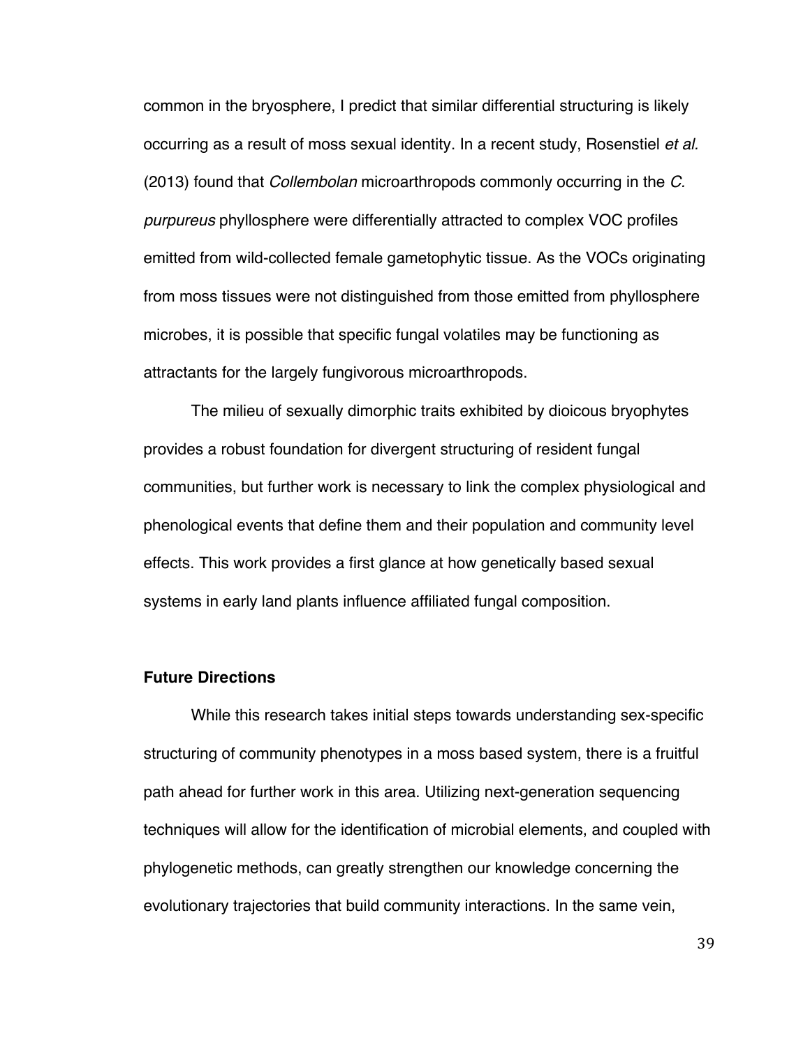common in the bryosphere, I predict that similar differential structuring is likely occurring as a result of moss sexual identity. In a recent study, Rosenstiel *et al.* (2013) found that *Collembolan* microarthropods commonly occurring in the *C. purpureus* phyllosphere were differentially attracted to complex VOC profiles emitted from wild-collected female gametophytic tissue. As the VOCs originating from moss tissues were not distinguished from those emitted from phyllosphere microbes, it is possible that specific fungal volatiles may be functioning as attractants for the largely fungivorous microarthropods.

The milieu of sexually dimorphic traits exhibited by dioicous bryophytes provides a robust foundation for divergent structuring of resident fungal communities, but further work is necessary to link the complex physiological and phenological events that define them and their population and community level effects. This work provides a first glance at how genetically based sexual systems in early land plants influence affiliated fungal composition.

**Future Directions**

While this research takes initial steps towards understanding sex-specific structuring of community phenotypes in a moss based system, there is a fruitful path ahead for further work in this area. Utilizing next-generation sequencing techniques will allow for the identification of microbial elements, and coupled with phylogenetic methods, can greatly strengthen our knowledge concerning the evolutionary trajectories that build community interactions. In the same vein,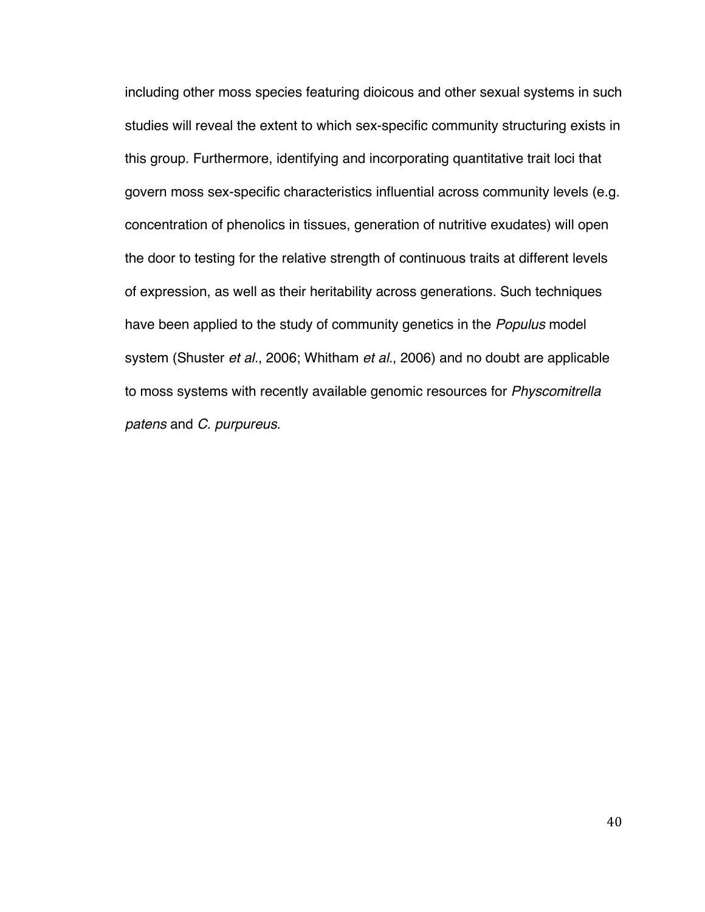including other moss species featuring dioicous and other sexual systems in such studies will reveal the extent to which sex-specific community structuring exists in this group. Furthermore, identifying and incorporating quantitative trait loci that govern moss sex-specific characteristics influential across community levels (e.g. concentration of phenolics in tissues, generation of nutritive exudates) will open the door to testing for the relative strength of continuous traits at different levels of expression, as well as their heritability across generations. Such techniques have been applied to the study of community genetics in the *Populus* model system (Shuster *et al*., 2006; Whitham *et al*., 2006) and no doubt are applicable to moss systems with recently available genomic resources for *Physcomitrella patens* and *C. purpureus*.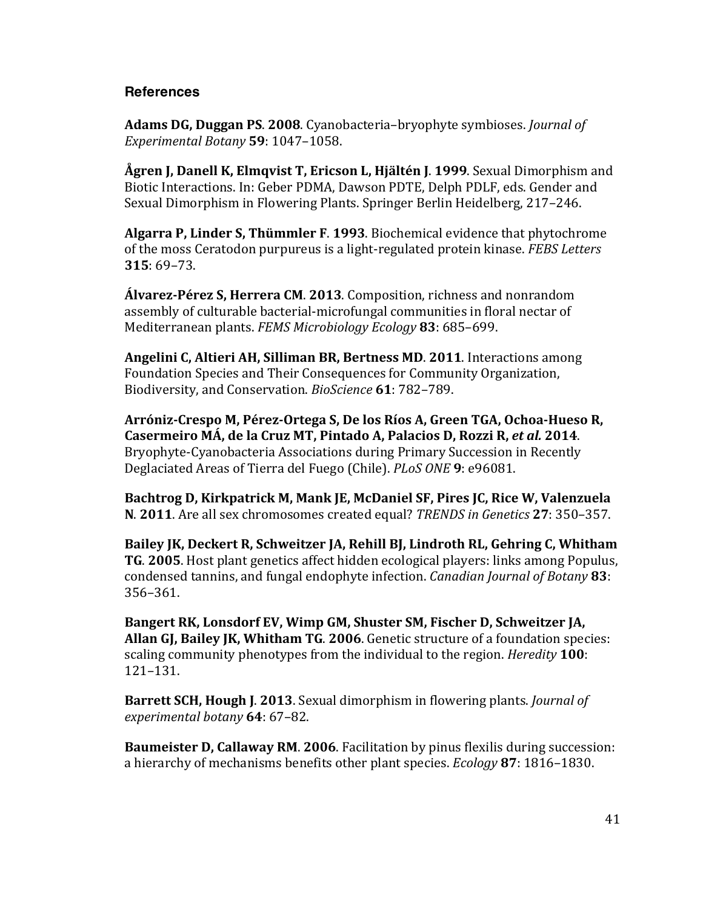## References

**Adams DG, Duggan PS**. **2008**. Cyanobacteria–bryophyte symbioses. *Journal of Experimental Botany* **59**: 1047–1058.

**Ågren J, Danell K, Elmqvist T, Ericson L, Hjältén J**. **1999**. Sexual Dimorphism and Biotic Interactions. In: Geber PDMA, Dawson PDTE, Delph PDLF, eds. Gender and Sexual Dimorphism in Flowering Plants. Springer Berlin Heidelberg, 217–246.

**Algarra P, Linder S, Thümmler F**. **1993**. Biochemical evidence that phytochrome of the moss Ceratodon purpureus is a light-regulated protein kinase. *FEBS Letters* **315**: 69–73.

**Álvarez-Pérez S, Herrera CM**. **2013**. Composition, richness and nonrandom assembly of culturable bacterial-microfungal communities in floral nectar of Mediterranean plants. *FEMS Microbiology Ecology* **83**: 685–699.

**Angelini C, Altieri AH, Silliman BR, Bertness MD**. **2011**. Interactions among Foundation Species and Their Consequences for Community Organization, Biodiversity, and Conservation. *BioScience* **61**: 782–789.

**Arróniz-Crespo M, Pérez-Ortega S, De los Ríos A, Green TGA, Ochoa-Hueso R, Casermeiro MÁ, de la Cruz MT, Pintado A, Palacios D, Rozzi R, *et al.* 2014**. Bryophyte-Cyanobacteria Associations during Primary Succession in Recently Deglaciated Areas of Tierra del Fuego (Chile). *PLoS ONE* **9**: e96081.

**Bachtrog D, Kirkpatrick M, Mank JE, McDaniel SF, Pires JC, Rice W, Valenzuela N**. **2011**. Are all sex chromosomes created equal? *TRENDS in Genetics* **27**: 350–357.

**Bailey JK, Deckert R, Schweitzer JA, Rehill BJ, Lindroth RL, Gehring C, Whitham TG**. **2005**. Host plant genetics affect hidden ecological players: links among Populus, condensed tannins, and fungal endophyte infection. *Canadian Journal of Botany* **83**: 356–361.

**Bangert RK, Lonsdorf EV, Wimp GM, Shuster SM, Fischer D, Schweitzer JA, Allan GJ, Bailey JK, Whitham TG**. **2006**. Genetic structure of a foundation species: scaling community phenotypes from the individual to the region. *Heredity* **100**: 121–131.

**Barrett SCH, Hough J**. **2013**. Sexual dimorphism in flowering plants. *Journal of experimental botany* **64**: 67–82.

**Baumeister D, Callaway RM**. **2006**. Facilitation by pinus flexilis during succession: a hierarchy of mechanisms benefits other plant species. *Ecology* **87**: 1816–1830.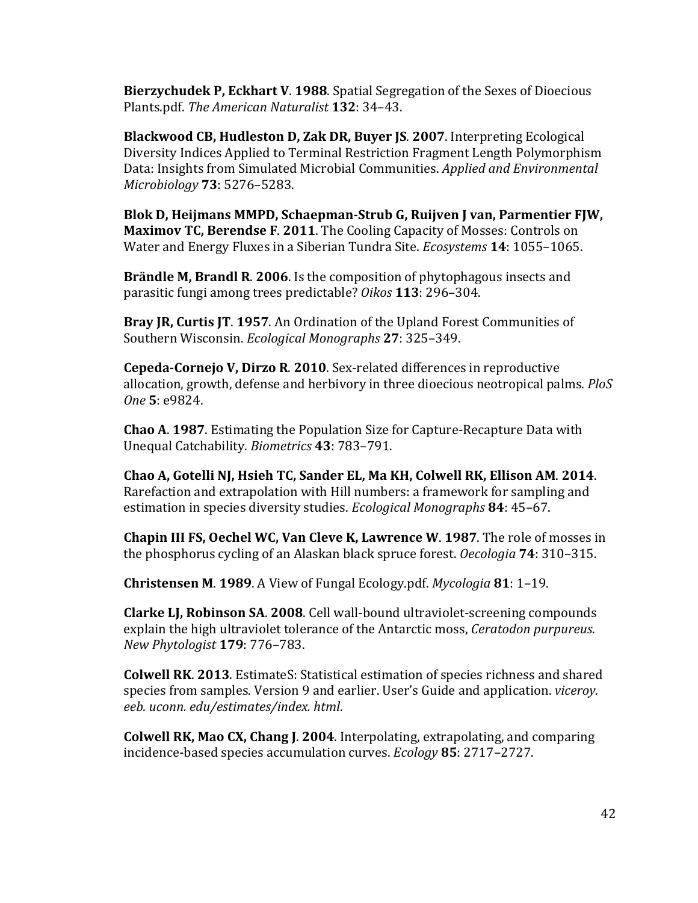**Bierzychudek P, Eckhart V**. **1988**. Spatial Segregation of the Sexes of Dioecious Plants.pdf. *The American Naturalist* **132**: 34–43.

**Blackwood CB, Hudleston D, Zak DR, Buyer JS**. **2007**. Interpreting Ecological Diversity Indices Applied to Terminal Restriction Fragment Length Polymorphism Data: Insights from Simulated Microbial Communities. *Applied and Environmental Microbiology* **73**: 5276–5283.

**Blok D, Heijmans MMPD, Schaepman-Strub G, Ruijven J van, Parmentier FJW, Maximov TC, Berendse F**. **2011**. The Cooling Capacity of Mosses: Controls on Water and Energy Fluxes in a Siberian Tundra Site. *Ecosystems* **14**: 1055–1065.

**Brändle M, Brandl R**. **2006**. Is the composition of phytophagous insects and parasitic fungi among trees predictable? *Oikos* **113**: 296–304.

**Bray JR, Curtis JT**. **1957**. An Ordination of the Upland Forest Communities of Southern Wisconsin. *Ecological Monographs* **27**: 325–349.

**Cepeda-Cornejo V, Dirzo R**. **2010**. Sex-related differences in reproductive allocation, growth, defense and herbivory in three dioecious neotropical palms. *PloS One* **5**: e9824.

**Chao A**. **1987**. Estimating the Population Size for Capture-Recapture Data with Unequal Catchability. *Biometrics* **43**: 783–791.

**Chao A, Gotelli NJ, Hsieh TC, Sander EL, Ma KH, Colwell RK, Ellison AM**. **2014**. Rarefaction and extrapolation with Hill numbers: a framework for sampling and estimation in species diversity studies. *Ecological Monographs* **84**: 45–67.

**Chapin III FS, Oechel WC, Van Cleve K, Lawrence W**. **1987**. The role of mosses in the phosphorus cycling of an Alaskan black spruce forest. *Oecologia* **74**: 310–315.

**Christensen M**. **1989**. A View of Fungal Ecology.pdf. *Mycologia* **81**: 1–19.

**Clarke LJ, Robinson SA**. **2008**. Cell wall-bound ultraviolet-screening compounds explain the high ultraviolet tolerance of the Antarctic moss, *Ceratodon purpureus*. *New Phytologist* **179**: 776–783.

**Colwell RK**. **2013**. EstimateS: Statistical estimation of species richness and shared species from samples. Version 9 and earlier. User's Guide and application. *viceroy. eeb. uconn. edu/estimates/index. html*.

**Colwell RK, Mao CX, Chang J**. **2004**. Interpolating, extrapolating, and comparing incidence-based species accumulation curves. *Ecology* **85**: 2717–2727.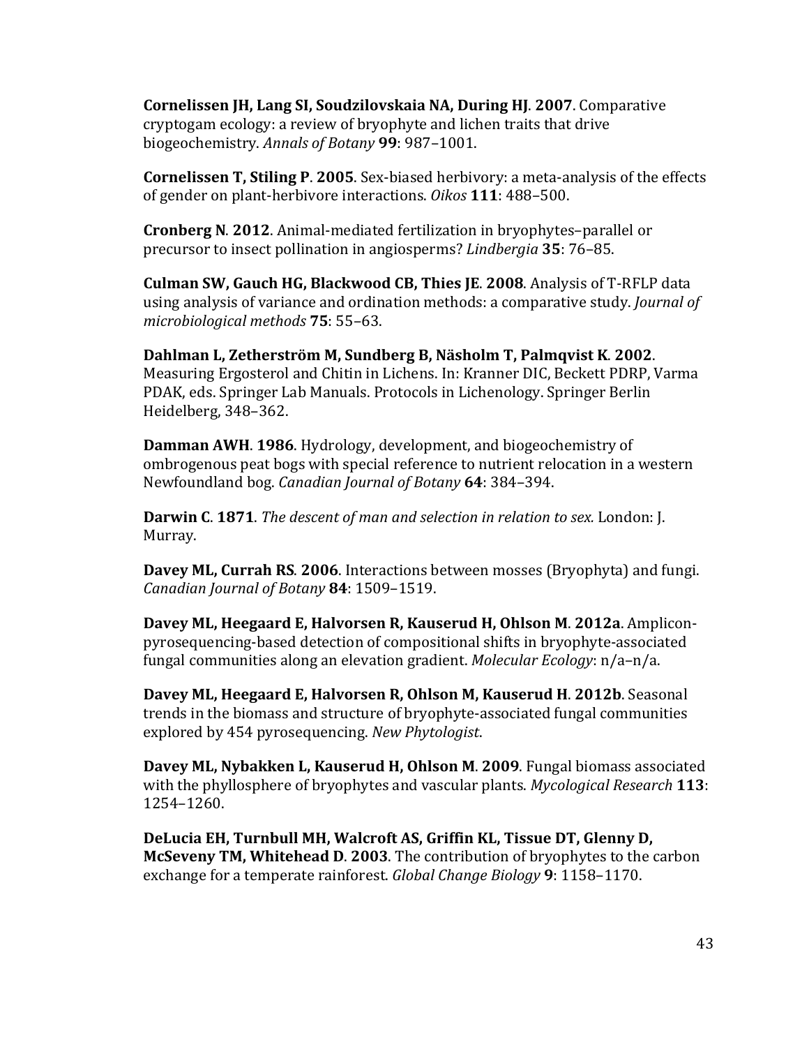**Cornelissen JH, Lang SI, Soudzilovskaia NA, During HJ**. **2007**. Comparative cryptogam ecology: a review of bryophyte and lichen traits that drive biogeochemistry. *Annals of Botany* **99**: 987–1001.

**Cornelissen T, Stiling P**. **2005**. Sex-biased herbivory: a meta-analysis of the effects of gender on plant-herbivore interactions. *Oikos* **111**: 488–500.

**Cronberg N**. **2012**. Animal-mediated fertilization in bryophytes–parallel or precursor to insect pollination in angiosperms? *Lindbergia* **35**: 76–85.

**Culman SW, Gauch HG, Blackwood CB, Thies JE**. **2008**. Analysis of T-RFLP data using analysis of variance and ordination methods: a comparative study. *Journal of microbiological methods* **75**: 55–63.

**Dahlman L, Zetherström M, Sundberg B, Näsholm T, Palmqvist K**. **2002**. Measuring Ergosterol and Chitin in Lichens. In: Kranner DIC, Beckett PDRP, Varma PDAK, eds. Springer Lab Manuals. Protocols in Lichenology. Springer Berlin Heidelberg, 348–362.

**Damman AWH**. **1986**. Hydrology, development, and biogeochemistry of ombrogenous peat bogs with special reference to nutrient relocation in a western Newfoundland bog. *Canadian Journal of Botany* **64**: 384–394.

**Darwin C**. **1871**. *The descent of man and selection in relation to sex.* London: J. Murray.

**Davey ML, Currah RS**. **2006**. Interactions between mosses (Bryophyta) and fungi. *Canadian Journal of Botany* **84**: 1509–1519.

**Davey ML, Heegaard E, Halvorsen R, Kauserud H, Ohlson M**. **2012a**. Amplicon-pyrosequencing-based detection of compositional shifts in bryophyte-associated fungal communities along an elevation gradient. *Molecular Ecology*: n/a–n/a.

**Davey ML, Heegaard E, Halvorsen R, Ohlson M, Kauserud H**. **2012b**. Seasonal trends in the biomass and structure of bryophyte-associated fungal communities explored by 454 pyrosequencing. *New Phytologist*.

**Davey ML, Nybakken L, Kauserud H, Ohlson M**. **2009**. Fungal biomass associated with the phyllosphere of bryophytes and vascular plants. *Mycological Research* **113**: 1254–1260.

**DeLucia EH, Turnbull MH, Walcroft AS, Griffin KL, Tissue DT, Glenny D, McSeveny TM, Whitehead D**. **2003**. The contribution of bryophytes to the carbon exchange for a temperate rainforest. *Global Change Biology* **9**: 1158–1170.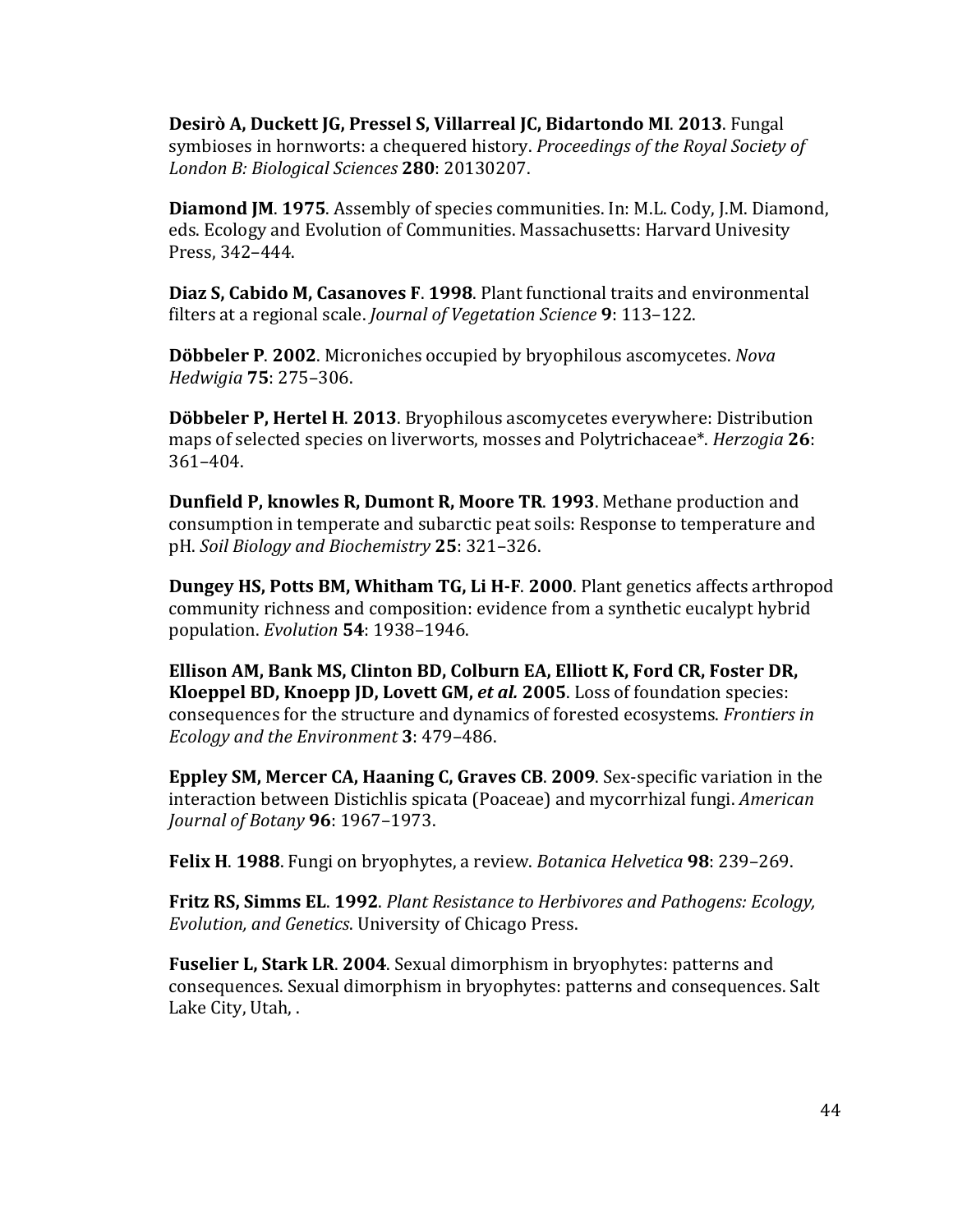**Desirò A, Duckett JG, Pressel S, Villarreal JC, Bidartondo MI**. **2013**. Fungal symbioses in hornworts: a chequered history. *Proceedings of the Royal Society of London B: Biological Sciences* **280**: 20130207.

**Diamond JM**. **1975**. Assembly of species communities. In: M.L. Cody, J.M. Diamond, eds. Ecology and Evolution of Communities. Massachusetts: Harvard Univesity Press, 342–444.

**Diaz S, Cabido M, Casanoves F**. **1998**. Plant functional traits and environmental filters at a regional scale. *Journal of Vegetation Science* **9**: 113–122.

**Döbbeler P**. **2002**. Microniches occupied by bryophilous ascomycetes. *Nova Hedwigia* **75**: 275–306.

**Döbbeler P, Hertel H**. **2013**. Bryophilous ascomycetes everywhere: Distribution maps of selected species on liverworts, mosses and Polytrichaceae*. *Herzogia* **26**: 361–404.

**Dunfield P, knowles R, Dumont R, Moore TR**. **1993**. Methane production and consumption in temperate and subarctic peat soils: Response to temperature and pH. *Soil Biology and Biochemistry* **25**: 321–326.

**Dungey HS, Potts BM, Whitham TG, Li H-F**. **2000**. Plant genetics affects arthropod community richness and composition: evidence from a synthetic eucalypt hybrid population. *Evolution* **54**: 1938–1946.

**Ellison AM, Bank MS, Clinton BD, Colburn EA, Elliott K, Ford CR, Foster DR, Kloeppel BD, Knoepp JD, Lovett GM, *et al.* 2005**. Loss of foundation species: consequences for the structure and dynamics of forested ecosystems. *Frontiers in Ecology and the Environment* **3**: 479–486.

**Eppley SM, Mercer CA, Haaning C, Graves CB**. **2009**. Sex-specific variation in the interaction between Distichlis spicata (Poaceae) and mycorrhizal fungi. *American Journal of Botany* **96**: 1967–1973.

**Felix H**. **1988**. Fungi on bryophytes, a review. *Botanica Helvetica* **98**: 239–269.

**Fritz RS, Simms EL**. **1992**. *Plant Resistance to Herbivores and Pathogens: Ecology, Evolution, and Genetics*. University of Chicago Press.

**Fuselier L, Stark LR**. **2004**. Sexual dimorphism in bryophytes: patterns and consequences. Sexual dimorphism in bryophytes: patterns and consequences. Salt Lake City, Utah, .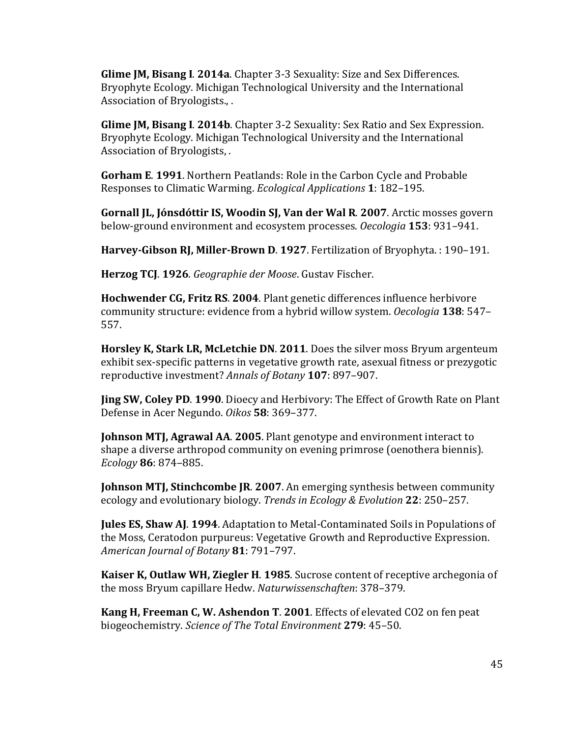**Glime JM, Bisang I**. **2014a**. Chapter 3-3 Sexuality: Size and Sex Differences. Bryophyte Ecology. Michigan Technological University and the International Association of Bryologists., .

**Glime JM, Bisang I**. **2014b**. Chapter 3-2 Sexuality: Sex Ratio and Sex Expression. Bryophyte Ecology. Michigan Technological University and the International Association of Bryologists, .

**Gorham E**. **1991**. Northern Peatlands: Role in the Carbon Cycle and Probable Responses to Climatic Warming. *Ecological Applications* **1**: 182–195.

**Gornall JL, Jónsdóttir IS, Woodin SJ, Van der Wal R**. **2007**. Arctic mosses govern below-ground environment and ecosystem processes. *Oecologia* **153**: 931–941.

**Harvey-Gibson RJ, Miller-Brown D**. **1927**. Fertilization of Bryophyta. : 190–191.

**Herzog TCJ**. **1926**. *Geographie der Moose*. Gustav Fischer.

**Hochwender CG, Fritz RS**. **2004**. Plant genetic differences influence herbivore community structure: evidence from a hybrid willow system. *Oecologia* **138**: 547–557.

**Horsley K, Stark LR, McLetchie DN**. **2011**. Does the silver moss Bryum argenteum exhibit sex-specific patterns in vegetative growth rate, asexual fitness or prezygotic reproductive investment? *Annals of Botany* **107**: 897–907.

**Jing SW, Coley PD**. **1990**. Dioecy and Herbivory: The Effect of Growth Rate on Plant Defense in Acer Negundo. *Oikos* **58**: 369–377.

**Johnson MTJ, Agrawal AA**. **2005**. Plant genotype and environment interact to shape a diverse arthropod community on evening primrose (oenothera biennis). *Ecology* **86**: 874–885.

**Johnson MTJ, Stinchcombe JR**. **2007**. An emerging synthesis between community ecology and evolutionary biology. *Trends in Ecology & Evolution* **22**: 250–257.

**Jules ES, Shaw AJ**. **1994**. Adaptation to Metal-Contaminated Soils in Populations of the Moss, Ceratodon purpureus: Vegetative Growth and Reproductive Expression. *American Journal of Botany* **81**: 791–797.

**Kaiser K, Outlaw WH, Ziegler H**. **1985**. Sucrose content of receptive archegonia of the moss Bryum capillare Hedw. *Naturwissenschaften*: 378–379.

**Kang H, Freeman C, W. Ashendon T**. **2001**. Effects of elevated CO2 on fen peat biogeochemistry. *Science of The Total Environment* **279**: 45–50.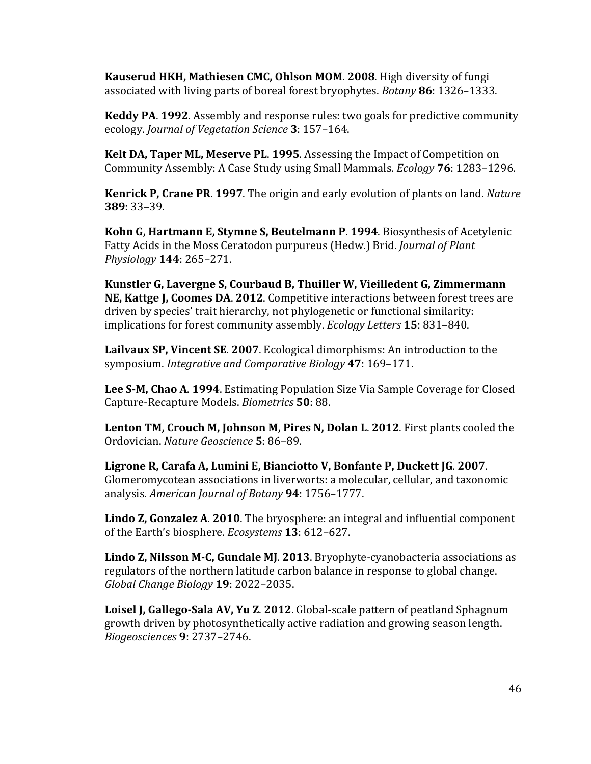**Kauserud HKH, Mathiesen CMC, Ohlson MOM**. **2008**. High diversity of fungi associated with living parts of boreal forest bryophytes. *Botany* **86**: 1326–1333.

**Keddy PA**. **1992**. Assembly and response rules: two goals for predictive community ecology. *Journal of Vegetation Science* **3**: 157–164.

**Kelt DA, Taper ML, Meserve PL**. **1995**. Assessing the Impact of Competition on Community Assembly: A Case Study using Small Mammals. *Ecology* **76**: 1283–1296.

**Kenrick P, Crane PR**. **1997**. The origin and early evolution of plants on land. *Nature* **389**: 33–39.

**Kohn G, Hartmann E, Stymne S, Beutelmann P**. **1994**. Biosynthesis of Acetylenic Fatty Acids in the Moss Ceratodon purpureus (Hedw.) Brid. *Journal of Plant Physiology* **144**: 265–271.

**Kunstler G, Lavergne S, Courbaud B, Thuiller W, Vieilledent G, Zimmermann NE, Kattge J, Coomes DA**. **2012**. Competitive interactions between forest trees are driven by species' trait hierarchy, not phylogenetic or functional similarity: implications for forest community assembly. *Ecology Letters* **15**: 831–840.

**Lailvaux SP, Vincent SE**. **2007**. Ecological dimorphisms: An introduction to the symposium. *Integrative and Comparative Biology* **47**: 169–171.

**Lee S-M, Chao A**. **1994**. Estimating Population Size Via Sample Coverage for Closed Capture-Recapture Models. *Biometrics* **50**: 88.

**Lenton TM, Crouch M, Johnson M, Pires N, Dolan L**. **2012**. First plants cooled the Ordovician. *Nature Geoscience* **5**: 86–89.

**Ligrone R, Carafa A, Lumini E, Bianciotto V, Bonfante P, Duckett JG**. **2007**. Glomeromycotean associations in liverworts: a molecular, cellular, and taxonomic analysis. *American Journal of Botany* **94**: 1756–1777.

**Lindo Z, Gonzalez A**. **2010**. The bryosphere: an integral and influential component of the Earth's biosphere. *Ecosystems* **13**: 612–627.

**Lindo Z, Nilsson M-C, Gundale MJ**. **2013**. Bryophyte-cyanobacteria associations as regulators of the northern latitude carbon balance in response to global change. *Global Change Biology* **19**: 2022–2035.

**Loisel J, Gallego-Sala AV, Yu Z**. **2012**. Global-scale pattern of peatland Sphagnum growth driven by photosynthetically active radiation and growing season length. *Biogeosciences* **9**: 2737–2746.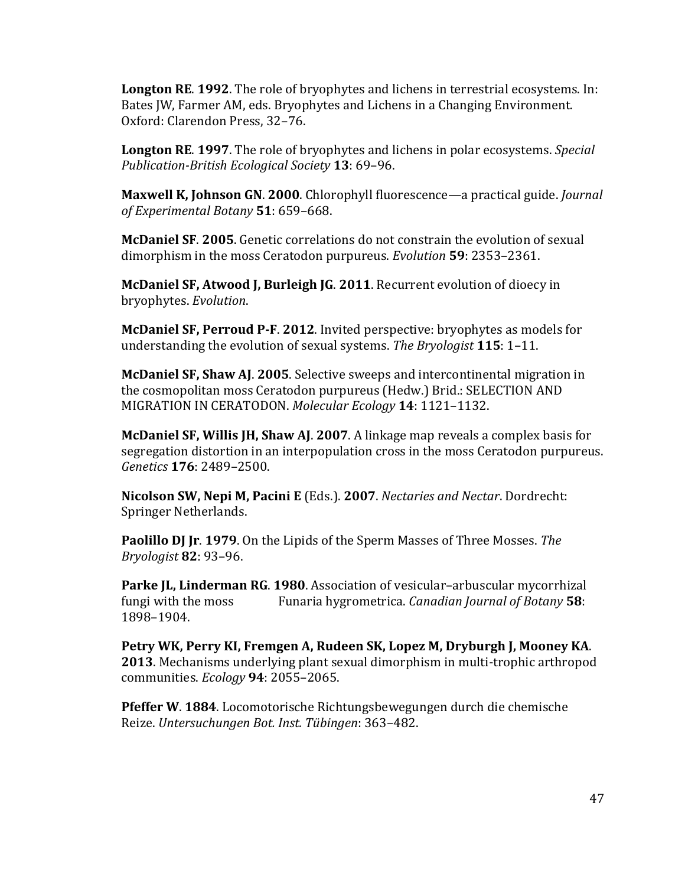**Longton RE**. **1992**. The role of bryophytes and lichens in terrestrial ecosystems. In: Bates JW, Farmer AM, eds. Bryophytes and Lichens in a Changing Environment. Oxford: Clarendon Press, 32–76.

**Longton RE**. **1997**. The role of bryophytes and lichens in polar ecosystems. *Special Publication-British Ecological Society* **13**: 69–96.

**Maxwell K, Johnson GN**. **2000**. Chlorophyll fluorescence—a practical guide. *Journal of Experimental Botany* **51**: 659–668.

**McDaniel SF**. **2005**. Genetic correlations do not constrain the evolution of sexual dimorphism in the moss Ceratodon purpureus. *Evolution* **59**: 2353–2361.

**McDaniel SF, Atwood J, Burleigh JG**. **2011**. Recurrent evolution of dioecy in bryophytes. *Evolution*.

**McDaniel SF, Perroud P-F**. **2012**. Invited perspective: bryophytes as models for understanding the evolution of sexual systems. *The Bryologist* **115**: 1–11.

**McDaniel SF, Shaw AJ**. **2005**. Selective sweeps and intercontinental migration in the cosmopolitan moss Ceratodon purpureus (Hedw.) Brid.: SELECTION AND MIGRATION IN CERATODON. *Molecular Ecology* **14**: 1121–1132.

**McDaniel SF, Willis JH, Shaw AJ**. **2007**. A linkage map reveals a complex basis for segregation distortion in an interpopulation cross in the moss Ceratodon purpureus. *Genetics* **176**: 2489–2500.

**Nicolson SW, Nepi M, Pacini E** (Eds.). **2007**. *Nectaries and Nectar*. Dordrecht: Springer Netherlands.

**Paolillo DJ Jr**. **1979**. On the Lipids of the Sperm Masses of Three Mosses. *The Bryologist* **82**: 93–96.

**Parke JL, Linderman RG**. **1980**. Association of vesicular–arbuscular mycorrhizal fungi with the moss Funaria hygrometrica. *Canadian Journal of Botany* **58**: 1898–1904.

**Petry WK, Perry KI, Fremgen A, Rudeen SK, Lopez M, Dryburgh J, Mooney KA**. **2013**. Mechanisms underlying plant sexual dimorphism in multi-trophic arthropod communities. *Ecology* **94**: 2055–2065.

**Pfeffer W**. **1884**. Locomotorische Richtungsbewegungen durch die chemische Reize. *Untersuchungen Bot. Inst. Tübingen*: 363–482.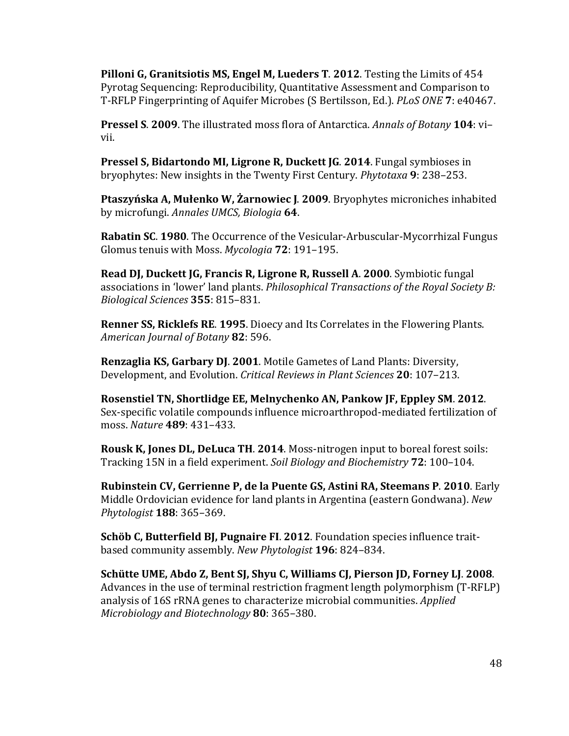**Pilloni G, Granitsiotis MS, Engel M, Lueders T**. **2012**. Testing the Limits of 454 Pyrotag Sequencing: Reproducibility, Quantitative Assessment and Comparison to T-RFLP Fingerprinting of Aquifer Microbes (S Bertilsson, Ed.). *PLoS ONE* **7**: e40467.

**Pressel S**. **2009**. The illustrated moss flora of Antarctica. *Annals of Botany* **104**: vi–vii.

**Pressel S, Bidartondo MI, Ligrone R, Duckett JG**. **2014**. Fungal symbioses in bryophytes: New insights in the Twenty First Century. *Phytotaxa* **9**: 238–253.

**Ptaszyńska A, Mułenko W, Żarnowiec J**. **2009**. Bryophytes microniches inhabited by microfungi. *Annales UMCS, Biologia* **64**.

**Rabatin SC**. **1980**. The Occurrence of the Vesicular-Arbuscular-Mycorrhizal Fungus Glomus tenuis with Moss. *Mycologia* **72**: 191–195.

**Read DJ, Duckett JG, Francis R, Ligrone R, Russell A**. **2000**. Symbiotic fungal associations in 'lower' land plants. *Philosophical Transactions of the Royal Society B: Biological Sciences* **355**: 815–831.

**Renner SS, Ricklefs RE**. **1995**. Dioecy and Its Correlates in the Flowering Plants. *American Journal of Botany* **82**: 596.

**Renzaglia KS, Garbary DJ**. **2001**. Motile Gametes of Land Plants: Diversity, Development, and Evolution. *Critical Reviews in Plant Sciences* **20**: 107–213.

**Rosenstiel TN, Shortlidge EE, Melnychenko AN, Pankow JF, Eppley SM**. **2012**. Sex-specific volatile compounds influence microarthropod-mediated fertilization of moss. *Nature* **489**: 431–433.

**Rousk K, Jones DL, DeLuca TH**. **2014**. Moss-nitrogen input to boreal forest soils: Tracking 15N in a field experiment. *Soil Biology and Biochemistry* **72**: 100–104.

**Rubinstein CV, Gerrienne P, de la Puente GS, Astini RA, Steemans P**. **2010**. Early Middle Ordovician evidence for land plants in Argentina (eastern Gondwana). *New Phytologist* **188**: 365–369.

**Schöb C, Butterfield BJ, Pugnaire FI**. **2012**. Foundation species influence trait-based community assembly. *New Phytologist* **196**: 824–834.

**Schütte UME, Abdo Z, Bent SJ, Shyu C, Williams CJ, Pierson JD, Forney LJ**. **2008**. Advances in the use of terminal restriction fragment length polymorphism (T-RFLP) analysis of 16S rRNA genes to characterize microbial communities. *Applied Microbiology and Biotechnology* **80**: 365–380.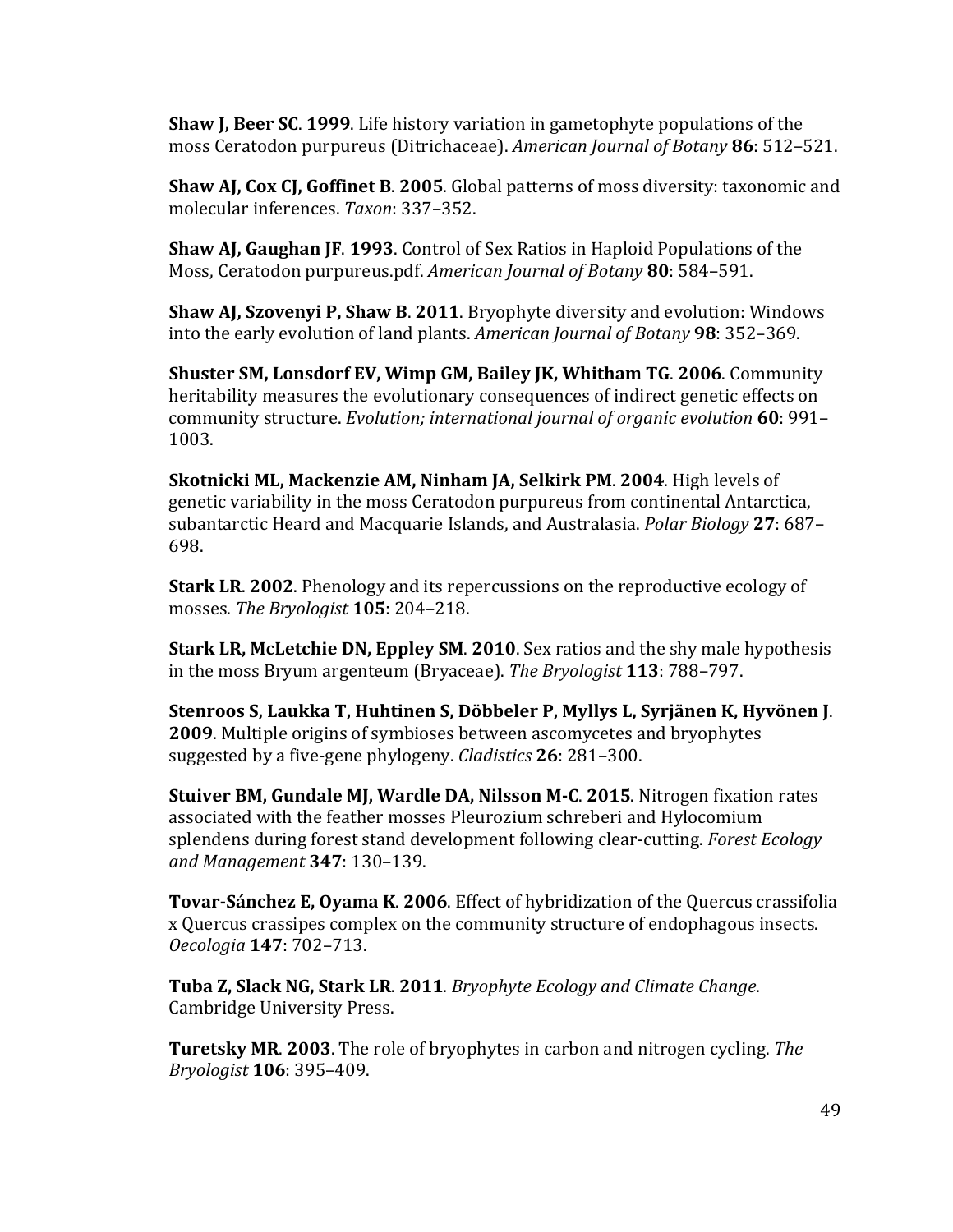**Shaw J, Beer SC**. **1999**. Life history variation in gametophyte populations of the moss Ceratodon purpureus (Ditrichaceae). *American Journal of Botany* **86**: 512–521.

**Shaw AJ, Cox CJ, Goffinet B**. **2005**. Global patterns of moss diversity: taxonomic and molecular inferences. *Taxon*: 337–352.

**Shaw AJ, Gaughan JF**. **1993**. Control of Sex Ratios in Haploid Populations of the Moss, Ceratodon purpureus.pdf. *American Journal of Botany* **80**: 584–591.

**Shaw AJ, Szovenyi P, Shaw B**. **2011**. Bryophyte diversity and evolution: Windows into the early evolution of land plants. *American Journal of Botany* **98**: 352–369.

**Shuster SM, Lonsdorf EV, Wimp GM, Bailey JK, Whitham TG**. **2006**. Community heritability measures the evolutionary consequences of indirect genetic effects on community structure. *Evolution; international journal of organic evolution* **60**: 991–1003.

**Skotnicki ML, Mackenzie AM, Ninham JA, Selkirk PM**. **2004**. High levels of genetic variability in the moss Ceratodon purpureus from continental Antarctica, subantarctic Heard and Macquarie Islands, and Australasia. *Polar Biology* **27**: 687–698.

**Stark LR**. **2002**. Phenology and its repercussions on the reproductive ecology of mosses. *The Bryologist* **105**: 204–218.

**Stark LR, McLetchie DN, Eppley SM**. **2010**. Sex ratios and the shy male hypothesis in the moss Bryum argenteum (Bryaceae). *The Bryologist* **113**: 788–797.

**Stenroos S, Laukka T, Huhtinen S, Döbbeler P, Myllys L, Syrjänen K, Hyvönen J**. **2009**. Multiple origins of symbioses between ascomycetes and bryophytes suggested by a five-gene phylogeny. *Cladistics* **26**: 281–300.

**Stuiver BM, Gundale MJ, Wardle DA, Nilsson M-C**. **2015**. Nitrogen fixation rates associated with the feather mosses Pleurozium schreberi and Hylocomium splendens during forest stand development following clear-cutting. *Forest Ecology and Management* **347**: 130–139.

**Tovar-Sánchez E, Oyama K**. **2006**. Effect of hybridization of the Quercus crassifolia x Quercus crassipes complex on the community structure of endophagous insects. *Oecologia* **147**: 702–713.

**Tuba Z, Slack NG, Stark LR**. **2011**. *Bryophyte Ecology and Climate Change*. Cambridge University Press.

**Turetsky MR**. **2003**. The role of bryophytes in carbon and nitrogen cycling. *The Bryologist* **106**: 395–409.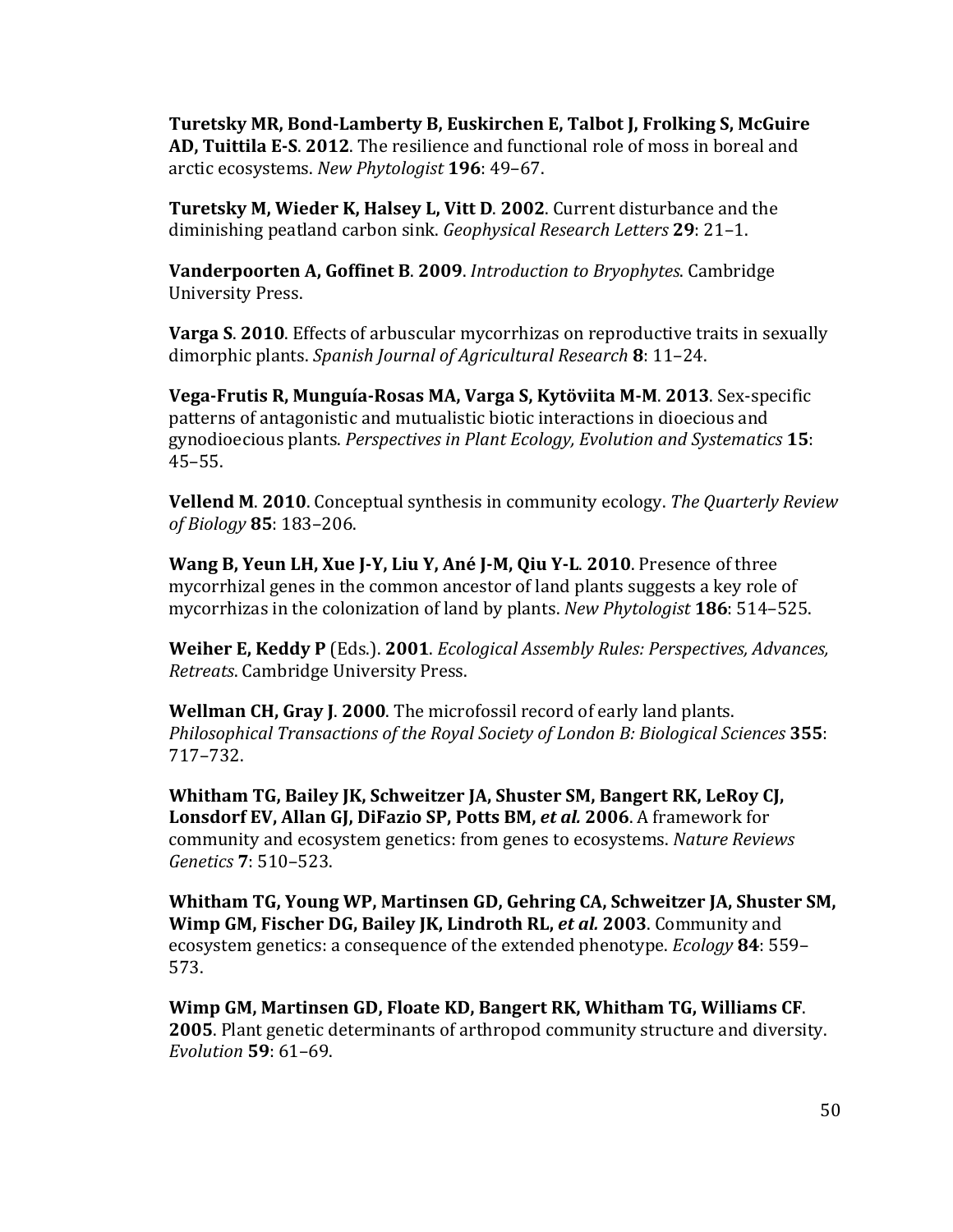**Turetsky MR, Bond-Lamberty B, Euskirchen E, Talbot J, Frolking S, McGuire AD, Tuittila E-S**. **2012**. The resilience and functional role of moss in boreal and arctic ecosystems. *New Phytologist* **196**: 49–67.

**Turetsky M, Wieder K, Halsey L, Vitt D**. **2002**. Current disturbance and the diminishing peatland carbon sink. *Geophysical Research Letters* **29**: 21–1.

**Vanderpoorten A, Goffinet B**. **2009**. *Introduction to Bryophytes*. Cambridge University Press.

**Varga S**. **2010**. Effects of arbuscular mycorrhizas on reproductive traits in sexually dimorphic plants. *Spanish Journal of Agricultural Research* **8**: 11–24.

**Vega-Frutis R, Munguía-Rosas MA, Varga S, Kytöviita M-M**. **2013**. Sex-specific patterns of antagonistic and mutualistic biotic interactions in dioecious and gynodioecious plants. *Perspectives in Plant Ecology, Evolution and Systematics* **15**: 45–55.

**Vellend M**. **2010**. Conceptual synthesis in community ecology. *The Quarterly Review of Biology* **85**: 183–206.

**Wang B, Yeun LH, Xue J-Y, Liu Y, Ané J-M, Qiu Y-L**. **2010**. Presence of three mycorrhizal genes in the common ancestor of land plants suggests a key role of mycorrhizas in the colonization of land by plants. *New Phytologist* **186**: 514–525.

**Weiher E, Keddy P** (Eds.). **2001**. *Ecological Assembly Rules: Perspectives, Advances, Retreats*. Cambridge University Press.

**Wellman CH, Gray J**. **2000**. The microfossil record of early land plants. *Philosophical Transactions of the Royal Society of London B: Biological Sciences* **355**: 717–732.

**Whitham TG, Bailey JK, Schweitzer JA, Shuster SM, Bangert RK, LeRoy CJ, Lonsdorf EV, Allan GJ, DiFazio SP, Potts BM, *et al.* 2006**. A framework for community and ecosystem genetics: from genes to ecosystems. *Nature Reviews Genetics* **7**: 510–523.

**Whitham TG, Young WP, Martinsen GD, Gehring CA, Schweitzer JA, Shuster SM, Wimp GM, Fischer DG, Bailey JK, Lindroth RL, *et al.* 2003**. Community and ecosystem genetics: a consequence of the extended phenotype. *Ecology* **84**: 559–573.

**Wimp GM, Martinsen GD, Floate KD, Bangert RK, Whitham TG, Williams CF**. **2005**. Plant genetic determinants of arthropod community structure and diversity. *Evolution* **59**: 61–69.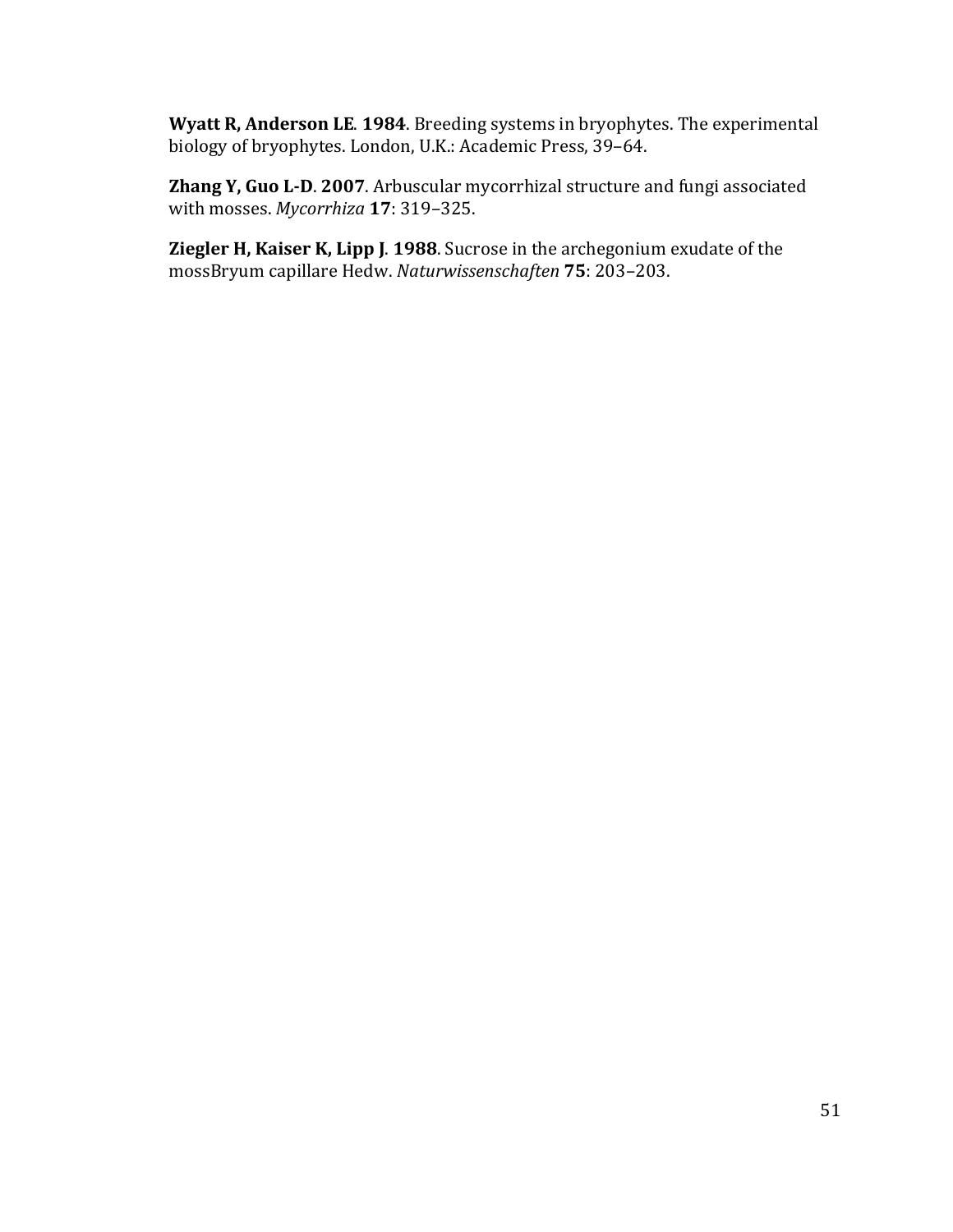**Wyatt R, Anderson LE**. **1984**. Breeding systems in bryophytes. The experimental biology of bryophytes. London, U.K.: Academic Press, 39–64.

**Zhang Y, Guo L-D**. **2007**. Arbuscular mycorrhizal structure and fungi associated with mosses. *Mycorrhiza* **17**: 319–325.

**Ziegler H, Kaiser K, Lipp J**. **1988**. Sucrose in the archegonium exudate of the mossBryum capillare Hedw. *Naturwissenschaften* **75**: 203–203.